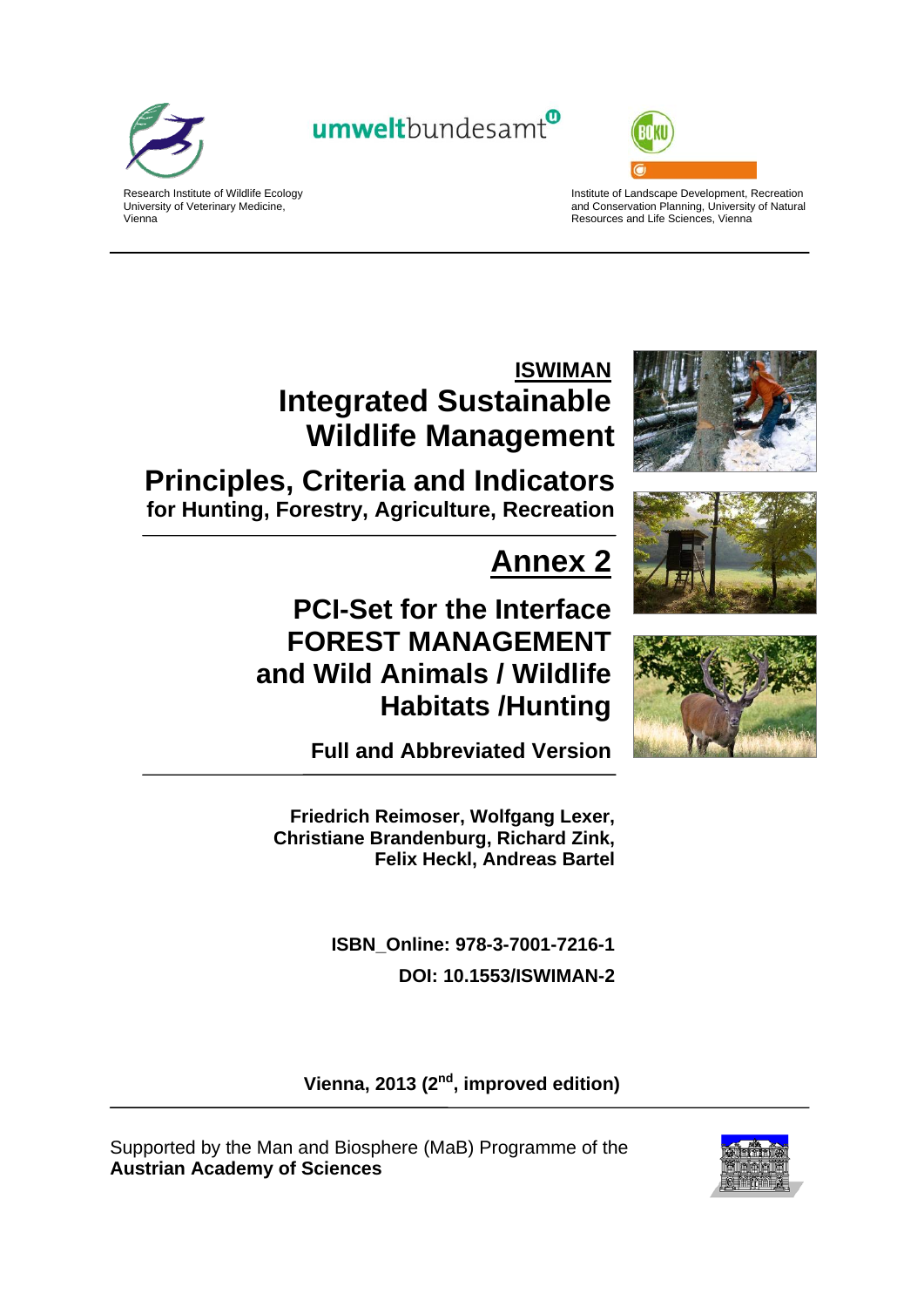Research Institute of Wildlife Ecology
University of Veterinary Medicine,
Vienna

umweltbundesamt

Institute of Landscape Development, Recreation and Conservation Planning, University of Natural Resources and Life Sciences, Vienna

# ISWIMAN

# Integrated Sustainable Wildlife Management

## Principles, Criteria and Indicators

**for Hunting, Forestry, Agriculture, Recreation**

# Annex 2

## PCI-Set for the Interface FOREST MANAGEMENT and Wild Animals / Wildlife Habitats /Hunting

**Full and Abbreviated Version**

**Friedrich Reimoser, Wolfgang Lexer, Christiane Brandenburg, Richard Zink, Felix Heckl, Andreas Bartel**

**ISBN_Online: 978-3-7001-7216-1**

**DOI: 10.1553/ISWIMAN-2**

**Vienna, 2013 (2nd, improved edition)**

Supported by the Man and Biosphere (MaB) Programme of the
**Austrian Academy of Sciences**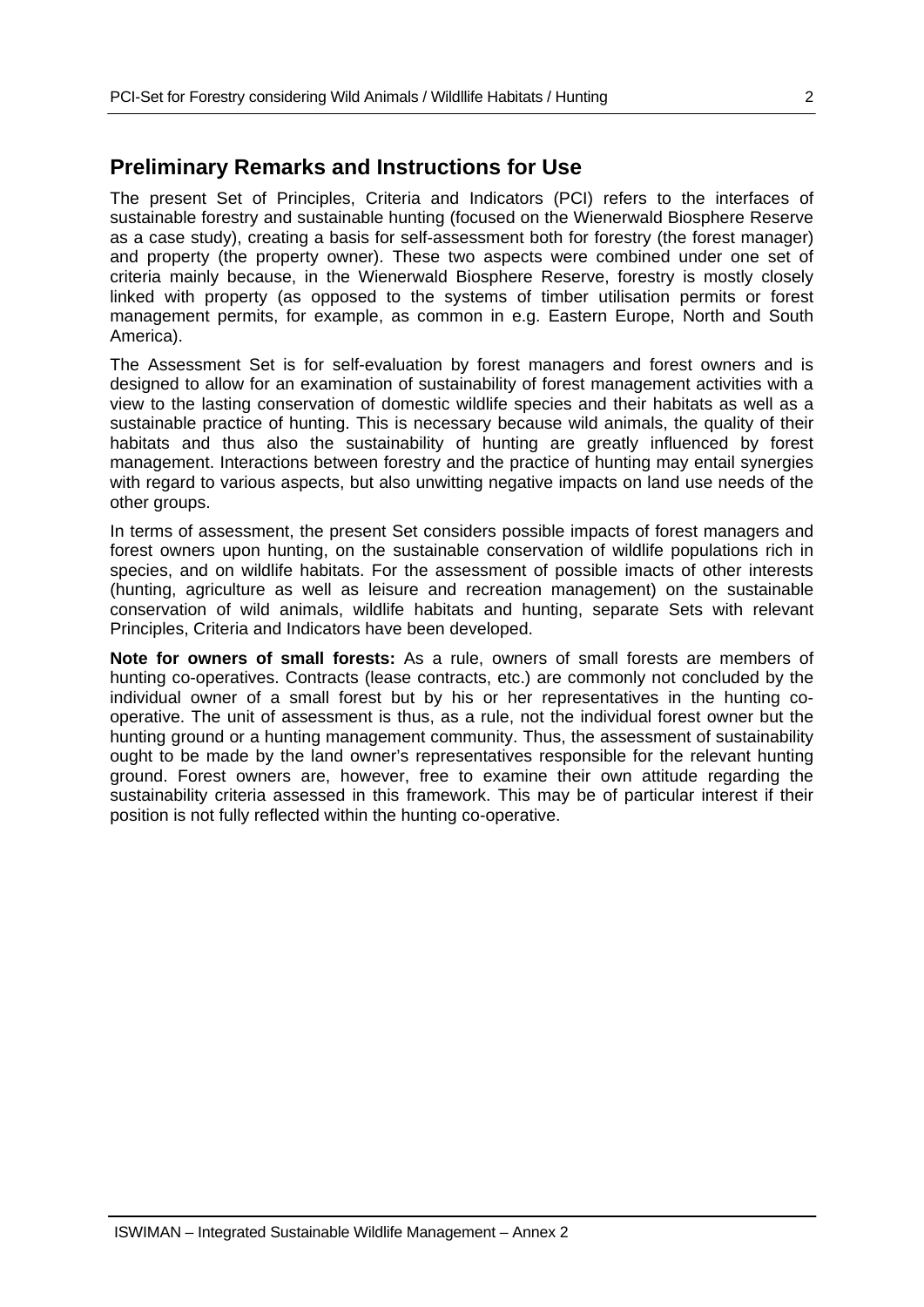## Preliminary Remarks and Instructions for Use

The present Set of Principles, Criteria and Indicators (PCI) refers to the interfaces of sustainable forestry and sustainable hunting (focused on the Wienerwald Biosphere Reserve as a case study), creating a basis for self-assessment both for forestry (the forest manager) and property (the property owner). These two aspects were combined under one set of criteria mainly because, in the Wienerwald Biosphere Reserve, forestry is mostly closely linked with property (as opposed to the systems of timber utilisation permits or forest management permits, for example, as common in e.g. Eastern Europe, North and South America).

The Assessment Set is for self-evaluation by forest managers and forest owners and is designed to allow for an examination of sustainability of forest management activities with a view to the lasting conservation of domestic wildlife species and their habitats as well as a sustainable practice of hunting. This is necessary because wild animals, the quality of their habitats and thus also the sustainability of hunting are greatly influenced by forest management. Interactions between forestry and the practice of hunting may entail synergies with regard to various aspects, but also unwitting negative impacts on land use needs of the other groups.

In terms of assessment, the present Set considers possible impacts of forest managers and forest owners upon hunting, on the sustainable conservation of wildlife populations rich in species, and on wildlife habitats. For the assessment of possible imacts of other interests (hunting, agriculture as well as leisure and recreation management) on the sustainable conservation of wild animals, wildlife habitats and hunting, separate Sets with relevant Principles, Criteria and Indicators have been developed.

**Note for owners of small forests:** As a rule, owners of small forests are members of hunting co-operatives. Contracts (lease contracts, etc.) are commonly not concluded by the individual owner of a small forest but by his or her representatives in the hunting co-operative. The unit of assessment is thus, as a rule, not the individual forest owner but the hunting ground or a hunting management community. Thus, the assessment of sustainability ought to be made by the land owner's representatives responsible for the relevant hunting ground. Forest owners are, however, free to examine their own attitude regarding the sustainability criteria assessed in this framework. This may be of particular interest if their position is not fully reflected within the hunting co-operative.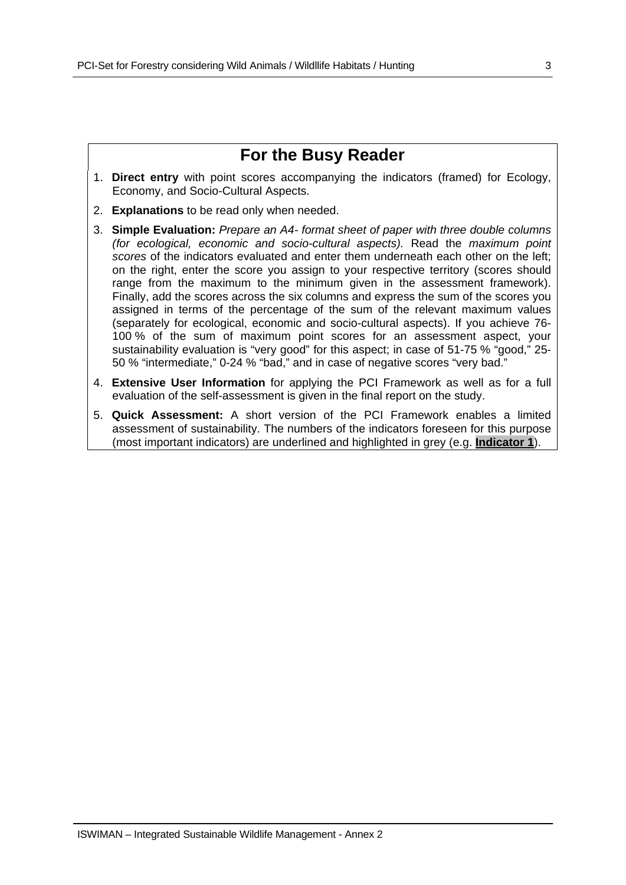## For the Busy Reader

1. **Direct entry** with point scores accompanying the indicators (framed) for Ecology, Economy, and Socio-Cultural Aspects.
2. **Explanations** to be read only when needed.
3. **Simple Evaluation:** *Prepare an A4- format sheet of paper with three double columns (for ecological, economic and socio-cultural aspects).* Read the *maximum point scores* of the indicators evaluated and enter them underneath each other on the left; on the right, enter the score you assign to your respective territory (scores should range from the maximum to the minimum given in the assessment framework). Finally, add the scores across the six columns and express the sum of the scores you assigned in terms of the percentage of the sum of the relevant maximum values (separately for ecological, economic and socio-cultural aspects). If you achieve 76-100 % of the sum of maximum point scores for an assessment aspect, your sustainability evaluation is "very good" for this aspect; in case of 51-75 % "good," 25-50 % "intermediate," 0-24 % "bad," and in case of negative scores "very bad."
4. **Extensive User Information** for applying the PCI Framework as well as for a full evaluation of the self-assessment is given in the final report on the study.
5. **Quick Assessment:** A short version of the PCI Framework enables a limited assessment of sustainability. The numbers of the indicators foreseen for this purpose (most important indicators) are underlined and highlighted in grey (e.g. **Indicator 1**).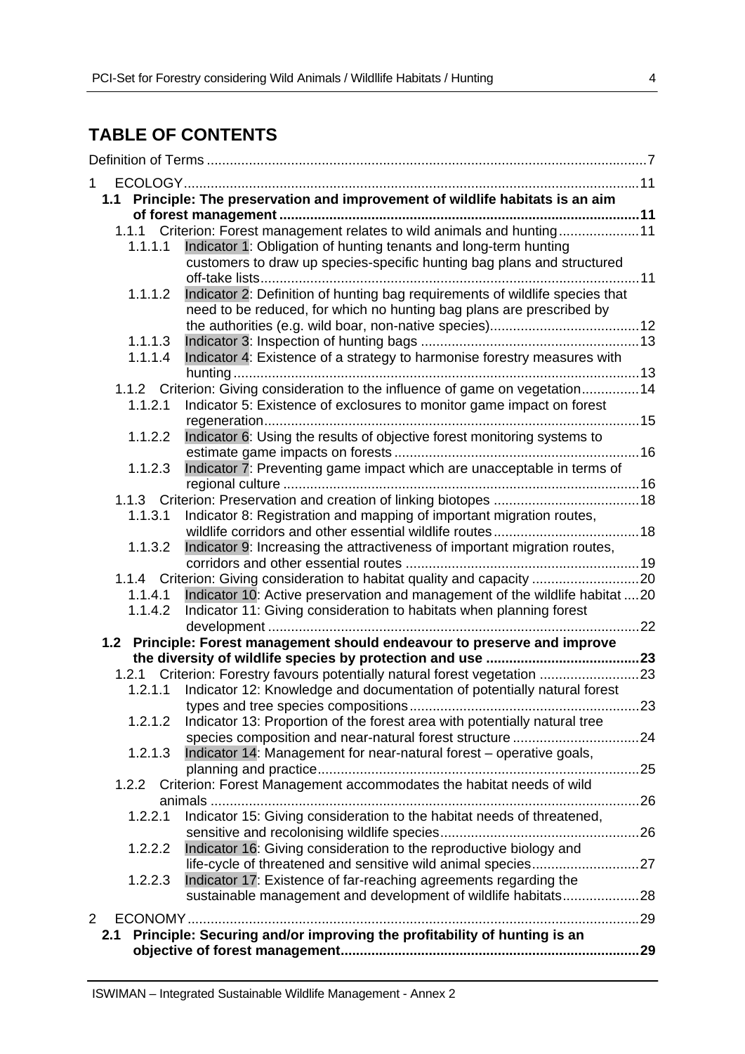# TABLE OF CONTENTS

Definition of Terms ....... 7

1 ECOLOGY ....... 11

**1.1 Principle: The preservation and improvement of wildlife habitats is an aim of forest management ....... 11**

1.1.1 Criterion: Forest management relates to wild animals and hunting ....... 11

1.1.1.1 Indicator 1: Obligation of hunting tenants and long-term hunting customers to draw up species-specific hunting bag plans and structured off-take lists ....... 11

1.1.1.2 Indicator 2: Definition of hunting bag requirements of wildlife species that need to be reduced, for which no hunting bag plans are prescribed by the authorities (e.g. wild boar, non-native species) ....... 12

1.1.1.3 Indicator 3: Inspection of hunting bags ....... 13

1.1.1.4 Indicator 4: Existence of a strategy to harmonise forestry measures with hunting ....... 13

1.1.2 Criterion: Giving consideration to the influence of game on vegetation ....... 14

1.1.2.1 Indicator 5: Existence of exclosures to monitor game impact on forest regeneration ....... 15

1.1.2.2 Indicator 6: Using the results of objective forest monitoring systems to estimate game impacts on forests ....... 16

1.1.2.3 Indicator 7: Preventing game impact which are unacceptable in terms of regional culture ....... 16

1.1.3 Criterion: Preservation and creation of linking biotopes ....... 18

1.1.3.1 Indicator 8: Registration and mapping of important migration routes, wildlife corridors and other essential wildlife routes ....... 18

1.1.3.2 Indicator 9: Increasing the attractiveness of important migration routes, corridors and other essential routes ....... 19

1.1.4 Criterion: Giving consideration to habitat quality and capacity ....... 20

1.1.4.1 Indicator 10: Active preservation and management of the wildlife habitat ....... 20

1.1.4.2 Indicator 11: Giving consideration to habitats when planning forest development ....... 22

**1.2 Principle: Forest management should endeavour to preserve and improve the diversity of wildlife species by protection and use ....... 23**

1.2.1 Criterion: Forestry favours potentially natural forest vegetation ....... 23

1.2.1.1 Indicator 12: Knowledge and documentation of potentially natural forest types and tree species compositions ....... 23

1.2.1.2 Indicator 13: Proportion of the forest area with potentially natural tree species composition and near-natural forest structure ....... 24

1.2.1.3 Indicator 14: Management for near-natural forest – operative goals, planning and practice ....... 25

1.2.2 Criterion: Forest Management accommodates the habitat needs of wild animals ....... 26

1.2.2.1 Indicator 15: Giving consideration to the habitat needs of threatened, sensitive and recolonising wildlife species ....... 26

1.2.2.2 Indicator 16: Giving consideration to the reproductive biology and life-cycle of threatened and sensitive wild animal species ....... 27

1.2.2.3 Indicator 17: Existence of far-reaching agreements regarding the sustainable management and development of wildlife habitats ....... 28

2 ECONOMY ....... 29

**2.1 Principle: Securing and/or improving the profitability of hunting is an objective of forest management ....... 29**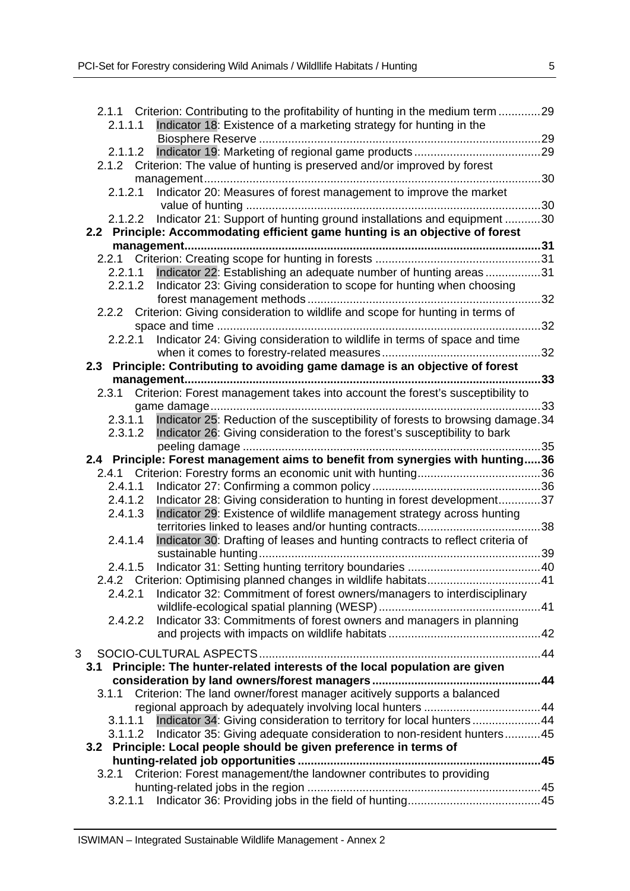2.1.1 Criterion: Contributing to the profitability of hunting in the medium term ............. 29

2.1.1.1 Indicator 18: Existence of a marketing strategy for hunting in the Biosphere Reserve ....................................................................................... 29

2.1.1.2 Indicator 19: Marketing of regional game products ....................................... 29

2.1.2 Criterion: The value of hunting is preserved and/or improved by forest management ........................................................................................................ 30

2.1.2.1 Indicator 20: Measures of forest management to improve the market value of hunting ........................................................................................... 30

2.1.2.2 Indicator 21: Support of hunting ground installations and equipment ........... 30

**2.2 Principle: Accommodating efficient game hunting is an objective of forest management ............................................................................................................. 31**

2.2.1 Criterion: Creating scope for hunting in forests ................................................... 31

2.2.1.1 Indicator 22: Establishing an adequate number of hunting areas ................. 31

2.2.1.2 Indicator 23: Giving consideration to scope for hunting when choosing forest management methods ........................................................................ 32

2.2.2 Criterion: Giving consideration to wildlife and scope for hunting in terms of space and time .................................................................................................... 32

2.2.2.1 Indicator 24: Giving consideration to wildlife in terms of space and time when it comes to forestry-related measures ................................................. 32

**2.3 Principle: Contributing to avoiding game damage is an objective of forest management ............................................................................................................. 33**

2.3.1 Criterion: Forest management takes into account the forest's susceptibility to game damage ...................................................................................................... 33

2.3.1.1 Indicator 25: Reduction of the susceptibility of forests to browsing damage . 34

2.3.1.2 Indicator 26: Giving consideration to the forest's susceptibility to bark peeling damage ............................................................................................ 35

**2.4 Principle: Forest management aims to benefit from synergies with hunting ..... 36**

2.4.1 Criterion: Forestry forms an economic unit with hunting ...................................... 36

2.4.1.1 Indicator 27: Confirming a common policy .................................................... 36

2.4.1.2 Indicator 28: Giving consideration to hunting in forest development ............. 37

2.4.1.3 Indicator 29: Existence of wildlife management strategy across hunting territories linked to leases and/or hunting contracts ...................................... 38

2.4.1.4 Indicator 30: Drafting of leases and hunting contracts to reflect criteria of sustainable hunting ....................................................................................... 39

2.4.1.5 Indicator 31: Setting hunting territory boundaries ......................................... 40

2.4.2 Criterion: Optimising planned changes in wildlife habitats ................................... 41

2.4.2.1 Indicator 32: Commitment of forest owners/managers to interdisciplinary wildlife-ecological spatial planning (WESP) .................................................. 41

2.4.2.2 Indicator 33: Commitments of forest owners and managers in planning and projects with impacts on wildlife habitats ............................................... 42

3 SOCIO-CULTURAL ASPECTS ....................................................................................... 44

**3.1 Principle: The hunter-related interests of the local population are given consideration by land owners/forest managers .................................................... 44**

3.1.1 Criterion: The land owner/forest manager acitively supports a balanced regional approach by adequately involving local hunters .................................... 44

3.1.1.1 Indicator 34: Giving consideration to territory for local hunters ..................... 44

3.1.1.2 Indicator 35: Giving adequate consideration to non-resident hunters ........... 45

**3.2 Principle: Local people should be given preference in terms of hunting-related job opportunities ........................................................................... 45**

3.2.1 Criterion: Forest management/the landowner contributes to providing hunting-related jobs in the region ........................................................................ 45

3.2.1.1 Indicator 36: Providing jobs in the field of hunting ......................................... 45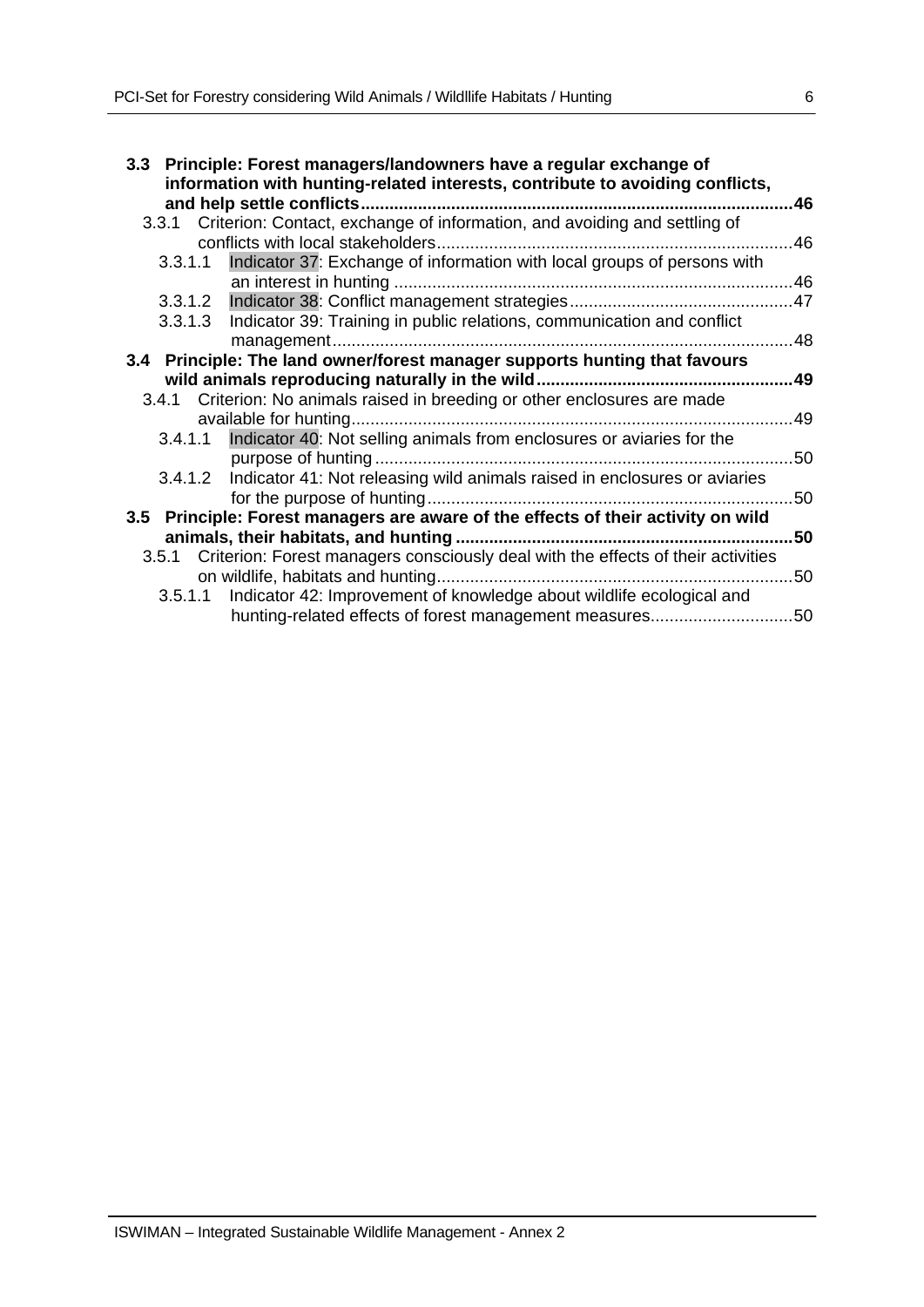**3.3 Principle: Forest managers/landowners have a regular exchange of information with hunting-related interests, contribute to avoiding conflicts, and help settle conflicts ........................................................................................ 46**

3.3.1 Criterion: Contact, exchange of information, and avoiding and settling of conflicts with local stakeholders ........................................................................ 46

3.3.1.1 Indicator 37: Exchange of information with local groups of persons with an interest in hunting ................................................................................... 46

3.3.1.2 Indicator 38: Conflict management strategies .............................................. 47

3.3.1.3 Indicator 39: Training in public relations, communication and conflict management ................................................................................................ 48

**3.4 Principle: The land owner/forest manager supports hunting that favours wild animals reproducing naturally in the wild ..................................................... 49**

3.4.1 Criterion: No animals raised in breeding or other enclosures are made available for hunting ............................................................................................ 49

3.4.1.1 Indicator 40: Not selling animals from enclosures or aviaries for the purpose of hunting ....................................................................................... 50

3.4.1.2 Indicator 41: Not releasing wild animals raised in enclosures or aviaries for the purpose of hunting ............................................................................ 50

**3.5 Principle: Forest managers are aware of the effects of their activity on wild animals, their habitats, and hunting ..................................................................... 50**

3.5.1 Criterion: Forest managers consciously deal with the effects of their activities on wildlife, habitats and hunting .......................................................................... 50

3.5.1.1 Indicator 42: Improvement of knowledge about wildlife ecological and hunting-related effects of forest management measures ............................. 50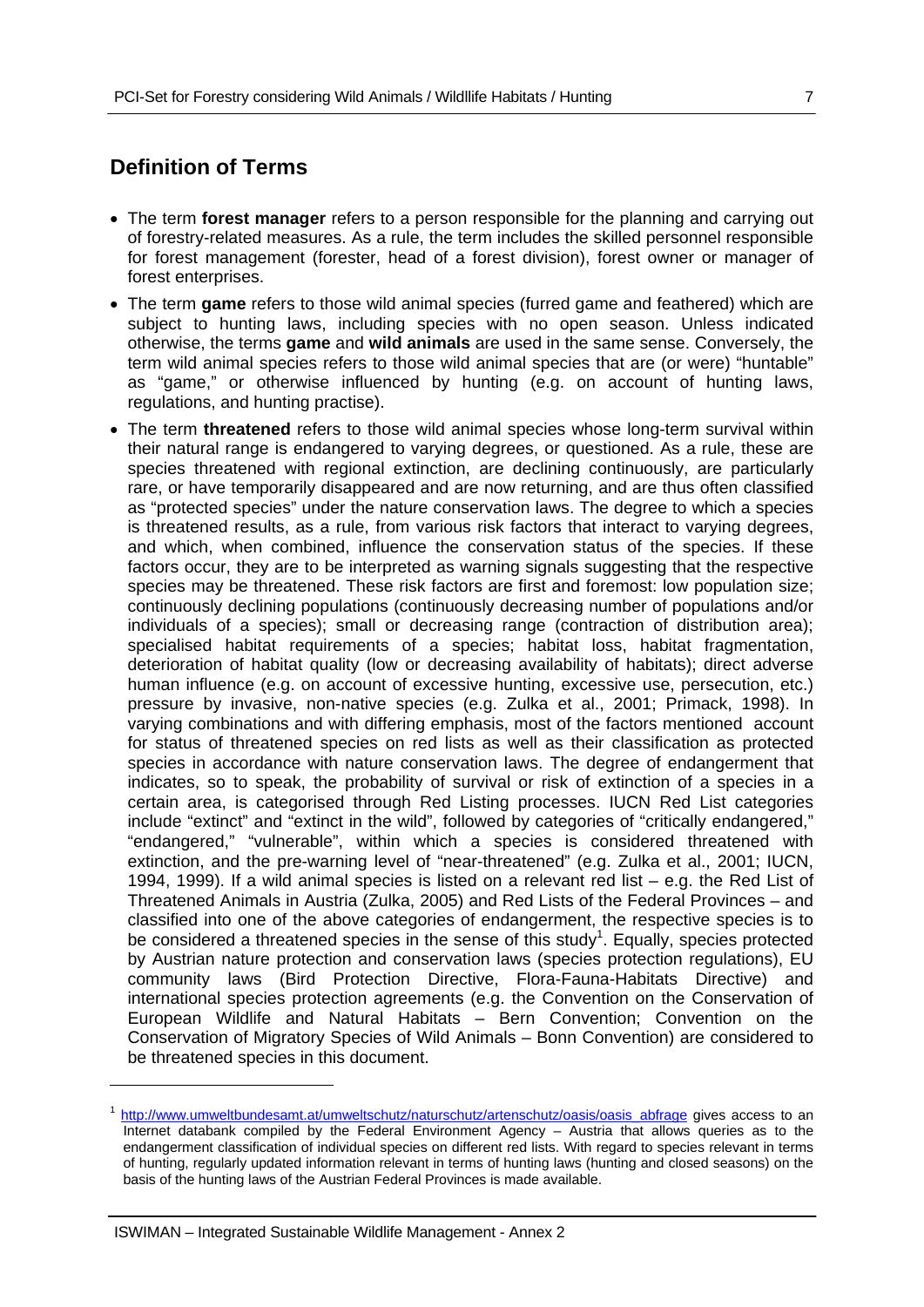## Definition of Terms

- The term **forest manager** refers to a person responsible for the planning and carrying out of forestry-related measures. As a rule, the term includes the skilled personnel responsible for forest management (forester, head of a forest division), forest owner or manager of forest enterprises.
- The term **game** refers to those wild animal species (furred game and feathered) which are subject to hunting laws, including species with no open season. Unless indicated otherwise, the terms **game** and **wild animals** are used in the same sense. Conversely, the term wild animal species refers to those wild animal species that are (or were) "huntable" as "game," or otherwise influenced by hunting (e.g. on account of hunting laws, regulations, and hunting practise).
- The term **threatened** refers to those wild animal species whose long-term survival within their natural range is endangered to varying degrees, or questioned. As a rule, these are species threatened with regional extinction, are declining continuously, are particularly rare, or have temporarily disappeared and are now returning, and are thus often classified as "protected species" under the nature conservation laws. The degree to which a species is threatened results, as a rule, from various risk factors that interact to varying degrees, and which, when combined, influence the conservation status of the species. If these factors occur, they are to be interpreted as warning signals suggesting that the respective species may be threatened. These risk factors are first and foremost: low population size; continuously declining populations (continuously decreasing number of populations and/or individuals of a species); small or decreasing range (contraction of distribution area); specialised habitat requirements of a species; habitat loss, habitat fragmentation, deterioration of habitat quality (low or decreasing availability of habitats); direct adverse human influence (e.g. on account of excessive hunting, excessive use, persecution, etc.) pressure by invasive, non-native species (e.g. Zulka et al., 2001; Primack, 1998). In varying combinations and with differing emphasis, most of the factors mentioned account for status of threatened species on red lists as well as their classification as protected species in accordance with nature conservation laws. The degree of endangerment that indicates, so to speak, the probability of survival or risk of extinction of a species in a certain area, is categorised through Red Listing processes. IUCN Red List categories include "extinct" and "extinct in the wild", followed by categories of "critically endangered," "endangered," "vulnerable", within which a species is considered threatened with extinction, and the pre-warning level of "near-threatened" (e.g. Zulka et al., 2001; IUCN, 1994, 1999). If a wild animal species is listed on a relevant red list – e.g. the Red List of Threatened Animals in Austria (Zulka, 2005) and Red Lists of the Federal Provinces – and classified into one of the above categories of endangerment, the respective species is to be considered a threatened species in the sense of this study[1]. Equally, species protected by Austrian nature protection and conservation laws (species protection regulations), EU community laws (Bird Protection Directive, Flora-Fauna-Habitats Directive) and international species protection agreements (e.g. the Convention on the Conservation of European Wildlife and Natural Habitats – Bern Convention; Convention on the Conservation of Migratory Species of Wild Animals – Bonn Convention) are considered to be threatened species in this document.

---

[1] http://www.umweltbundesamt.at/umweltschutz/naturschutz/artenschutz/oasis/oasis_abfrage gives access to an Internet databank compiled by the Federal Environment Agency – Austria that allows queries as to the endangerment classification of individual species on different red lists. With regard to species relevant in terms of hunting, regularly updated information relevant in terms of hunting laws (hunting and closed seasons) on the basis of the hunting laws of the Austrian Federal Provinces is made available.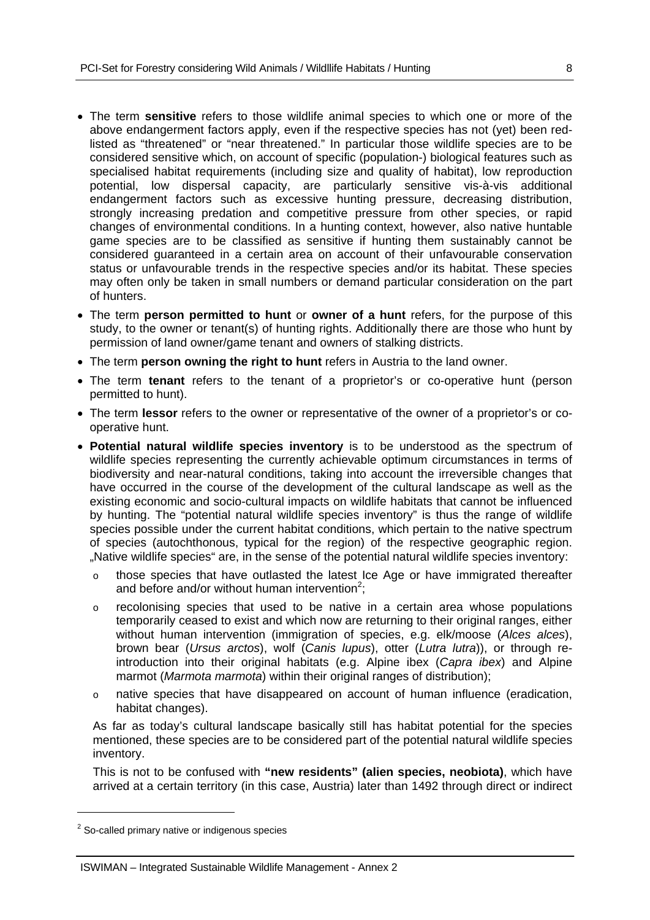- The term **sensitive** refers to those wildlife animal species to which one or more of the above endangerment factors apply, even if the respective species has not (yet) been red-listed as "threatened" or "near threatened." In particular those wildlife species are to be considered sensitive which, on account of specific (population-) biological features such as specialised habitat requirements (including size and quality of habitat), low reproduction potential, low dispersal capacity, are particularly sensitive vis-à-vis additional endangerment factors such as excessive hunting pressure, decreasing distribution, strongly increasing predation and competitive pressure from other species, or rapid changes of environmental conditions. In a hunting context, however, also native huntable game species are to be classified as sensitive if hunting them sustainably cannot be considered guaranteed in a certain area on account of their unfavourable conservation status or unfavourable trends in the respective species and/or its habitat. These species may often only be taken in small numbers or demand particular consideration on the part of hunters.
- The term **person permitted to hunt** or **owner of a hunt** refers, for the purpose of this study, to the owner or tenant(s) of hunting rights. Additionally there are those who hunt by permission of land owner/game tenant and owners of stalking districts.
- The term **person owning the right to hunt** refers in Austria to the land owner.
- The term **tenant** refers to the tenant of a proprietor's or co-operative hunt (person permitted to hunt).
- The term **lessor** refers to the owner or representative of the owner of a proprietor's or co-operative hunt.
- **Potential natural wildlife species inventory** is to be understood as the spectrum of wildlife species representing the currently achievable optimum circumstances in terms of biodiversity and near-natural conditions, taking into account the irreversible changes that have occurred in the course of the development of the cultural landscape as well as the existing economic and socio-cultural impacts on wildlife habitats that cannot be influenced by hunting. The "potential natural wildlife species inventory" is thus the range of wildlife species possible under the current habitat conditions, which pertain to the native spectrum of species (autochthonous, typical for the region) of the respective geographic region. „Native wildlife species" are, in the sense of the potential natural wildlife species inventory:
    - those species that have outlasted the latest Ice Age or have immigrated thereafter and before and/or without human intervention[2];
    - recolonising species that used to be native in a certain area whose populations temporarily ceased to exist and which now are returning to their original ranges, either without human intervention (immigration of species, e.g. elk/moose (*Alces alces*), brown bear (*Ursus arctos*), wolf (*Canis lupus*), otter (*Lutra lutra*)), or through re-introduction into their original habitats (e.g. Alpine ibex (*Capra ibex*) and Alpine marmot (*Marmota marmota*) within their original ranges of distribution);
    - native species that have disappeared on account of human influence (eradication, habitat changes).

  As far as today's cultural landscape basically still has habitat potential for the species mentioned, these species are to be considered part of the potential natural wildlife species inventory.

  This is not to be confused with **"new residents" (alien species, neobiota)**, which have arrived at a certain territory (in this case, Austria) later than 1492 through direct or indirect

[2] So-called primary native or indigenous species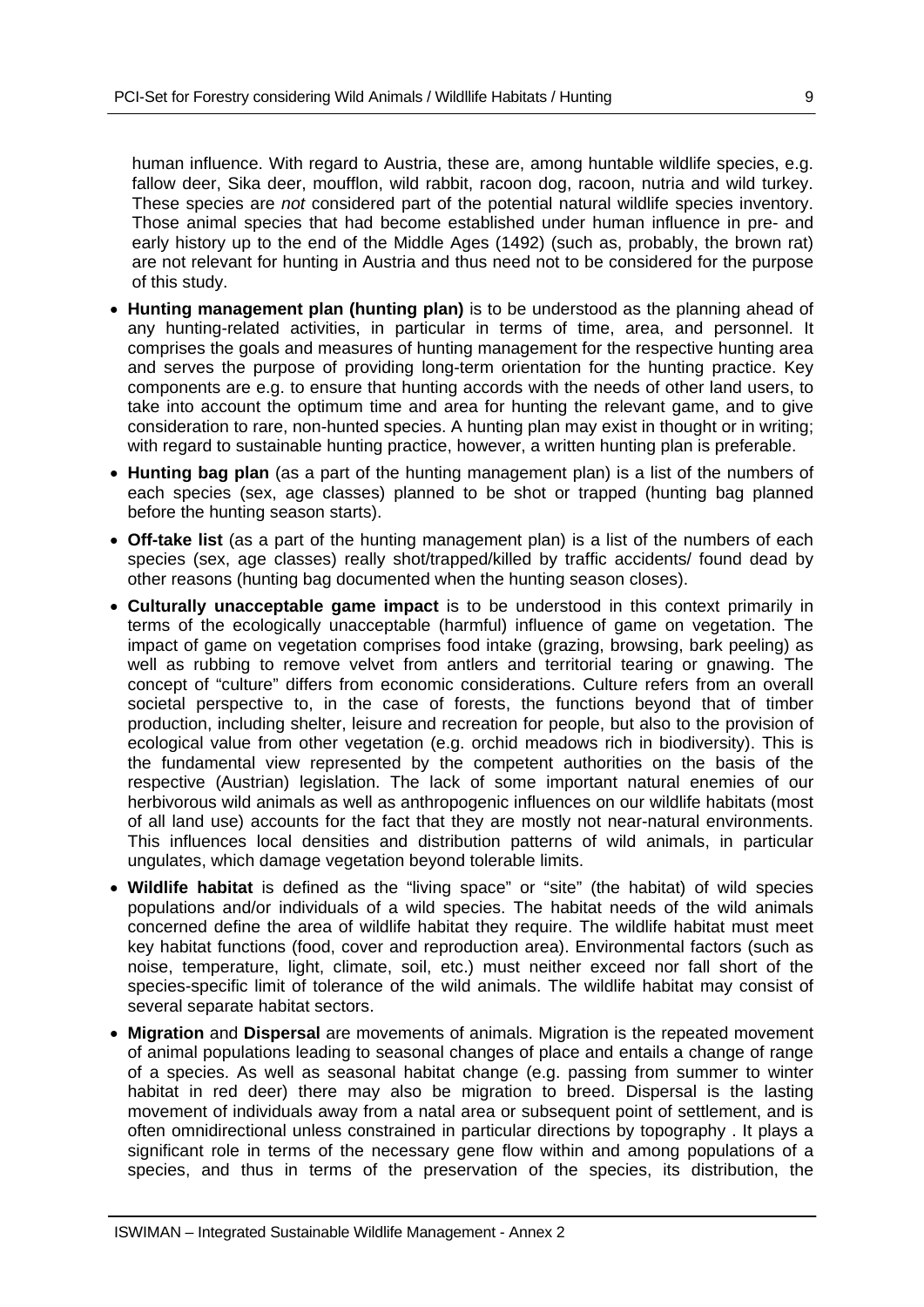human influence. With regard to Austria, these are, among huntable wildlife species, e.g. fallow deer, Sika deer, moufflon, wild rabbit, racoon dog, racoon, nutria and wild turkey. These species are *not* considered part of the potential natural wildlife species inventory. Those animal species that had become established under human influence in pre- and early history up to the end of the Middle Ages (1492) (such as, probably, the brown rat) are not relevant for hunting in Austria and thus need not to be considered for the purpose of this study.

- **Hunting management plan (hunting plan)** is to be understood as the planning ahead of any hunting-related activities, in particular in terms of time, area, and personnel. It comprises the goals and measures of hunting management for the respective hunting area and serves the purpose of providing long-term orientation for the hunting practice. Key components are e.g. to ensure that hunting accords with the needs of other land users, to take into account the optimum time and area for hunting the relevant game, and to give consideration to rare, non-hunted species. A hunting plan may exist in thought or in writing; with regard to sustainable hunting practice, however, a written hunting plan is preferable.
- **Hunting bag plan** (as a part of the hunting management plan) is a list of the numbers of each species (sex, age classes) planned to be shot or trapped (hunting bag planned before the hunting season starts).
- **Off-take list** (as a part of the hunting management plan) is a list of the numbers of each species (sex, age classes) really shot/trapped/killed by traffic accidents/ found dead by other reasons (hunting bag documented when the hunting season closes).
- **Culturally unacceptable game impact** is to be understood in this context primarily in terms of the ecologically unacceptable (harmful) influence of game on vegetation. The impact of game on vegetation comprises food intake (grazing, browsing, bark peeling) as well as rubbing to remove velvet from antlers and territorial tearing or gnawing. The concept of "culture" differs from economic considerations. Culture refers from an overall societal perspective to, in the case of forests, the functions beyond that of timber production, including shelter, leisure and recreation for people, but also to the provision of ecological value from other vegetation (e.g. orchid meadows rich in biodiversity). This is the fundamental view represented by the competent authorities on the basis of the respective (Austrian) legislation. The lack of some important natural enemies of our herbivorous wild animals as well as anthropogenic influences on our wildlife habitats (most of all land use) accounts for the fact that they are mostly not near-natural environments. This influences local densities and distribution patterns of wild animals, in particular ungulates, which damage vegetation beyond tolerable limits.
- **Wildlife habitat** is defined as the "living space" or "site" (the habitat) of wild species populations and/or individuals of a wild species. The habitat needs of the wild animals concerned define the area of wildlife habitat they require. The wildlife habitat must meet key habitat functions (food, cover and reproduction area). Environmental factors (such as noise, temperature, light, climate, soil, etc.) must neither exceed nor fall short of the species-specific limit of tolerance of the wild animals. The wildlife habitat may consist of several separate habitat sectors.
- **Migration** and **Dispersal** are movements of animals. Migration is the repeated movement of animal populations leading to seasonal changes of place and entails a change of range of a species. As well as seasonal habitat change (e.g. passing from summer to winter habitat in red deer) there may also be migration to breed. Dispersal is the lasting movement of individuals away from a natal area or subsequent point of settlement, and is often omnidirectional unless constrained in particular directions by topography . It plays a significant role in terms of the necessary gene flow within and among populations of a species, and thus in terms of the preservation of the species, its distribution, the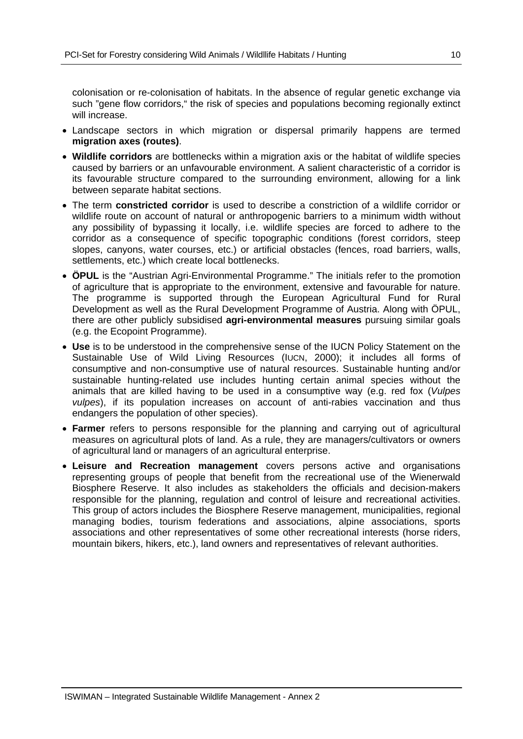colonisation or re-colonisation of habitats. In the absence of regular genetic exchange via such "gene flow corridors," the risk of species and populations becoming regionally extinct will increase.

- Landscape sectors in which migration or dispersal primarily happens are termed **migration axes (routes)**.
- **Wildlife corridors** are bottlenecks within a migration axis or the habitat of wildlife species caused by barriers or an unfavourable environment. A salient characteristic of a corridor is its favourable structure compared to the surrounding environment, allowing for a link between separate habitat sections.
- The term **constricted corridor** is used to describe a constriction of a wildlife corridor or wildlife route on account of natural or anthropogenic barriers to a minimum width without any possibility of bypassing it locally, i.e. wildlife species are forced to adhere to the corridor as a consequence of specific topographic conditions (forest corridors, steep slopes, canyons, water courses, etc.) or artificial obstacles (fences, road barriers, walls, settlements, etc.) which create local bottlenecks.
- **ÖPUL** is the "Austrian Agri-Environmental Programme." The initials refer to the promotion of agriculture that is appropriate to the environment, extensive and favourable for nature. The programme is supported through the European Agricultural Fund for Rural Development as well as the Rural Development Programme of Austria. Along with ÖPUL, there are other publicly subsidised **agri-environmental measures** pursuing similar goals (e.g. the Ecopoint Programme).
- **Use** is to be understood in the comprehensive sense of the IUCN Policy Statement on the Sustainable Use of Wild Living Resources (IUCN, 2000); it includes all forms of consumptive and non-consumptive use of natural resources. Sustainable hunting and/or sustainable hunting-related use includes hunting certain animal species without the animals that are killed having to be used in a consumptive way (e.g. red fox (*Vulpes vulpes*), if its population increases on account of anti-rabies vaccination and thus endangers the population of other species).
- **Farmer** refers to persons responsible for the planning and carrying out of agricultural measures on agricultural plots of land. As a rule, they are managers/cultivators or owners of agricultural land or managers of an agricultural enterprise.
- **Leisure and Recreation management** covers persons active and organisations representing groups of people that benefit from the recreational use of the Wienerwald Biosphere Reserve. It also includes as stakeholders the officials and decision-makers responsible for the planning, regulation and control of leisure and recreational activities. This group of actors includes the Biosphere Reserve management, municipalities, regional managing bodies, tourism federations and associations, alpine associations, sports associations and other representatives of some other recreational interests (horse riders, mountain bikers, hikers, etc.), land owners and representatives of relevant authorities.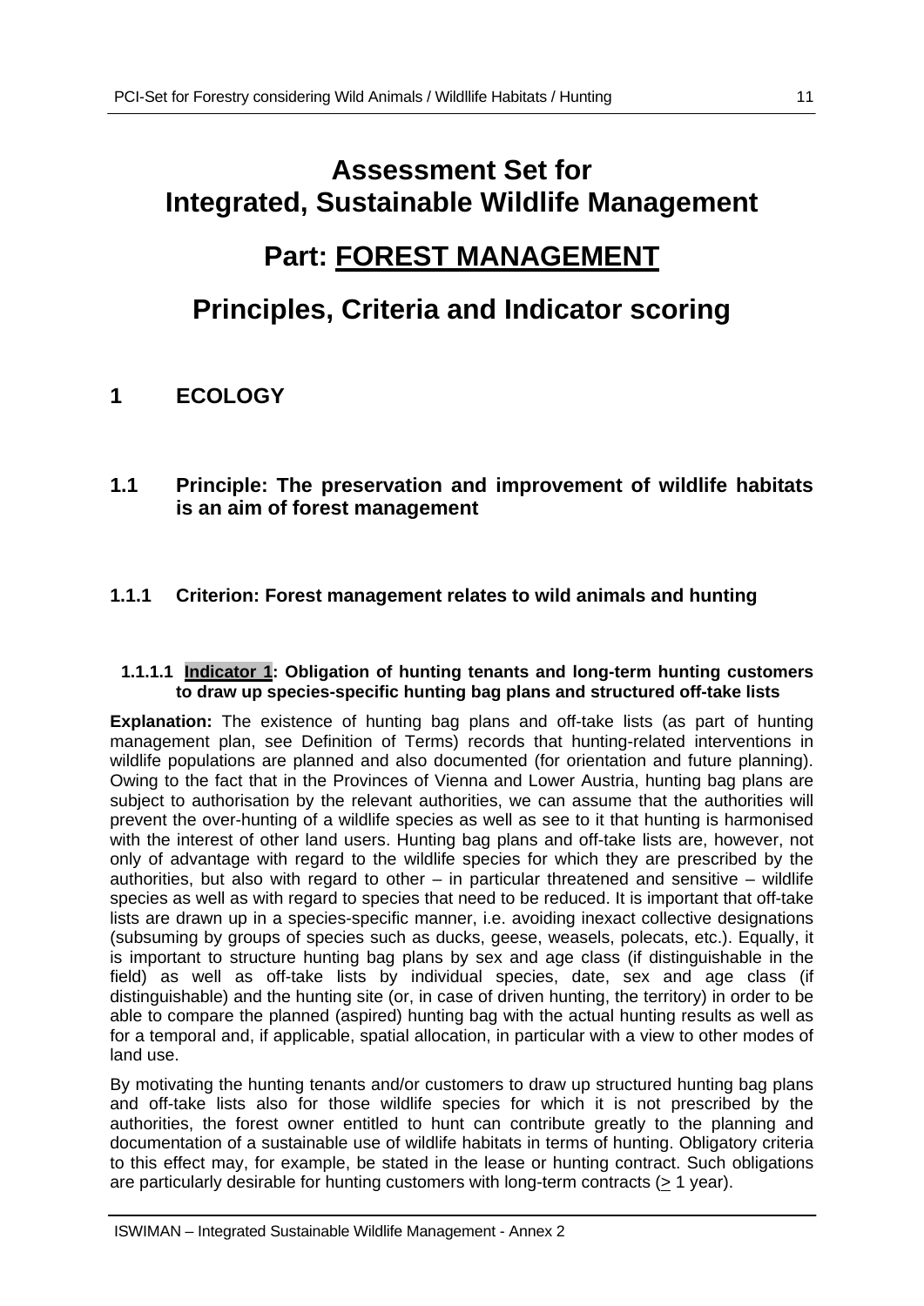# Assessment Set for Integrated, Sustainable Wildlife Management

# Part: FOREST MANAGEMENT

# Principles, Criteria and Indicator scoring

## 1 ECOLOGY

## 1.1 Principle: The preservation and improvement of wildlife habitats is an aim of forest management

### 1.1.1 Criterion: Forest management relates to wild animals and hunting

#### 1.1.1.1 Indicator 1: Obligation of hunting tenants and long-term hunting customers to draw up species-specific hunting bag plans and structured off-take lists

**Explanation:** The existence of hunting bag plans and off-take lists (as part of hunting management plan, see Definition of Terms) records that hunting-related interventions in wildlife populations are planned and also documented (for orientation and future planning). Owing to the fact that in the Provinces of Vienna and Lower Austria, hunting bag plans are subject to authorisation by the relevant authorities, we can assume that the authorities will prevent the over-hunting of a wildlife species as well as see to it that hunting is harmonised with the interest of other land users. Hunting bag plans and off-take lists are, however, not only of advantage with regard to the wildlife species for which they are prescribed by the authorities, but also with regard to other – in particular threatened and sensitive – wildlife species as well as with regard to species that need to be reduced. It is important that off-take lists are drawn up in a species-specific manner, i.e. avoiding inexact collective designations (subsuming by groups of species such as ducks, geese, weasels, polecats, etc.). Equally, it is important to structure hunting bag plans by sex and age class (if distinguishable in the field) as well as off-take lists by individual species, date, sex and age class (if distinguishable) and the hunting site (or, in case of driven hunting, the territory) in order to be able to compare the planned (aspired) hunting bag with the actual hunting results as well as for a temporal and, if applicable, spatial allocation, in particular with a view to other modes of land use.

By motivating the hunting tenants and/or customers to draw up structured hunting bag plans and off-take lists also for those wildlife species for which it is not prescribed by the authorities, the forest owner entitled to hunt can contribute greatly to the planning and documentation of a sustainable use of wildlife habitats in terms of hunting. Obligatory criteria to this effect may, for example, be stated in the lease or hunting contract. Such obligations are particularly desirable for hunting customers with long-term contracts ($\geq$ 1 year).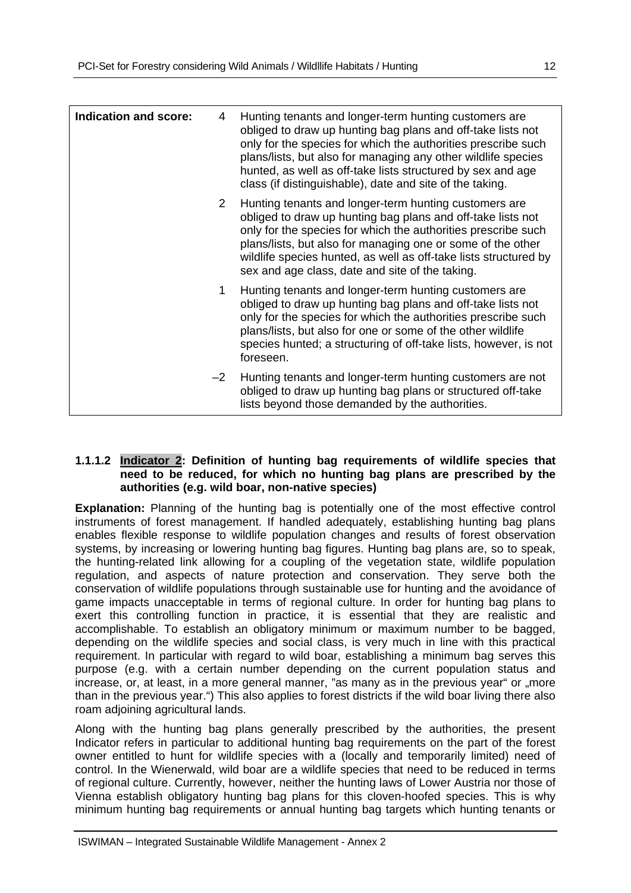| Indication and score: | | |
|---|---|---|
| | 4 | Hunting tenants and longer-term hunting customers are obliged to draw up hunting bag plans and off-take lists not only for the species for which the authorities prescribe such plans/lists, but also for managing any other wildlife species hunted, as well as off-take lists structured by sex and age class (if distinguishable), date and site of the taking. |
| | 2 | Hunting tenants and longer-term hunting customers are obliged to draw up hunting bag plans and off-take lists not only for the species for which the authorities prescribe such plans/lists, but also for managing one or some of the other wildlife species hunted, as well as off-take lists structured by sex and age class, date and site of the taking. |
| | 1 | Hunting tenants and longer-term hunting customers are obliged to draw up hunting bag plans and off-take lists not only for the species for which the authorities prescribe such plans/lists, but also for one or some of the other wildlife species hunted; a structuring of off-take lists, however, is not foreseen. |
| | –2 | Hunting tenants and longer-term hunting customers are not obliged to draw up hunting bag plans or structured off-take lists beyond those demanded by the authorities. |

#### 1.1.1.2 Indicator 2: Definition of hunting bag requirements of wildlife species that need to be reduced, for which no hunting bag plans are prescribed by the authorities (e.g. wild boar, non-native species)

**Explanation:** Planning of the hunting bag is potentially one of the most effective control instruments of forest management. If handled adequately, establishing hunting bag plans enables flexible response to wildlife population changes and results of forest observation systems, by increasing or lowering hunting bag figures. Hunting bag plans are, so to speak, the hunting-related link allowing for a coupling of the vegetation state, wildlife population regulation, and aspects of nature protection and conservation. They serve both the conservation of wildlife populations through sustainable use for hunting and the avoidance of game impacts unacceptable in terms of regional culture. In order for hunting bag plans to exert this controlling function in practice, it is essential that they are realistic and accomplishable. To establish an obligatory minimum or maximum number to be bagged, depending on the wildlife species and social class, is very much in line with this practical requirement. In particular with regard to wild boar, establishing a minimum bag serves this purpose (e.g. with a certain number depending on the current population status and increase, or, at least, in a more general manner, "as many as in the previous year" or „more than in the previous year.") This also applies to forest districts if the wild boar living there also roam adjoining agricultural lands.

Along with the hunting bag plans generally prescribed by the authorities, the present Indicator refers in particular to additional hunting bag requirements on the part of the forest owner entitled to hunt for wildlife species with a (locally and temporarily limited) need of control. In the Wienerwald, wild boar are a wildlife species that need to be reduced in terms of regional culture. Currently, however, neither the hunting laws of Lower Austria nor those of Vienna establish obligatory hunting bag plans for this cloven-hoofed species. This is why minimum hunting bag requirements or annual hunting bag targets which hunting tenants or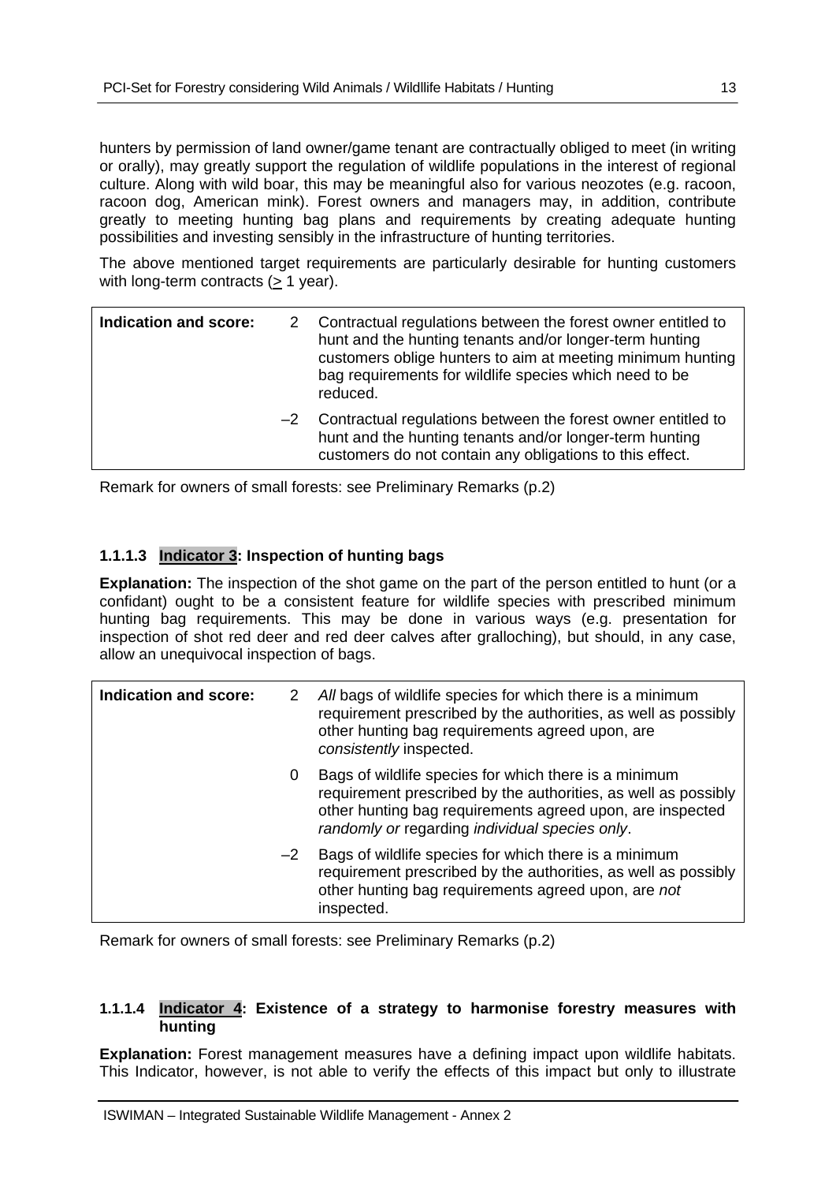hunters by permission of land owner/game tenant are contractually obliged to meet (in writing or orally), may greatly support the regulation of wildlife populations in the interest of regional culture. Along with wild boar, this may be meaningful also for various neozotes (e.g. racoon, racoon dog, American mink). Forest owners and managers may, in addition, contribute greatly to meeting hunting bag plans and requirements by creating adequate hunting possibilities and investing sensibly in the infrastructure of hunting territories.

The above mentioned target requirements are particularly desirable for hunting customers with long-term contracts (≥ 1 year).

| **Indication and score:** | | |
|---|---|---|
| | 2 | Contractual regulations between the forest owner entitled to hunt and the hunting tenants and/or longer-term hunting customers oblige hunters to aim at meeting minimum hunting bag requirements for wildlife species which need to be reduced. |
| | –2 | Contractual regulations between the forest owner entitled to hunt and the hunting tenants and/or longer-term hunting customers do not contain any obligations to this effect. |

Remark for owners of small forests: see Preliminary Remarks (p.2)

### 1.1.1.3 Indicator 3: Inspection of hunting bags

**Explanation:** The inspection of the shot game on the part of the person entitled to hunt (or a confidant) ought to be a consistent feature for wildlife species with prescribed minimum hunting bag requirements. This may be done in various ways (e.g. presentation for inspection of shot red deer and red deer calves after gralloching), but should, in any case, allow an unequivocal inspection of bags.

| **Indication and score:** | | |
|---|---|---|
| | 2 | *All* bags of wildlife species for which there is a minimum requirement prescribed by the authorities, as well as possibly other hunting bag requirements agreed upon, are *consistently* inspected. |
| | 0 | Bags of wildlife species for which there is a minimum requirement prescribed by the authorities, as well as possibly other hunting bag requirements agreed upon, are inspected *randomly or* regarding *individual species only*. |
| | –2 | Bags of wildlife species for which there is a minimum requirement prescribed by the authorities, as well as possibly other hunting bag requirements agreed upon, are *not* inspected. |

Remark for owners of small forests: see Preliminary Remarks (p.2)

### 1.1.1.4 Indicator 4: Existence of a strategy to harmonise forestry measures with hunting

**Explanation:** Forest management measures have a defining impact upon wildlife habitats. This Indicator, however, is not able to verify the effects of this impact but only to illustrate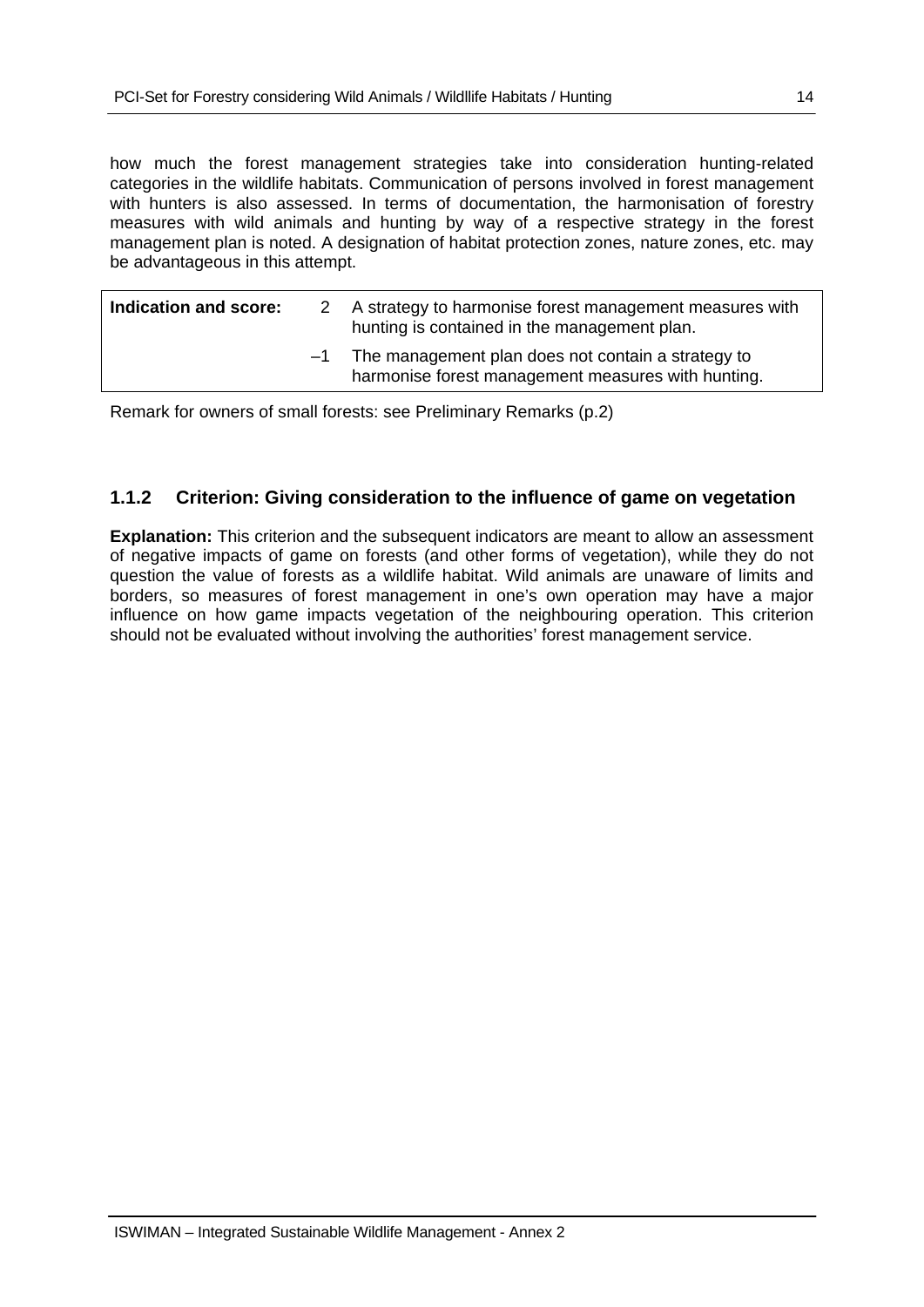how much the forest management strategies take into consideration hunting-related categories in the wildlife habitats. Communication of persons involved in forest management with hunters is also assessed. In terms of documentation, the harmonisation of forestry measures with wild animals and hunting by way of a respective strategy in the forest management plan is noted. A designation of habitat protection zones, nature zones, etc. may be advantageous in this attempt.

| **Indication and score:** | | |
|---|---|---|
| | 2 | A strategy to harmonise forest management measures with hunting is contained in the management plan. |
| | –1 | The management plan does not contain a strategy to harmonise forest management measures with hunting. |

Remark for owners of small forests: see Preliminary Remarks (p.2)

### 1.1.2 Criterion: Giving consideration to the influence of game on vegetation

**Explanation:** This criterion and the subsequent indicators are meant to allow an assessment of negative impacts of game on forests (and other forms of vegetation), while they do not question the value of forests as a wildlife habitat. Wild animals are unaware of limits and borders, so measures of forest management in one's own operation may have a major influence on how game impacts vegetation of the neighbouring operation. This criterion should not be evaluated without involving the authorities' forest management service.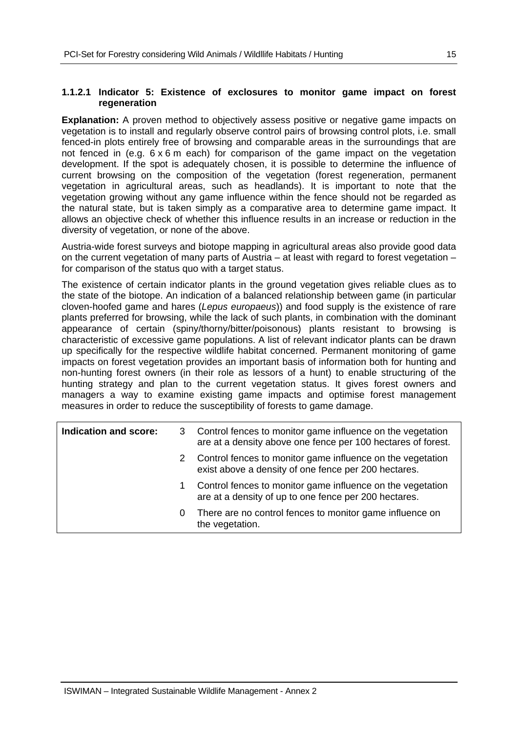#### 1.1.2.1 Indicator 5: Existence of exclosures to monitor game impact on forest regeneration

**Explanation:** A proven method to objectively assess positive or negative game impacts on vegetation is to install and regularly observe control pairs of browsing control plots, i.e. small fenced-in plots entirely free of browsing and comparable areas in the surroundings that are not fenced in (e.g. 6 x 6 m each) for comparison of the game impact on the vegetation development. If the spot is adequately chosen, it is possible to determine the influence of current browsing on the composition of the vegetation (forest regeneration, permanent vegetation in agricultural areas, such as headlands). It is important to note that the vegetation growing without any game influence within the fence should not be regarded as the natural state, but is taken simply as a comparative area to determine game impact. It allows an objective check of whether this influence results in an increase or reduction in the diversity of vegetation, or none of the above.

Austria-wide forest surveys and biotope mapping in agricultural areas also provide good data on the current vegetation of many parts of Austria – at least with regard to forest vegetation – for comparison of the status quo with a target status.

The existence of certain indicator plants in the ground vegetation gives reliable clues as to the state of the biotope. An indication of a balanced relationship between game (in particular cloven-hoofed game and hares (*Lepus europaeus*)) and food supply is the existence of rare plants preferred for browsing, while the lack of such plants, in combination with the dominant appearance of certain (spiny/thorny/bitter/poisonous) plants resistant to browsing is characteristic of excessive game populations. A list of relevant indicator plants can be drawn up specifically for the respective wildlife habitat concerned. Permanent monitoring of game impacts on forest vegetation provides an important basis of information both for hunting and non-hunting forest owners (in their role as lessors of a hunt) to enable structuring of the hunting strategy and plan to the current vegetation status. It gives forest owners and managers a way to examine existing game impacts and optimise forest management measures in order to reduce the susceptibility of forests to game damage.

| **Indication and score:** | | |
|---|---|---|
| | 3 | Control fences to monitor game influence on the vegetation are at a density above one fence per 100 hectares of forest. |
| | 2 | Control fences to monitor game influence on the vegetation exist above a density of one fence per 200 hectares. |
| | 1 | Control fences to monitor game influence on the vegetation are at a density of up to one fence per 200 hectares. |
| | 0 | There are no control fences to monitor game influence on the vegetation. |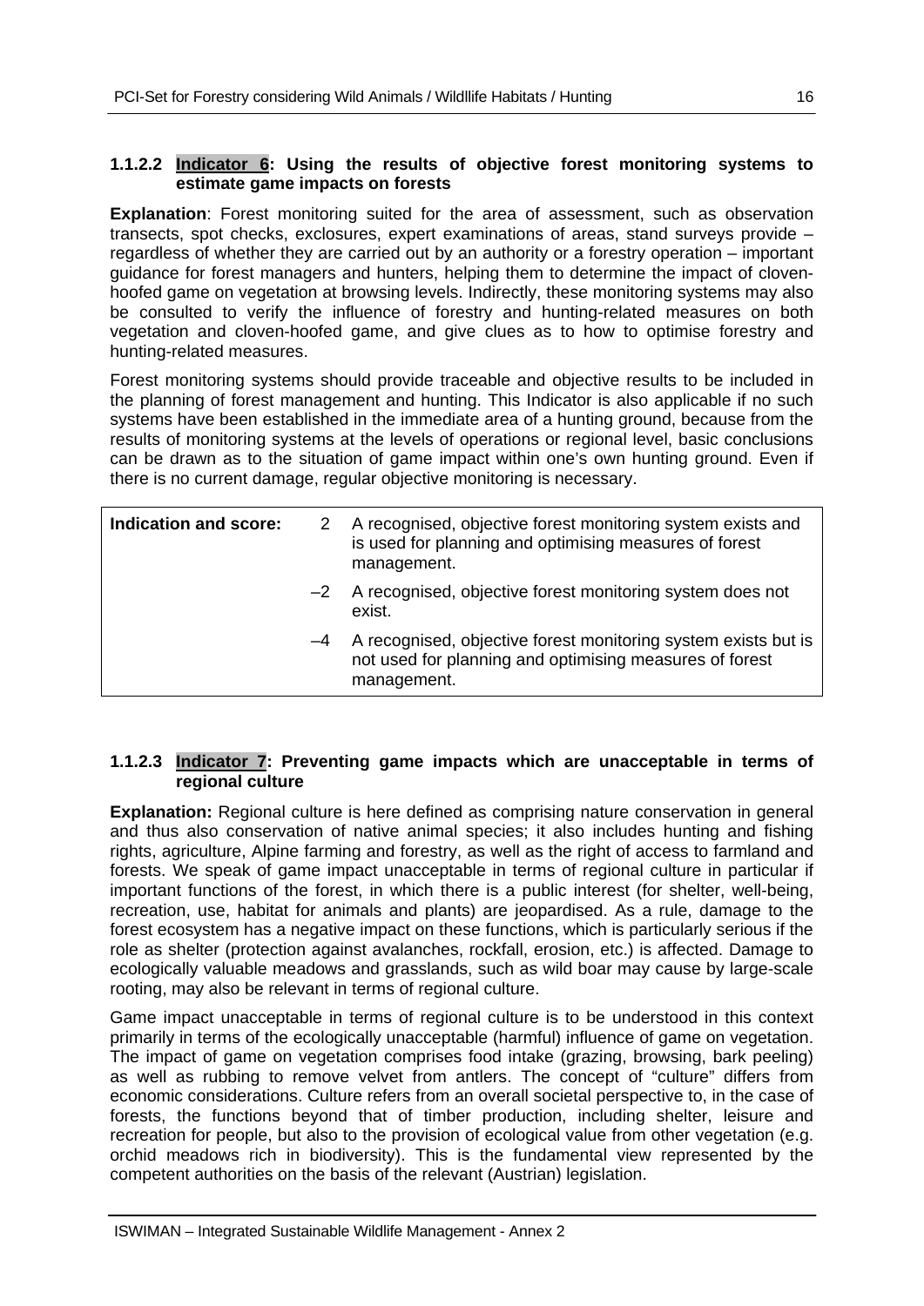#### 1.1.2.2 Indicator 6: Using the results of objective forest monitoring systems to estimate game impacts on forests

**Explanation**: Forest monitoring suited for the area of assessment, such as observation transects, spot checks, exclosures, expert examinations of areas, stand surveys provide – regardless of whether they are carried out by an authority or a forestry operation – important guidance for forest managers and hunters, helping them to determine the impact of cloven-hoofed game on vegetation at browsing levels. Indirectly, these monitoring systems may also be consulted to verify the influence of forestry and hunting-related measures on both vegetation and cloven-hoofed game, and give clues as to how to optimise forestry and hunting-related measures.

Forest monitoring systems should provide traceable and objective results to be included in the planning of forest management and hunting. This Indicator is also applicable if no such systems have been established in the immediate area of a hunting ground, because from the results of monitoring systems at the levels of operations or regional level, basic conclusions can be drawn as to the situation of game impact within one's own hunting ground. Even if there is no current damage, regular objective monitoring is necessary.

| **Indication and score:** | | |
|---|---|---|
| | 2 | A recognised, objective forest monitoring system exists and is used for planning and optimising measures of forest management. |
| | –2 | A recognised, objective forest monitoring system does not exist. |
| | –4 | A recognised, objective forest monitoring system exists but is not used for planning and optimising measures of forest management. |

#### 1.1.2.3 Indicator 7: Preventing game impacts which are unacceptable in terms of regional culture

**Explanation:** Regional culture is here defined as comprising nature conservation in general and thus also conservation of native animal species; it also includes hunting and fishing rights, agriculture, Alpine farming and forestry, as well as the right of access to farmland and forests. We speak of game impact unacceptable in terms of regional culture in particular if important functions of the forest, in which there is a public interest (for shelter, well-being, recreation, use, habitat for animals and plants) are jeopardised. As a rule, damage to the forest ecosystem has a negative impact on these functions, which is particularly serious if the role as shelter (protection against avalanches, rockfall, erosion, etc.) is affected. Damage to ecologically valuable meadows and grasslands, such as wild boar may cause by large-scale rooting, may also be relevant in terms of regional culture.

Game impact unacceptable in terms of regional culture is to be understood in this context primarily in terms of the ecologically unacceptable (harmful) influence of game on vegetation. The impact of game on vegetation comprises food intake (grazing, browsing, bark peeling) as well as rubbing to remove velvet from antlers. The concept of "culture" differs from economic considerations. Culture refers from an overall societal perspective to, in the case of forests, the functions beyond that of timber production, including shelter, leisure and recreation for people, but also to the provision of ecological value from other vegetation (e.g. orchid meadows rich in biodiversity). This is the fundamental view represented by the competent authorities on the basis of the relevant (Austrian) legislation.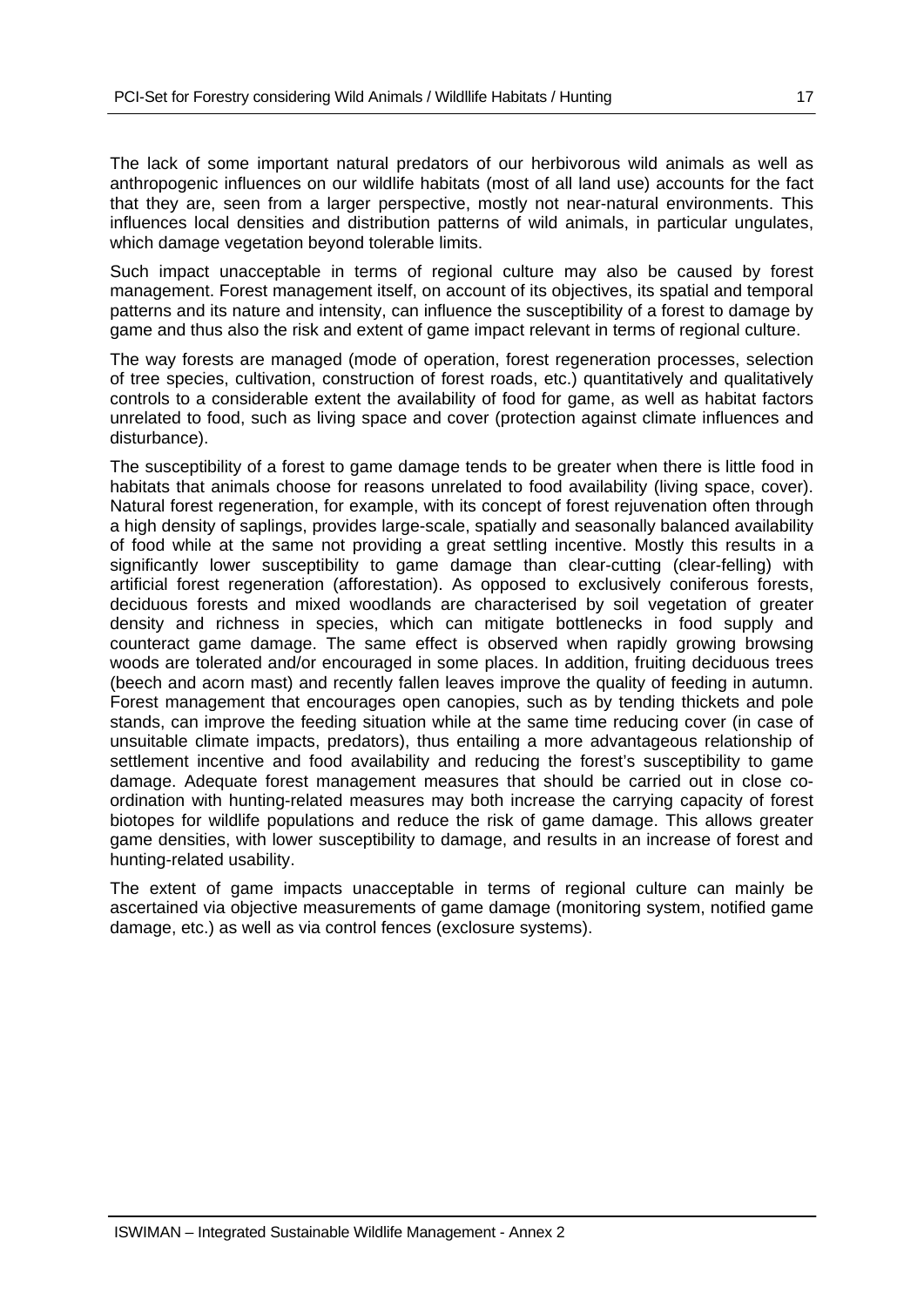The lack of some important natural predators of our herbivorous wild animals as well as anthropogenic influences on our wildlife habitats (most of all land use) accounts for the fact that they are, seen from a larger perspective, mostly not near-natural environments. This influences local densities and distribution patterns of wild animals, in particular ungulates, which damage vegetation beyond tolerable limits.

Such impact unacceptable in terms of regional culture may also be caused by forest management. Forest management itself, on account of its objectives, its spatial and temporal patterns and its nature and intensity, can influence the susceptibility of a forest to damage by game and thus also the risk and extent of game impact relevant in terms of regional culture.

The way forests are managed (mode of operation, forest regeneration processes, selection of tree species, cultivation, construction of forest roads, etc.) quantitatively and qualitatively controls to a considerable extent the availability of food for game, as well as habitat factors unrelated to food, such as living space and cover (protection against climate influences and disturbance).

The susceptibility of a forest to game damage tends to be greater when there is little food in habitats that animals choose for reasons unrelated to food availability (living space, cover). Natural forest regeneration, for example, with its concept of forest rejuvenation often through a high density of saplings, provides large-scale, spatially and seasonally balanced availability of food while at the same not providing a great settling incentive. Mostly this results in a significantly lower susceptibility to game damage than clear-cutting (clear-felling) with artificial forest regeneration (afforestation). As opposed to exclusively coniferous forests, deciduous forests and mixed woodlands are characterised by soil vegetation of greater density and richness in species, which can mitigate bottlenecks in food supply and counteract game damage. The same effect is observed when rapidly growing browsing woods are tolerated and/or encouraged in some places. In addition, fruiting deciduous trees (beech and acorn mast) and recently fallen leaves improve the quality of feeding in autumn. Forest management that encourages open canopies, such as by tending thickets and pole stands, can improve the feeding situation while at the same time reducing cover (in case of unsuitable climate impacts, predators), thus entailing a more advantageous relationship of settlement incentive and food availability and reducing the forest's susceptibility to game damage. Adequate forest management measures that should be carried out in close co-ordination with hunting-related measures may both increase the carrying capacity of forest biotopes for wildlife populations and reduce the risk of game damage. This allows greater game densities, with lower susceptibility to damage, and results in an increase of forest and hunting-related usability.

The extent of game impacts unacceptable in terms of regional culture can mainly be ascertained via objective measurements of game damage (monitoring system, notified game damage, etc.) as well as via control fences (exclosure systems).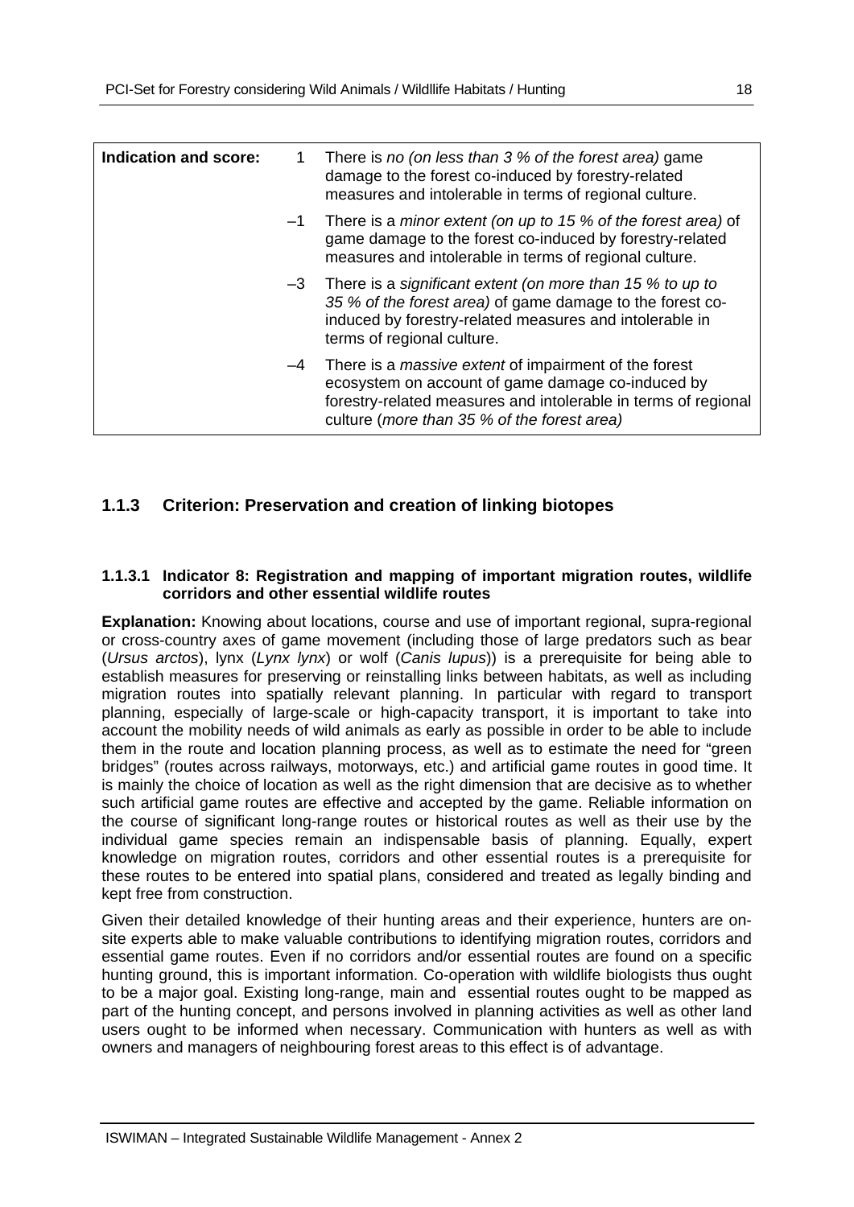| Indication and score: | | |
|---|---|---|
| | 1 | There is *no (on less than 3 % of the forest area)* game damage to the forest co-induced by forestry-related measures and intolerable in terms of regional culture. |
| | –1 | There is a *minor extent (on up to 15 % of the forest area)* of game damage to the forest co-induced by forestry-related measures and intolerable in terms of regional culture. |
| | –3 | There is a *significant extent (on more than 15 % to up to 35 % of the forest area)* of game damage to the forest co-induced by forestry-related measures and intolerable in terms of regional culture. |
| | –4 | There is a *massive extent* of impairment of the forest ecosystem on account of game damage co-induced by forestry-related measures and intolerable in terms of regional culture (*more than 35 % of the forest area)* |

### 1.1.3 Criterion: Preservation and creation of linking biotopes

#### 1.1.3.1 Indicator 8: Registration and mapping of important migration routes, wildlife corridors and other essential wildlife routes

**Explanation:** Knowing about locations, course and use of important regional, supra-regional or cross-country axes of game movement (including those of large predators such as bear (*Ursus arctos*), lynx (*Lynx lynx*) or wolf (*Canis lupus*)) is a prerequisite for being able to establish measures for preserving or reinstalling links between habitats, as well as including migration routes into spatially relevant planning. In particular with regard to transport planning, especially of large-scale or high-capacity transport, it is important to take into account the mobility needs of wild animals as early as possible in order to be able to include them in the route and location planning process, as well as to estimate the need for "green bridges" (routes across railways, motorways, etc.) and artificial game routes in good time. It is mainly the choice of location as well as the right dimension that are decisive as to whether such artificial game routes are effective and accepted by the game. Reliable information on the course of significant long-range routes or historical routes as well as their use by the individual game species remain an indispensable basis of planning. Equally, expert knowledge on migration routes, corridors and other essential routes is a prerequisite for these routes to be entered into spatial plans, considered and treated as legally binding and kept free from construction.

Given their detailed knowledge of their hunting areas and their experience, hunters are on-site experts able to make valuable contributions to identifying migration routes, corridors and essential game routes. Even if no corridors and/or essential routes are found on a specific hunting ground, this is important information. Co-operation with wildlife biologists thus ought to be a major goal. Existing long-range, main and essential routes ought to be mapped as part of the hunting concept, and persons involved in planning activities as well as other land users ought to be informed when necessary. Communication with hunters as well as with owners and managers of neighbouring forest areas to this effect is of advantage.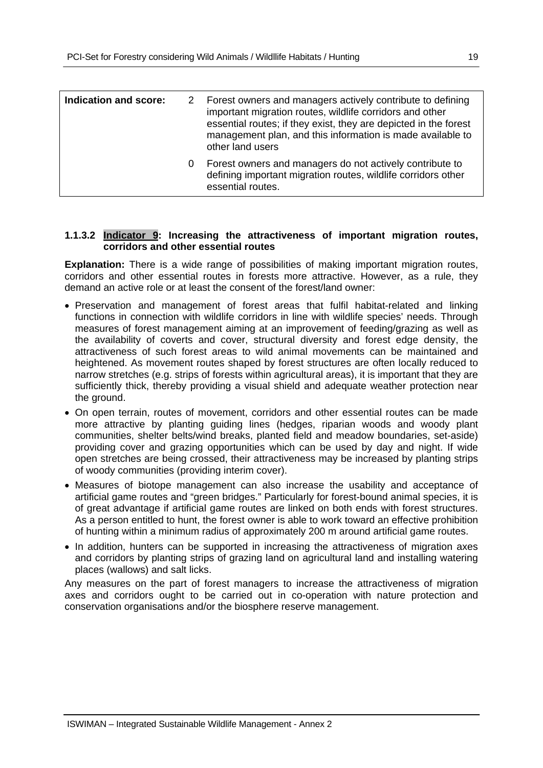| Indication and score: | | |
|---|---|---|
| | 2 | Forest owners and managers actively contribute to defining important migration routes, wildlife corridors and other essential routes; if they exist, they are depicted in the forest management plan, and this information is made available to other land users |
| | 0 | Forest owners and managers do not actively contribute to defining important migration routes, wildlife corridors other essential routes. |

### 1.1.3.2 Indicator 9: Increasing the attractiveness of important migration routes, corridors and other essential routes

**Explanation:** There is a wide range of possibilities of making important migration routes, corridors and other essential routes in forests more attractive. However, as a rule, they demand an active role or at least the consent of the forest/land owner:

- Preservation and management of forest areas that fulfil habitat-related and linking functions in connection with wildlife corridors in line with wildlife species' needs. Through measures of forest management aiming at an improvement of feeding/grazing as well as the availability of coverts and cover, structural diversity and forest edge density, the attractiveness of such forest areas to wild animal movements can be maintained and heightened. As movement routes shaped by forest structures are often locally reduced to narrow stretches (e.g. strips of forests within agricultural areas), it is important that they are sufficiently thick, thereby providing a visual shield and adequate weather protection near the ground.
- On open terrain, routes of movement, corridors and other essential routes can be made more attractive by planting guiding lines (hedges, riparian woods and woody plant communities, shelter belts/wind breaks, planted field and meadow boundaries, set-aside) providing cover and grazing opportunities which can be used by day and night. If wide open stretches are being crossed, their attractiveness may be increased by planting strips of woody communities (providing interim cover).
- Measures of biotope management can also increase the usability and acceptance of artificial game routes and "green bridges." Particularly for forest-bound animal species, it is of great advantage if artificial game routes are linked on both ends with forest structures. As a person entitled to hunt, the forest owner is able to work toward an effective prohibition of hunting within a minimum radius of approximately 200 m around artificial game routes.
- In addition, hunters can be supported in increasing the attractiveness of migration axes and corridors by planting strips of grazing land on agricultural land and installing watering places (wallows) and salt licks.

Any measures on the part of forest managers to increase the attractiveness of migration axes and corridors ought to be carried out in co-operation with nature protection and conservation organisations and/or the biosphere reserve management.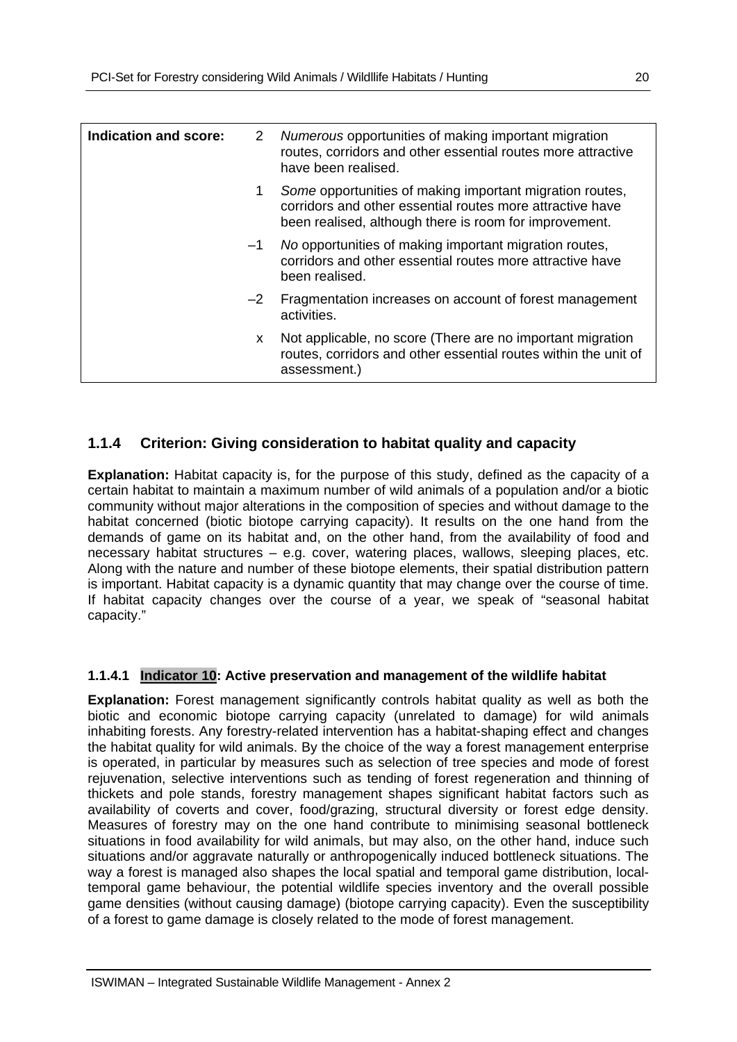| Indication and score: | | |
|---|---|---|
| | 2 | *Numerous* opportunities of making important migration routes, corridors and other essential routes more attractive have been realised. |
| | 1 | *Some* opportunities of making important migration routes, corridors and other essential routes more attractive have been realised, although there is room for improvement. |
| | –1 | *No* opportunities of making important migration routes, corridors and other essential routes more attractive have been realised. |
| | –2 | Fragmentation increases on account of forest management activities. |
| | x | Not applicable, no score (There are no important migration routes, corridors and other essential routes within the unit of assessment.) |

### 1.1.4 Criterion: Giving consideration to habitat quality and capacity

**Explanation:** Habitat capacity is, for the purpose of this study, defined as the capacity of a certain habitat to maintain a maximum number of wild animals of a population and/or a biotic community without major alterations in the composition of species and without damage to the habitat concerned (biotic biotope carrying capacity). It results on the one hand from the demands of game on its habitat and, on the other hand, from the availability of food and necessary habitat structures – e.g. cover, watering places, wallows, sleeping places, etc. Along with the nature and number of these biotope elements, their spatial distribution pattern is important. Habitat capacity is a dynamic quantity that may change over the course of time. If habitat capacity changes over the course of a year, we speak of "seasonal habitat capacity."

#### 1.1.4.1 Indicator 10: Active preservation and management of the wildlife habitat

**Explanation:** Forest management significantly controls habitat quality as well as both the biotic and economic biotope carrying capacity (unrelated to damage) for wild animals inhabiting forests. Any forestry-related intervention has a habitat-shaping effect and changes the habitat quality for wild animals. By the choice of the way a forest management enterprise is operated, in particular by measures such as selection of tree species and mode of forest rejuvenation, selective interventions such as tending of forest regeneration and thinning of thickets and pole stands, forestry management shapes significant habitat factors such as availability of coverts and cover, food/grazing, structural diversity or forest edge density. Measures of forestry may on the one hand contribute to minimising seasonal bottleneck situations in food availability for wild animals, but may also, on the other hand, induce such situations and/or aggravate naturally or anthropogenically induced bottleneck situations. The way a forest is managed also shapes the local spatial and temporal game distribution, local-temporal game behaviour, the potential wildlife species inventory and the overall possible game densities (without causing damage) (biotope carrying capacity). Even the susceptibility of a forest to game damage is closely related to the mode of forest management.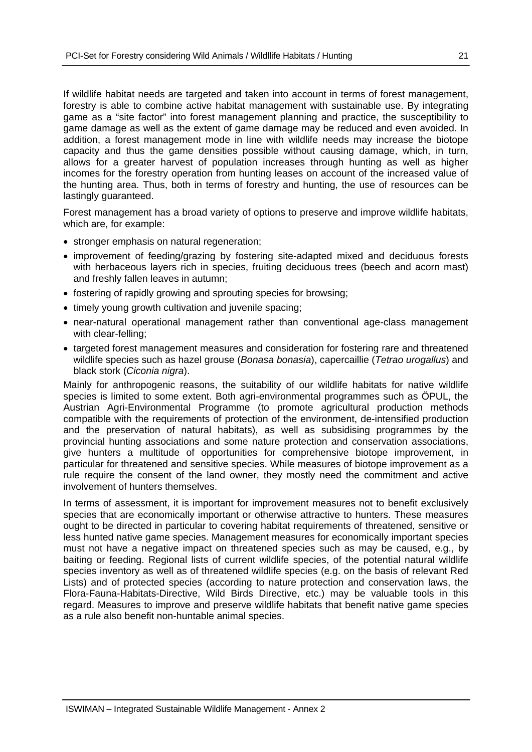If wildlife habitat needs are targeted and taken into account in terms of forest management, forestry is able to combine active habitat management with sustainable use. By integrating game as a "site factor" into forest management planning and practice, the susceptibility to game damage as well as the extent of game damage may be reduced and even avoided. In addition, a forest management mode in line with wildlife needs may increase the biotope capacity and thus the game densities possible without causing damage, which, in turn, allows for a greater harvest of population increases through hunting as well as higher incomes for the forestry operation from hunting leases on account of the increased value of the hunting area. Thus, both in terms of forestry and hunting, the use of resources can be lastingly guaranteed.

Forest management has a broad variety of options to preserve and improve wildlife habitats, which are, for example:

- stronger emphasis on natural regeneration;
- improvement of feeding/grazing by fostering site-adapted mixed and deciduous forests with herbaceous layers rich in species, fruiting deciduous trees (beech and acorn mast) and freshly fallen leaves in autumn;
- fostering of rapidly growing and sprouting species for browsing;
- timely young growth cultivation and juvenile spacing;
- near-natural operational management rather than conventional age-class management with clear-felling;
- targeted forest management measures and consideration for fostering rare and threatened wildlife species such as hazel grouse (*Bonasa bonasia*), capercaillie (*Tetrao urogallus*) and black stork (*Ciconia nigra*).

Mainly for anthropogenic reasons, the suitability of our wildlife habitats for native wildlife species is limited to some extent. Both agri-environmental programmes such as ÖPUL, the Austrian Agri-Environmental Programme (to promote agricultural production methods compatible with the requirements of protection of the environment, de-intensified production and the preservation of natural habitats), as well as subsidising programmes by the provincial hunting associations and some nature protection and conservation associations, give hunters a multitude of opportunities for comprehensive biotope improvement, in particular for threatened and sensitive species. While measures of biotope improvement as a rule require the consent of the land owner, they mostly need the commitment and active involvement of hunters themselves.

In terms of assessment, it is important for improvement measures not to benefit exclusively species that are economically important or otherwise attractive to hunters. These measures ought to be directed in particular to covering habitat requirements of threatened, sensitive or less hunted native game species. Management measures for economically important species must not have a negative impact on threatened species such as may be caused, e.g., by baiting or feeding. Regional lists of current wildlife species, of the potential natural wildlife species inventory as well as of threatened wildlife species (e.g. on the basis of relevant Red Lists) and of protected species (according to nature protection and conservation laws, the Flora-Fauna-Habitats-Directive, Wild Birds Directive, etc.) may be valuable tools in this regard. Measures to improve and preserve wildlife habitats that benefit native game species as a rule also benefit non-huntable animal species.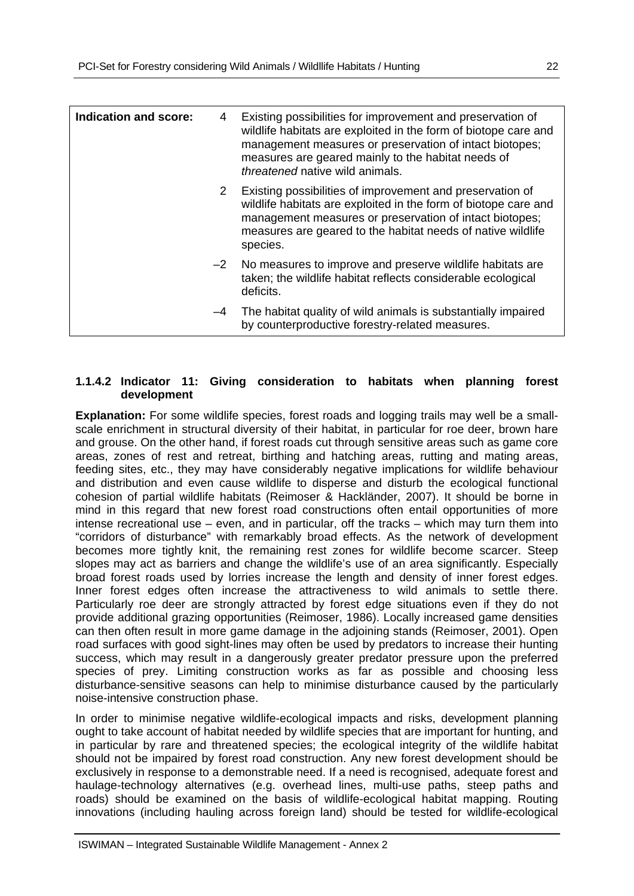| Indication and score: | | |
|---|---|---|
| | 4 | Existing possibilities for improvement and preservation of wildlife habitats are exploited in the form of biotope care and management measures or preservation of intact biotopes; measures are geared mainly to the habitat needs of *threatened* native wild animals. |
| | 2 | Existing possibilities of improvement and preservation of wildlife habitats are exploited in the form of biotope care and management measures or preservation of intact biotopes; measures are geared to the habitat needs of native wildlife species. |
| | –2 | No measures to improve and preserve wildlife habitats are taken; the wildlife habitat reflects considerable ecological deficits. |
| | –4 | The habitat quality of wild animals is substantially impaired by counterproductive forestry-related measures. |

#### 1.1.4.2 Indicator 11: Giving consideration to habitats when planning forest development

**Explanation:** For some wildlife species, forest roads and logging trails may well be a small-scale enrichment in structural diversity of their habitat, in particular for roe deer, brown hare and grouse. On the other hand, if forest roads cut through sensitive areas such as game core areas, zones of rest and retreat, birthing and hatching areas, rutting and mating areas, feeding sites, etc., they may have considerably negative implications for wildlife behaviour and distribution and even cause wildlife to disperse and disturb the ecological functional cohesion of partial wildlife habitats (Reimoser & Hackländer, 2007). It should be borne in mind in this regard that new forest road constructions often entail opportunities of more intense recreational use – even, and in particular, off the tracks – which may turn them into "corridors of disturbance" with remarkably broad effects. As the network of development becomes more tightly knit, the remaining rest zones for wildlife become scarcer. Steep slopes may act as barriers and change the wildlife's use of an area significantly. Especially broad forest roads used by lorries increase the length and density of inner forest edges. Inner forest edges often increase the attractiveness to wild animals to settle there. Particularly roe deer are strongly attracted by forest edge situations even if they do not provide additional grazing opportunities (Reimoser, 1986). Locally increased game densities can then often result in more game damage in the adjoining stands (Reimoser, 2001). Open road surfaces with good sight-lines may often be used by predators to increase their hunting success, which may result in a dangerously greater predator pressure upon the preferred species of prey. Limiting construction works as far as possible and choosing less disturbance-sensitive seasons can help to minimise disturbance caused by the particularly noise-intensive construction phase.

In order to minimise negative wildlife-ecological impacts and risks, development planning ought to take account of habitat needed by wildlife species that are important for hunting, and in particular by rare and threatened species; the ecological integrity of the wildlife habitat should not be impaired by forest road construction. Any new forest development should be exclusively in response to a demonstrable need. If a need is recognised, adequate forest and haulage-technology alternatives (e.g. overhead lines, multi-use paths, steep paths and roads) should be examined on the basis of wildlife-ecological habitat mapping. Routing innovations (including hauling across foreign land) should be tested for wildlife-ecological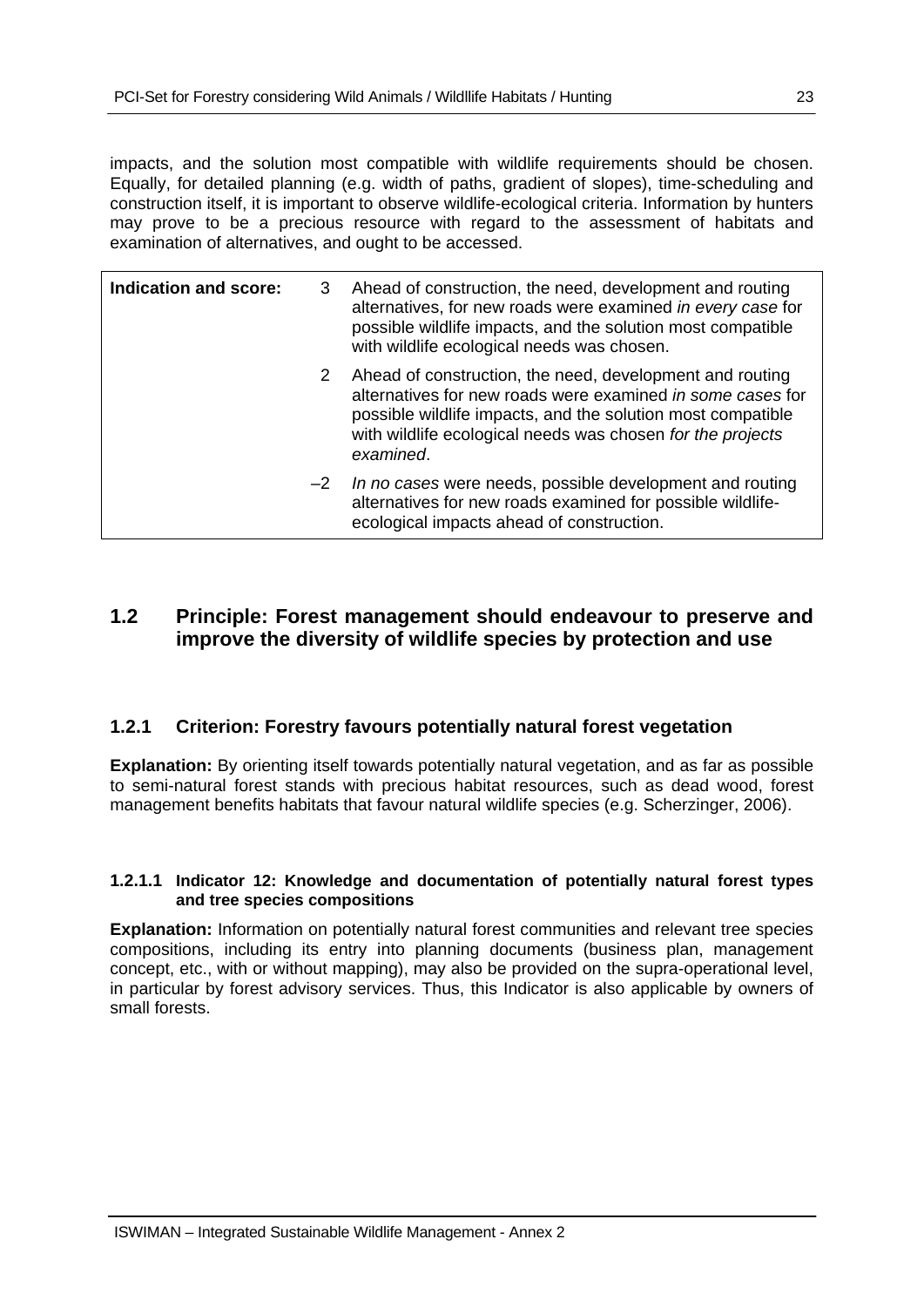impacts, and the solution most compatible with wildlife requirements should be chosen. Equally, for detailed planning (e.g. width of paths, gradient of slopes), time-scheduling and construction itself, it is important to observe wildlife-ecological criteria. Information by hunters may prove to be a precious resource with regard to the assessment of habitats and examination of alternatives, and ought to be accessed.

| **Indication and score:** | | |
|---|---|---|
| | 3 | Ahead of construction, the need, development and routing alternatives, for new roads were examined *in every case* for possible wildlife impacts, and the solution most compatible with wildlife ecological needs was chosen. |
| | 2 | Ahead of construction, the need, development and routing alternatives for new roads were examined *in some cases* for possible wildlife impacts, and the solution most compatible with wildlife ecological needs was chosen *for the projects examined*. |
| | –2 | *In no cases* were needs, possible development and routing alternatives for new roads examined for possible wildlife-ecological impacts ahead of construction. |

## 1.2 Principle: Forest management should endeavour to preserve and improve the diversity of wildlife species by protection and use

### 1.2.1 Criterion: Forestry favours potentially natural forest vegetation

**Explanation:** By orienting itself towards potentially natural vegetation, and as far as possible to semi-natural forest stands with precious habitat resources, such as dead wood, forest management benefits habitats that favour natural wildlife species (e.g. Scherzinger, 2006).

#### 1.2.1.1 Indicator 12: Knowledge and documentation of potentially natural forest types and tree species compositions

**Explanation:** Information on potentially natural forest communities and relevant tree species compositions, including its entry into planning documents (business plan, management concept, etc., with or without mapping), may also be provided on the supra-operational level, in particular by forest advisory services. Thus, this Indicator is also applicable by owners of small forests.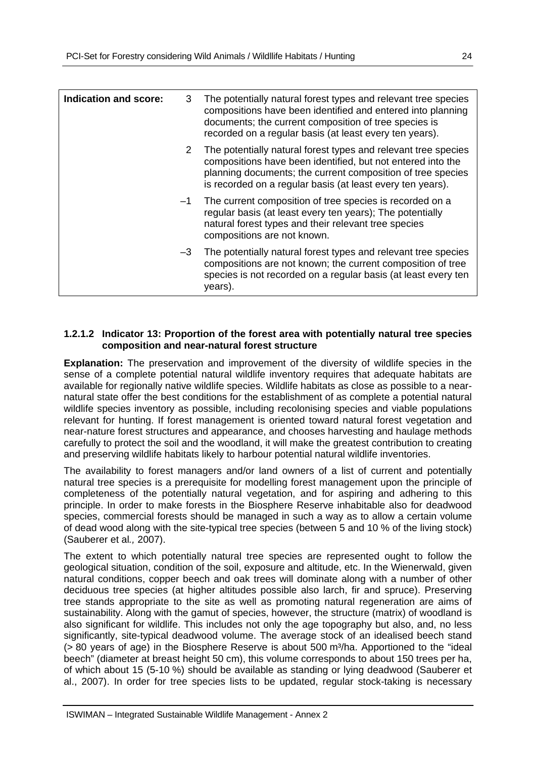| Indication and score: | | |
|---|---|---|
| | 3 | The potentially natural forest types and relevant tree species compositions have been identified and entered into planning documents; the current composition of tree species is recorded on a regular basis (at least every ten years). |
| | 2 | The potentially natural forest types and relevant tree species compositions have been identified, but not entered into the planning documents; the current composition of tree species is recorded on a regular basis (at least every ten years). |
| | –1 | The current composition of tree species is recorded on a regular basis (at least every ten years); The potentially natural forest types and their relevant tree species compositions are not known. |
| | –3 | The potentially natural forest types and relevant tree species compositions are not known; the current composition of tree species is not recorded on a regular basis (at least every ten years). |

#### 1.2.1.2 Indicator 13: Proportion of the forest area with potentially natural tree species composition and near-natural forest structure

**Explanation:** The preservation and improvement of the diversity of wildlife species in the sense of a complete potential natural wildlife inventory requires that adequate habitats are available for regionally native wildlife species. Wildlife habitats as close as possible to a near-natural state offer the best conditions for the establishment of as complete a potential natural wildlife species inventory as possible, including recolonising species and viable populations relevant for hunting. If forest management is oriented toward natural forest vegetation and near-nature forest structures and appearance, and chooses harvesting and haulage methods carefully to protect the soil and the woodland, it will make the greatest contribution to creating and preserving wildlife habitats likely to harbour potential natural wildlife inventories.

The availability to forest managers and/or land owners of a list of current and potentially natural tree species is a prerequisite for modelling forest management upon the principle of completeness of the potentially natural vegetation, and for aspiring and adhering to this principle. In order to make forests in the Biosphere Reserve inhabitable also for deadwood species, commercial forests should be managed in such a way as to allow a certain volume of dead wood along with the site-typical tree species (between 5 and 10 % of the living stock) (Sauberer et al*.,* 2007).

The extent to which potentially natural tree species are represented ought to follow the geological situation, condition of the soil, exposure and altitude, etc. In the Wienerwald, given natural conditions, copper beech and oak trees will dominate along with a number of other deciduous tree species (at higher altitudes possible also larch, fir and spruce). Preserving tree stands appropriate to the site as well as promoting natural regeneration are aims of sustainability. Along with the gamut of species, however, the structure (matrix) of woodland is also significant for wildlife. This includes not only the age topography but also, and, no less significantly, site-typical deadwood volume. The average stock of an idealised beech stand (> 80 years of age) in the Biosphere Reserve is about 500 m³/ha. Apportioned to the "ideal beech" (diameter at breast height 50 cm), this volume corresponds to about 150 trees per ha, of which about 15 (5-10 %) should be available as standing or lying deadwood (Sauberer et al., 2007). In order for tree species lists to be updated, regular stock-taking is necessary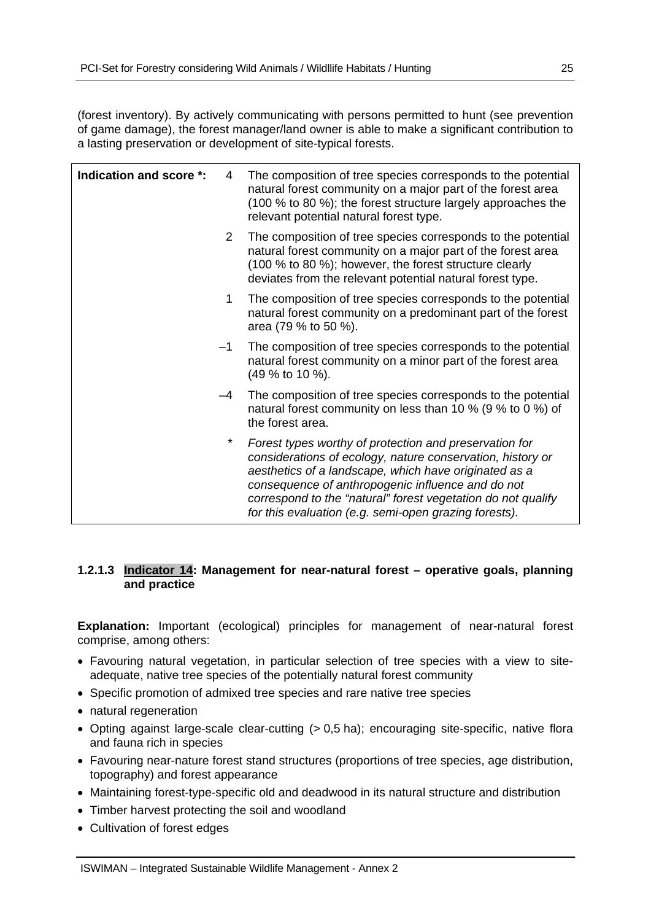(forest inventory). By actively communicating with persons permitted to hunt (see prevention of game damage), the forest manager/land owner is able to make a significant contribution to a lasting preservation or development of site-typical forests.

| Indication and score *: | | |
|---|---|---|
| | 4 | The composition of tree species corresponds to the potential natural forest community on a major part of the forest area (100 % to 80 %); the forest structure largely approaches the relevant potential natural forest type. |
| | 2 | The composition of tree species corresponds to the potential natural forest community on a major part of the forest area (100 % to 80 %); however, the forest structure clearly deviates from the relevant potential natural forest type. |
| | 1 | The composition of tree species corresponds to the potential natural forest community on a predominant part of the forest area (79 % to 50 %). |
| | –1 | The composition of tree species corresponds to the potential natural forest community on a minor part of the forest area (49 % to 10 %). |
| | –4 | The composition of tree species corresponds to the potential natural forest community on less than 10 % (9 % to 0 %) of the forest area. |
| | * | *Forest types worthy of protection and preservation for considerations of ecology, nature conservation, history or aesthetics of a landscape, which have originated as a consequence of anthropogenic influence and do not correspond to the "natural" forest vegetation do not qualify for this evaluation (e.g. semi-open grazing forests).* |

### 1.2.1.3 Indicator 14: Management for near-natural forest – operative goals, planning and practice

**Explanation:** Important (ecological) principles for management of near-natural forest comprise, among others:

- Favouring natural vegetation, in particular selection of tree species with a view to site-adequate, native tree species of the potentially natural forest community
- Specific promotion of admixed tree species and rare native tree species
- natural regeneration
- Opting against large-scale clear-cutting (> 0,5 ha); encouraging site-specific, native flora and fauna rich in species
- Favouring near-nature forest stand structures (proportions of tree species, age distribution, topography) and forest appearance
- Maintaining forest-type-specific old and deadwood in its natural structure and distribution
- Timber harvest protecting the soil and woodland
- Cultivation of forest edges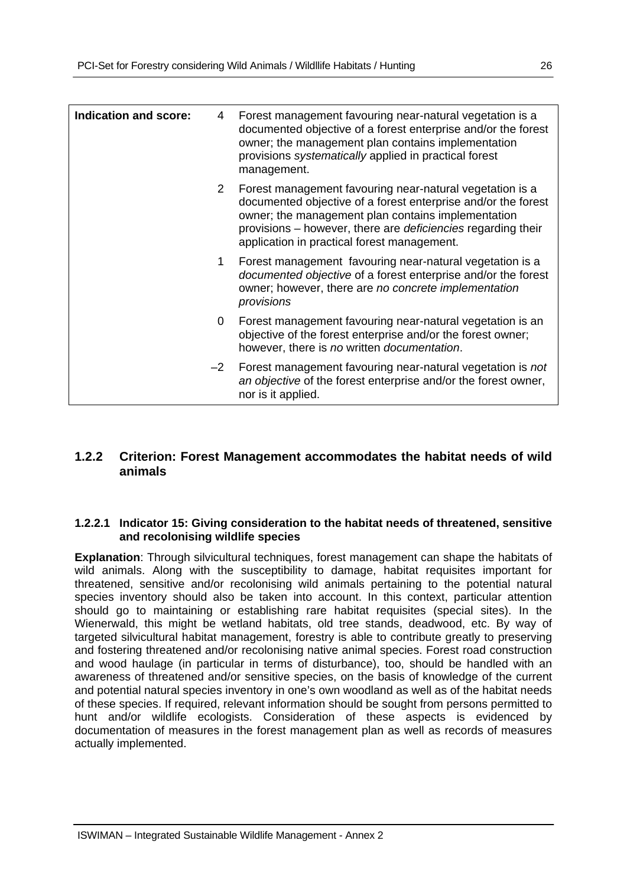| Indication and score: | | |
|---|---|---|
| | 4 | Forest management favouring near-natural vegetation is a documented objective of a forest enterprise and/or the forest owner; the management plan contains implementation provisions *systematically* applied in practical forest management. |
| | 2 | Forest management favouring near-natural vegetation is a documented objective of a forest enterprise and/or the forest owner; the management plan contains implementation provisions – however, there are *deficiencies* regarding their application in practical forest management. |
| | 1 | Forest management favouring near-natural vegetation is a *documented objective* of a forest enterprise and/or the forest owner; however, there are *no concrete implementation provisions* |
| | 0 | Forest management favouring near-natural vegetation is an objective of the forest enterprise and/or the forest owner; however, there is *no* written *documentation*. |
| | –2 | Forest management favouring near-natural vegetation is *not an objective* of the forest enterprise and/or the forest owner, nor is it applied. |

## 1.2.2 Criterion: Forest Management accommodates the habitat needs of wild animals

### 1.2.2.1 Indicator 15: Giving consideration to the habitat needs of threatened, sensitive and recolonising wildlife species

**Explanation**: Through silvicultural techniques, forest management can shape the habitats of wild animals. Along with the susceptibility to damage, habitat requisites important for threatened, sensitive and/or recolonising wild animals pertaining to the potential natural species inventory should also be taken into account. In this context, particular attention should go to maintaining or establishing rare habitat requisites (special sites). In the Wienerwald, this might be wetland habitats, old tree stands, deadwood, etc. By way of targeted silvicultural habitat management, forestry is able to contribute greatly to preserving and fostering threatened and/or recolonising native animal species. Forest road construction and wood haulage (in particular in terms of disturbance), too, should be handled with an awareness of threatened and/or sensitive species, on the basis of knowledge of the current and potential natural species inventory in one's own woodland as well as of the habitat needs of these species. If required, relevant information should be sought from persons permitted to hunt and/or wildlife ecologists. Consideration of these aspects is evidenced by documentation of measures in the forest management plan as well as records of measures actually implemented.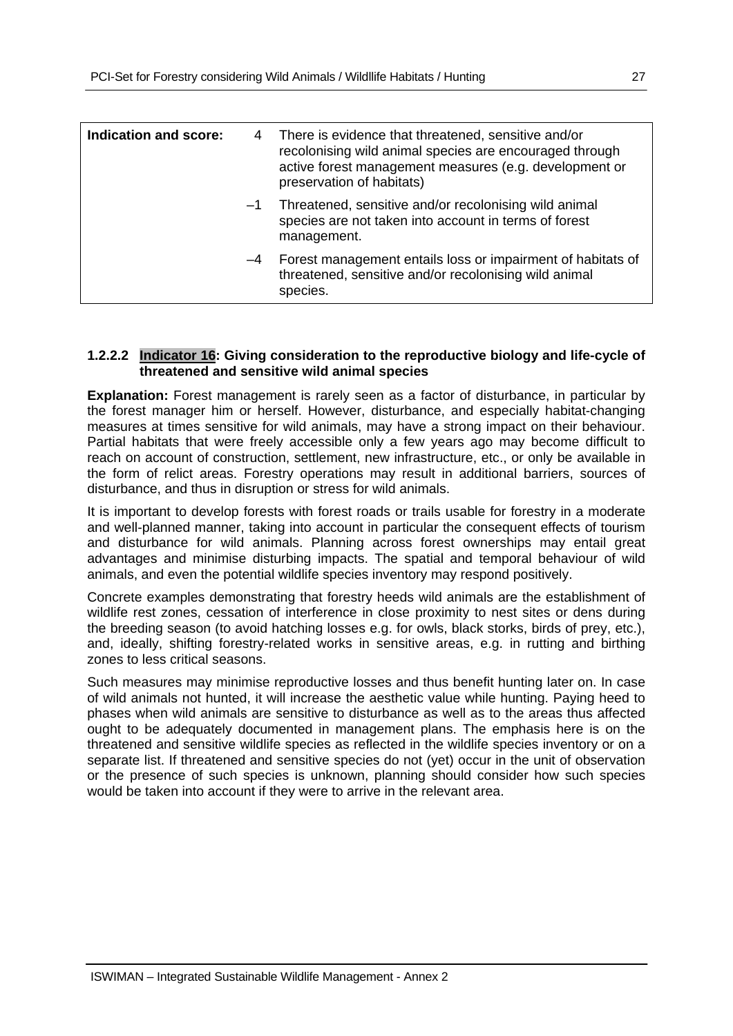| Indication and score: | | |
|---|---|---|
| | 4 | There is evidence that threatened, sensitive and/or recolonising wild animal species are encouraged through active forest management measures (e.g. development or preservation of habitats) |
| | –1 | Threatened, sensitive and/or recolonising wild animal species are not taken into account in terms of forest management. |
| | –4 | Forest management entails loss or impairment of habitats of threatened, sensitive and/or recolonising wild animal species. |

### 1.2.2.2 Indicator 16: Giving consideration to the reproductive biology and life-cycle of threatened and sensitive wild animal species

**Explanation:** Forest management is rarely seen as a factor of disturbance, in particular by the forest manager him or herself. However, disturbance, and especially habitat-changing measures at times sensitive for wild animals, may have a strong impact on their behaviour. Partial habitats that were freely accessible only a few years ago may become difficult to reach on account of construction, settlement, new infrastructure, etc., or only be available in the form of relict areas. Forestry operations may result in additional barriers, sources of disturbance, and thus in disruption or stress for wild animals.

It is important to develop forests with forest roads or trails usable for forestry in a moderate and well-planned manner, taking into account in particular the consequent effects of tourism and disturbance for wild animals. Planning across forest ownerships may entail great advantages and minimise disturbing impacts. The spatial and temporal behaviour of wild animals, and even the potential wildlife species inventory may respond positively.

Concrete examples demonstrating that forestry heeds wild animals are the establishment of wildlife rest zones, cessation of interference in close proximity to nest sites or dens during the breeding season (to avoid hatching losses e.g. for owls, black storks, birds of prey, etc.), and, ideally, shifting forestry-related works in sensitive areas, e.g. in rutting and birthing zones to less critical seasons.

Such measures may minimise reproductive losses and thus benefit hunting later on. In case of wild animals not hunted, it will increase the aesthetic value while hunting. Paying heed to phases when wild animals are sensitive to disturbance as well as to the areas thus affected ought to be adequately documented in management plans. The emphasis here is on the threatened and sensitive wildlife species as reflected in the wildlife species inventory or on a separate list. If threatened and sensitive species do not (yet) occur in the unit of observation or the presence of such species is unknown, planning should consider how such species would be taken into account if they were to arrive in the relevant area.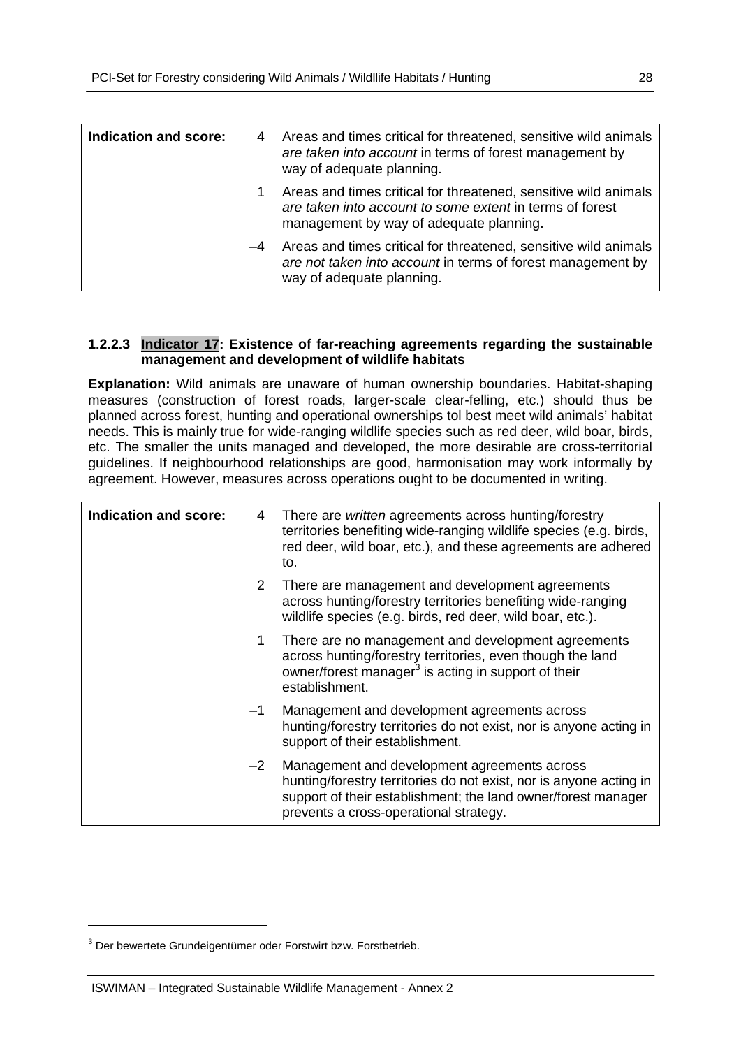| Indication and score: | | |
|---|---|---|
| | 4 | Areas and times critical for threatened, sensitive wild animals *are taken into account* in terms of forest management by way of adequate planning. |
| | 1 | Areas and times critical for threatened, sensitive wild animals *are taken into account to some extent* in terms of forest management by way of adequate planning. |
| | –4 | Areas and times critical for threatened, sensitive wild animals *are not taken into account* in terms of forest management by way of adequate planning. |

#### 1.2.2.3 Indicator 17: Existence of far-reaching agreements regarding the sustainable management and development of wildlife habitats

**Explanation:** Wild animals are unaware of human ownership boundaries. Habitat-shaping measures (construction of forest roads, larger-scale clear-felling, etc.) should thus be planned across forest, hunting and operational ownerships tol best meet wild animals' habitat needs. This is mainly true for wide-ranging wildlife species such as red deer, wild boar, birds, etc. The smaller the units managed and developed, the more desirable are cross-territorial guidelines. If neighbourhood relationships are good, harmonisation may work informally by agreement. However, measures across operations ought to be documented in writing.

| Indication and score: | | |
|---|---|---|
| | 4 | There are *written* agreements across hunting/forestry territories benefiting wide-ranging wildlife species (e.g. birds, red deer, wild boar, etc.), and these agreements are adhered to. |
| | 2 | There are management and development agreements across hunting/forestry territories benefiting wide-ranging wildlife species (e.g. birds, red deer, wild boar, etc.). |
| | 1 | There are no management and development agreements across hunting/forestry territories, even though the land owner/forest manager[3] is acting in support of their establishment. |
| | –1 | Management and development agreements across hunting/forestry territories do not exist, nor is anyone acting in support of their establishment. |
| | –2 | Management and development agreements across hunting/forestry territories do not exist, nor is anyone acting in support of their establishment; the land owner/forest manager prevents a cross-operational strategy. |

[3] Der bewertete Grundeigentümer oder Forstwirt bzw. Forstbetrieb.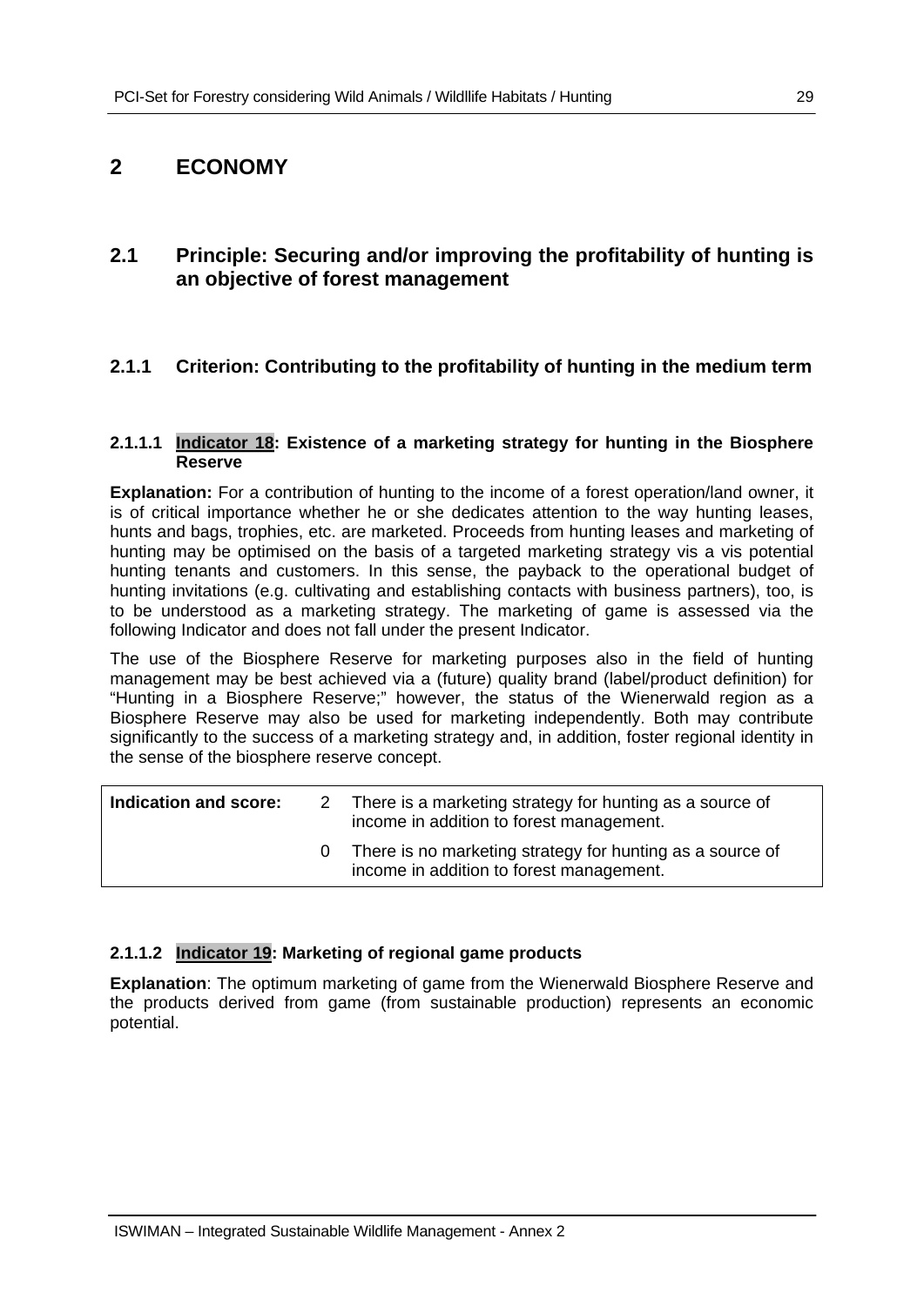# 2 ECONOMY

## 2.1 Principle: Securing and/or improving the profitability of hunting is an objective of forest management

### 2.1.1 Criterion: Contributing to the profitability of hunting in the medium term

#### 2.1.1.1 Indicator 18: Existence of a marketing strategy for hunting in the Biosphere Reserve

**Explanation:** For a contribution of hunting to the income of a forest operation/land owner, it is of critical importance whether he or she dedicates attention to the way hunting leases, hunts and bags, trophies, etc. are marketed. Proceeds from hunting leases and marketing of hunting may be optimised on the basis of a targeted marketing strategy vis a vis potential hunting tenants and customers. In this sense, the payback to the operational budget of hunting invitations (e.g. cultivating and establishing contacts with business partners), too, is to be understood as a marketing strategy. The marketing of game is assessed via the following Indicator and does not fall under the present Indicator.

The use of the Biosphere Reserve for marketing purposes also in the field of hunting management may be best achieved via a (future) quality brand (label/product definition) for "Hunting in a Biosphere Reserve;" however, the status of the Wienerwald region as a Biosphere Reserve may also be used for marketing independently. Both may contribute significantly to the success of a marketing strategy and, in addition, foster regional identity in the sense of the biosphere reserve concept.

| Indication and score: | | |
|---|---|---|
| | 2 | There is a marketing strategy for hunting as a source of income in addition to forest management. |
| | 0 | There is no marketing strategy for hunting as a source of income in addition to forest management. |

#### 2.1.1.2 Indicator 19: Marketing of regional game products

**Explanation**: The optimum marketing of game from the Wienerwald Biosphere Reserve and the products derived from game (from sustainable production) represents an economic potential.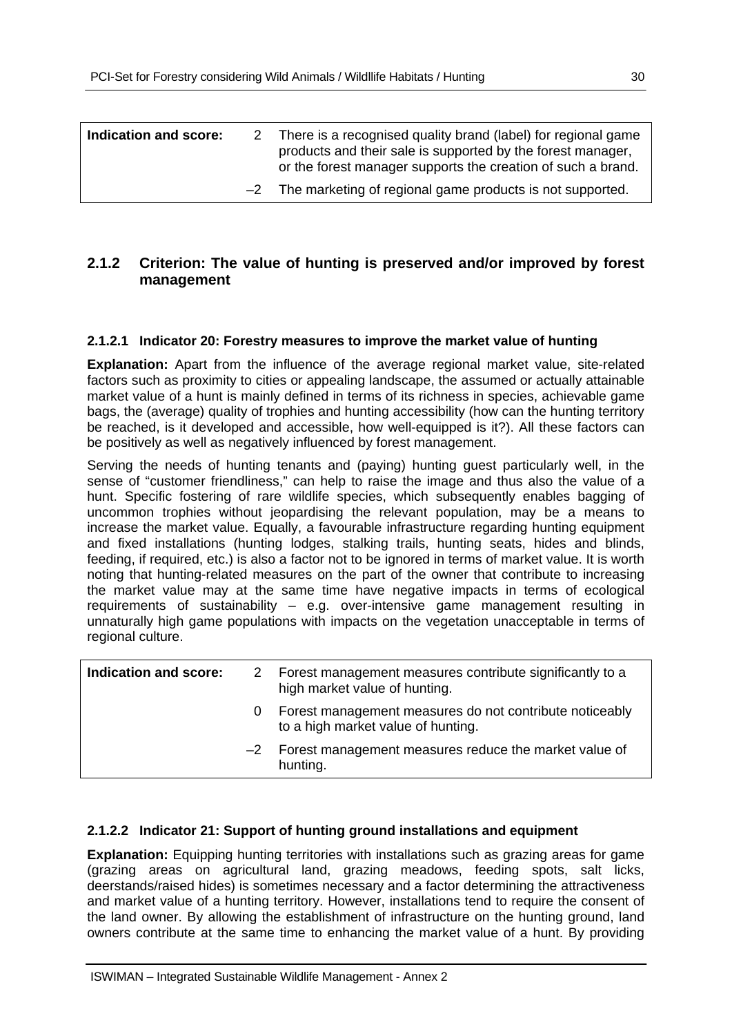| Indication and score: | | |
|---|---|---|
| | 2 | There is a recognised quality brand (label) for regional game products and their sale is supported by the forest manager, or the forest manager supports the creation of such a brand. |
| | –2 | The marketing of regional game products is not supported. |

### 2.1.2 Criterion: The value of hunting is preserved and/or improved by forest management

#### 2.1.2.1 Indicator 20: Forestry measures to improve the market value of hunting

**Explanation:** Apart from the influence of the average regional market value, site-related factors such as proximity to cities or appealing landscape, the assumed or actually attainable market value of a hunt is mainly defined in terms of its richness in species, achievable game bags, the (average) quality of trophies and hunting accessibility (how can the hunting territory be reached, is it developed and accessible, how well-equipped is it?). All these factors can be positively as well as negatively influenced by forest management.

Serving the needs of hunting tenants and (paying) hunting guest particularly well, in the sense of "customer friendliness," can help to raise the image and thus also the value of a hunt. Specific fostering of rare wildlife species, which subsequently enables bagging of uncommon trophies without jeopardising the relevant population, may be a means to increase the market value. Equally, a favourable infrastructure regarding hunting equipment and fixed installations (hunting lodges, stalking trails, hunting seats, hides and blinds, feeding, if required, etc.) is also a factor not to be ignored in terms of market value. It is worth noting that hunting-related measures on the part of the owner that contribute to increasing the market value may at the same time have negative impacts in terms of ecological requirements of sustainability – e.g. over-intensive game management resulting in unnaturally high game populations with impacts on the vegetation unacceptable in terms of regional culture.

| Indication and score: | | |
|---|---|---|
| | 2 | Forest management measures contribute significantly to a high market value of hunting. |
| | 0 | Forest management measures do not contribute noticeably to a high market value of hunting. |
| | –2 | Forest management measures reduce the market value of hunting. |

#### 2.1.2.2 Indicator 21: Support of hunting ground installations and equipment

**Explanation:** Equipping hunting territories with installations such as grazing areas for game (grazing areas on agricultural land, grazing meadows, feeding spots, salt licks, deerstands/raised hides) is sometimes necessary and a factor determining the attractiveness and market value of a hunting territory. However, installations tend to require the consent of the land owner. By allowing the establishment of infrastructure on the hunting ground, land owners contribute at the same time to enhancing the market value of a hunt. By providing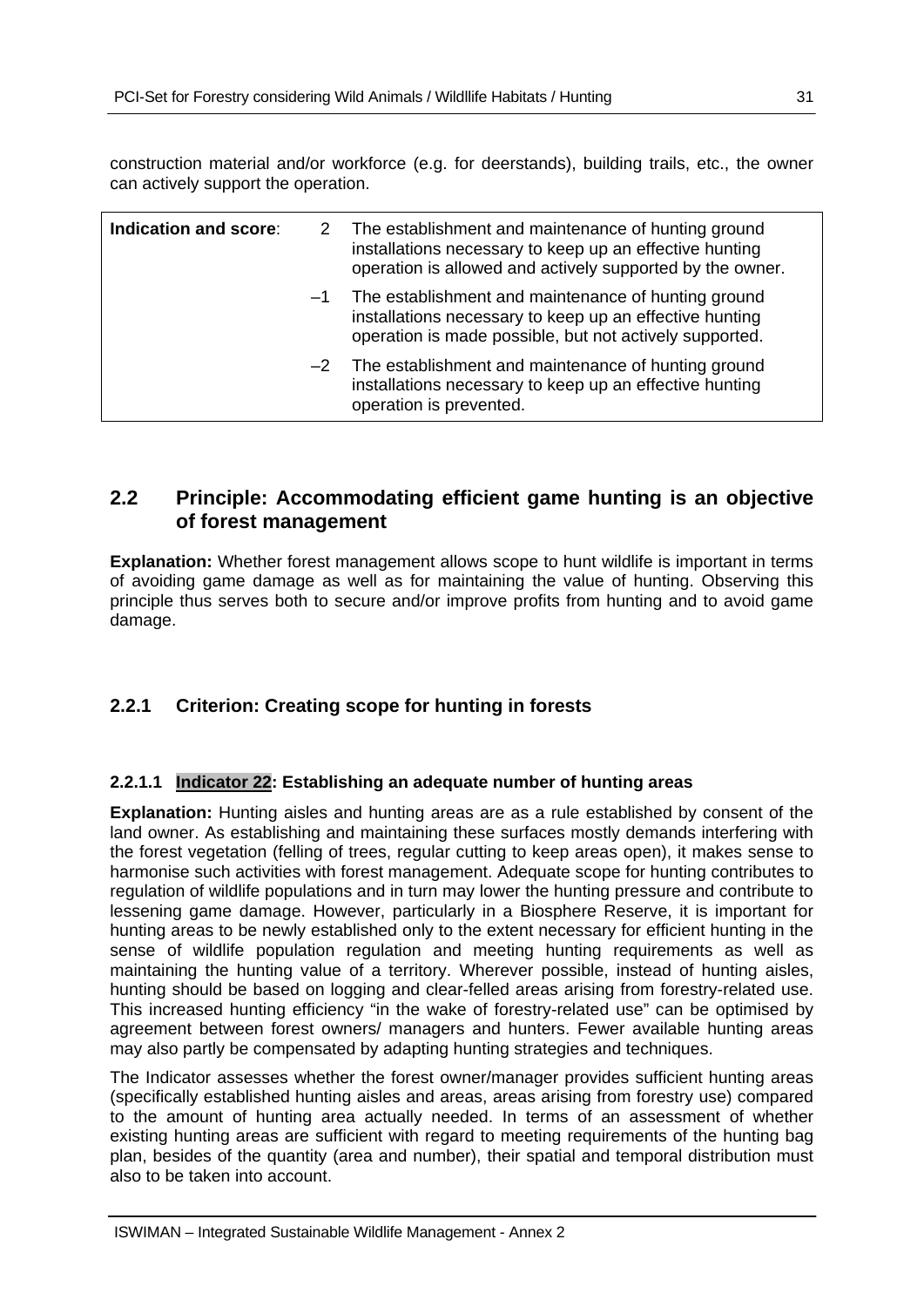construction material and/or workforce (e.g. for deerstands), building trails, etc., the owner can actively support the operation.

| **Indication and score**: | 2 | The establishment and maintenance of hunting ground installations necessary to keep up an effective hunting operation is allowed and actively supported by the owner. |
|---|---|---|
| | –1 | The establishment and maintenance of hunting ground installations necessary to keep up an effective hunting operation is made possible, but not actively supported. |
| | –2 | The establishment and maintenance of hunting ground installations necessary to keep up an effective hunting operation is prevented. |

## 2.2 Principle: Accommodating efficient game hunting is an objective of forest management

**Explanation:** Whether forest management allows scope to hunt wildlife is important in terms of avoiding game damage as well as for maintaining the value of hunting. Observing this principle thus serves both to secure and/or improve profits from hunting and to avoid game damage.

### 2.2.1 Criterion: Creating scope for hunting in forests

#### 2.2.1.1 Indicator 22: Establishing an adequate number of hunting areas

**Explanation:** Hunting aisles and hunting areas are as a rule established by consent of the land owner. As establishing and maintaining these surfaces mostly demands interfering with the forest vegetation (felling of trees, regular cutting to keep areas open), it makes sense to harmonise such activities with forest management. Adequate scope for hunting contributes to regulation of wildlife populations and in turn may lower the hunting pressure and contribute to lessening game damage. However, particularly in a Biosphere Reserve, it is important for hunting areas to be newly established only to the extent necessary for efficient hunting in the sense of wildlife population regulation and meeting hunting requirements as well as maintaining the hunting value of a territory. Wherever possible, instead of hunting aisles, hunting should be based on logging and clear-felled areas arising from forestry-related use. This increased hunting efficiency "in the wake of forestry-related use" can be optimised by agreement between forest owners/ managers and hunters. Fewer available hunting areas may also partly be compensated by adapting hunting strategies and techniques.

The Indicator assesses whether the forest owner/manager provides sufficient hunting areas (specifically established hunting aisles and areas, areas arising from forestry use) compared to the amount of hunting area actually needed. In terms of an assessment of whether existing hunting areas are sufficient with regard to meeting requirements of the hunting bag plan, besides of the quantity (area and number), their spatial and temporal distribution must also to be taken into account.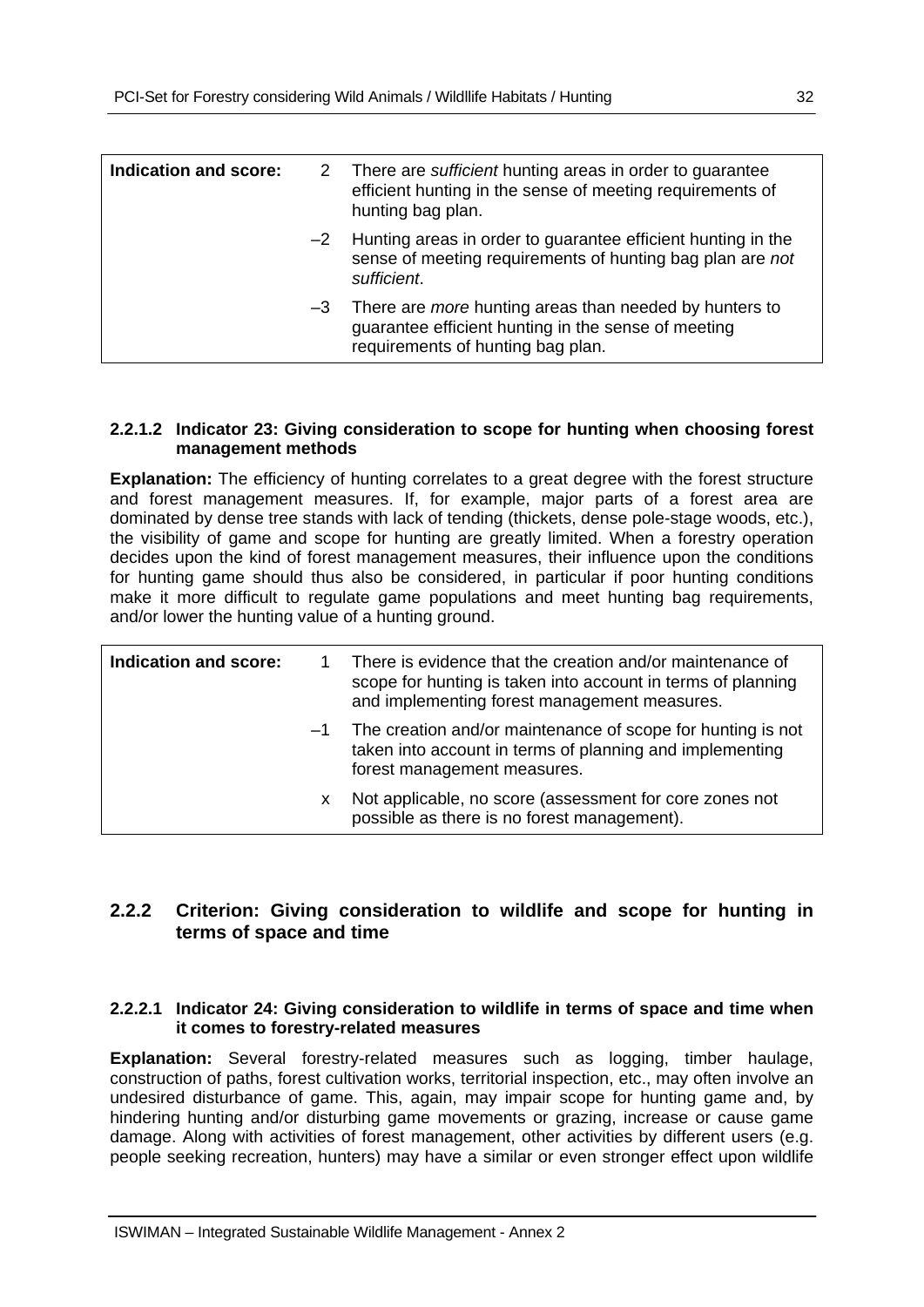| Indication and score: | | |
|---|---|---|
| | 2 | There are *sufficient* hunting areas in order to guarantee efficient hunting in the sense of meeting requirements of hunting bag plan. |
| | –2 | Hunting areas in order to guarantee efficient hunting in the sense of meeting requirements of hunting bag plan are *not sufficient*. |
| | –3 | There are *more* hunting areas than needed by hunters to guarantee efficient hunting in the sense of meeting requirements of hunting bag plan. |

#### 2.2.1.2 Indicator 23: Giving consideration to scope for hunting when choosing forest management methods

**Explanation:** The efficiency of hunting correlates to a great degree with the forest structure and forest management measures. If, for example, major parts of a forest area are dominated by dense tree stands with lack of tending (thickets, dense pole-stage woods, etc.), the visibility of game and scope for hunting are greatly limited. When a forestry operation decides upon the kind of forest management measures, their influence upon the conditions for hunting game should thus also be considered, in particular if poor hunting conditions make it more difficult to regulate game populations and meet hunting bag requirements, and/or lower the hunting value of a hunting ground.

| Indication and score: | | |
|---|---|---|
| | 1 | There is evidence that the creation and/or maintenance of scope for hunting is taken into account in terms of planning and implementing forest management measures. |
| | –1 | The creation and/or maintenance of scope for hunting is not taken into account in terms of planning and implementing forest management measures. |
| | x | Not applicable, no score (assessment for core zones not possible as there is no forest management). |

### 2.2.2 Criterion: Giving consideration to wildlife and scope for hunting in terms of space and time

#### 2.2.2.1 Indicator 24: Giving consideration to wildlife in terms of space and time when it comes to forestry-related measures

**Explanation:** Several forestry-related measures such as logging, timber haulage, construction of paths, forest cultivation works, territorial inspection, etc., may often involve an undesired disturbance of game. This, again, may impair scope for hunting game and, by hindering hunting and/or disturbing game movements or grazing, increase or cause game damage. Along with activities of forest management, other activities by different users (e.g. people seeking recreation, hunters) may have a similar or even stronger effect upon wildlife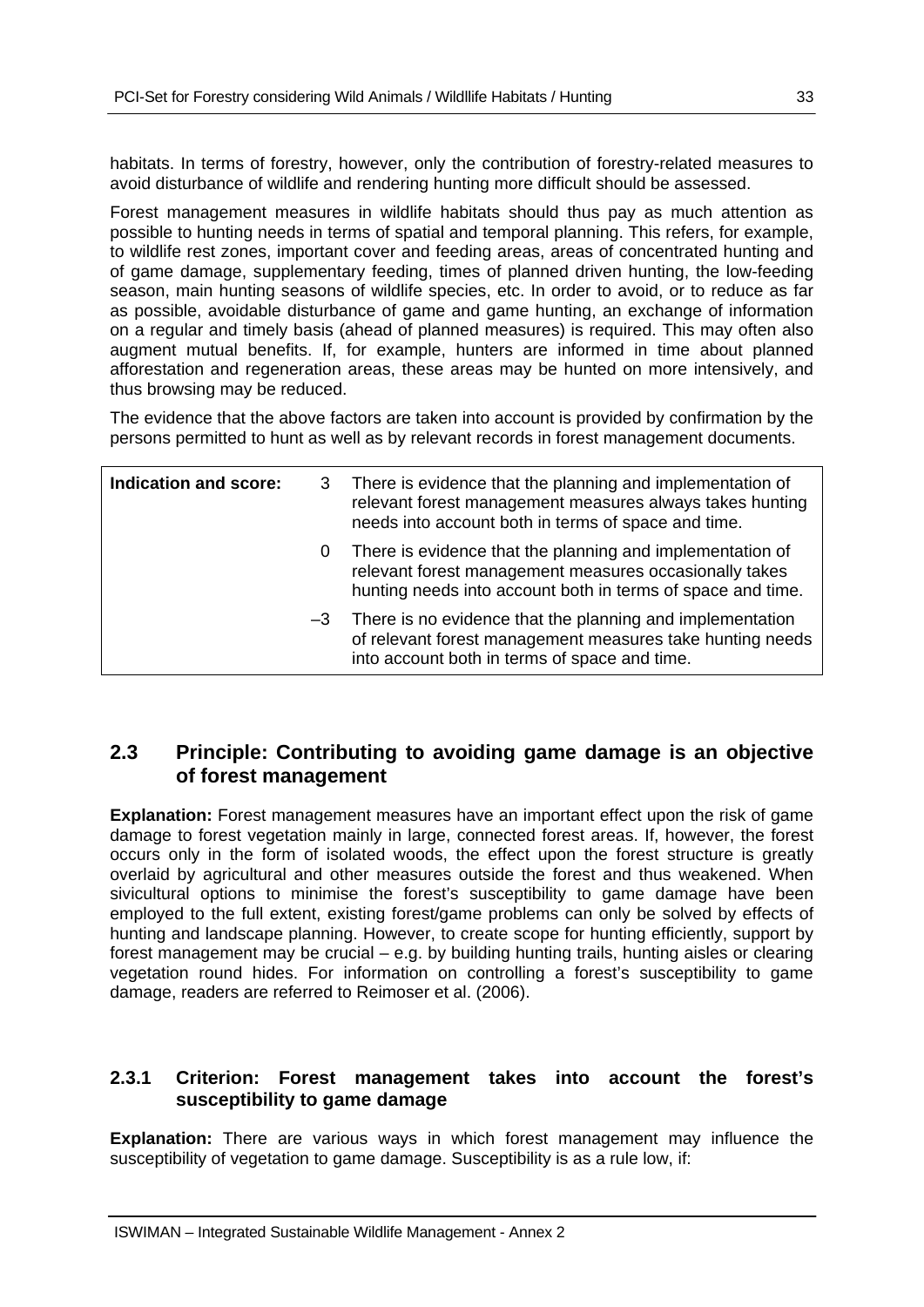habitats. In terms of forestry, however, only the contribution of forestry-related measures to avoid disturbance of wildlife and rendering hunting more difficult should be assessed.

Forest management measures in wildlife habitats should thus pay as much attention as possible to hunting needs in terms of spatial and temporal planning. This refers, for example, to wildlife rest zones, important cover and feeding areas, areas of concentrated hunting and of game damage, supplementary feeding, times of planned driven hunting, the low-feeding season, main hunting seasons of wildlife species, etc. In order to avoid, or to reduce as far as possible, avoidable disturbance of game and game hunting, an exchange of information on a regular and timely basis (ahead of planned measures) is required. This may often also augment mutual benefits. If, for example, hunters are informed in time about planned afforestation and regeneration areas, these areas may be hunted on more intensively, and thus browsing may be reduced.

The evidence that the above factors are taken into account is provided by confirmation by the persons permitted to hunt as well as by relevant records in forest management documents.

| **Indication and score:** | | |
|---|---|---|
| | 3 | There is evidence that the planning and implementation of relevant forest management measures always takes hunting needs into account both in terms of space and time. |
| | 0 | There is evidence that the planning and implementation of relevant forest management measures occasionally takes hunting needs into account both in terms of space and time. |
| | –3 | There is no evidence that the planning and implementation of relevant forest management measures take hunting needs into account both in terms of space and time. |

## 2.3 Principle: Contributing to avoiding game damage is an objective of forest management

**Explanation:** Forest management measures have an important effect upon the risk of game damage to forest vegetation mainly in large, connected forest areas. If, however, the forest occurs only in the form of isolated woods, the effect upon the forest structure is greatly overlaid by agricultural and other measures outside the forest and thus weakened. When sivicultural options to minimise the forest's susceptibility to game damage have been employed to the full extent, existing forest/game problems can only be solved by effects of hunting and landscape planning. However, to create scope for hunting efficiently, support by forest management may be crucial – e.g. by building hunting trails, hunting aisles or clearing vegetation round hides. For information on controlling a forest's susceptibility to game damage, readers are referred to Reimoser et al. (2006).

### 2.3.1 Criterion: Forest management takes into account the forest's susceptibility to game damage

**Explanation:** There are various ways in which forest management may influence the susceptibility of vegetation to game damage. Susceptibility is as a rule low, if: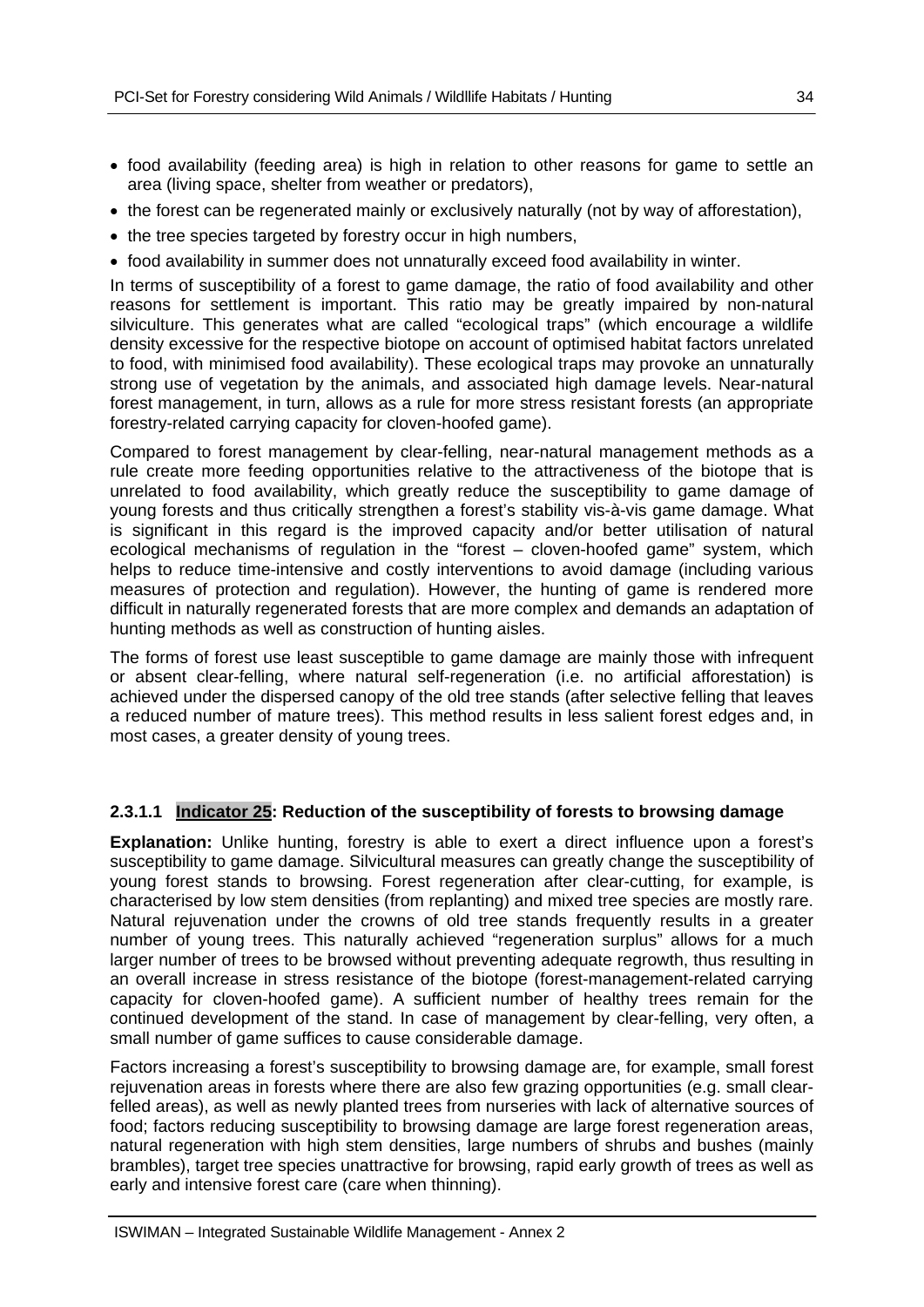- food availability (feeding area) is high in relation to other reasons for game to settle an area (living space, shelter from weather or predators),
- the forest can be regenerated mainly or exclusively naturally (not by way of afforestation),
- the tree species targeted by forestry occur in high numbers,
- food availability in summer does not unnaturally exceed food availability in winter.

In terms of susceptibility of a forest to game damage, the ratio of food availability and other reasons for settlement is important. This ratio may be greatly impaired by non-natural silviculture. This generates what are called "ecological traps" (which encourage a wildlife density excessive for the respective biotope on account of optimised habitat factors unrelated to food, with minimised food availability). These ecological traps may provoke an unnaturally strong use of vegetation by the animals, and associated high damage levels. Near-natural forest management, in turn, allows as a rule for more stress resistant forests (an appropriate forestry-related carrying capacity for cloven-hoofed game).

Compared to forest management by clear-felling, near-natural management methods as a rule create more feeding opportunities relative to the attractiveness of the biotope that is unrelated to food availability, which greatly reduce the susceptibility to game damage of young forests and thus critically strengthen a forest's stability vis-à-vis game damage. What is significant in this regard is the improved capacity and/or better utilisation of natural ecological mechanisms of regulation in the "forest – cloven-hoofed game" system, which helps to reduce time-intensive and costly interventions to avoid damage (including various measures of protection and regulation). However, the hunting of game is rendered more difficult in naturally regenerated forests that are more complex and demands an adaptation of hunting methods as well as construction of hunting aisles.

The forms of forest use least susceptible to game damage are mainly those with infrequent or absent clear-felling, where natural self-regeneration (i.e. no artificial afforestation) is achieved under the dispersed canopy of the old tree stands (after selective felling that leaves a reduced number of mature trees). This method results in less salient forest edges and, in most cases, a greater density of young trees.

#### 2.3.1.1 Indicator 25: Reduction of the susceptibility of forests to browsing damage

**Explanation:** Unlike hunting, forestry is able to exert a direct influence upon a forest's susceptibility to game damage. Silvicultural measures can greatly change the susceptibility of young forest stands to browsing. Forest regeneration after clear-cutting, for example, is characterised by low stem densities (from replanting) and mixed tree species are mostly rare. Natural rejuvenation under the crowns of old tree stands frequently results in a greater number of young trees. This naturally achieved "regeneration surplus" allows for a much larger number of trees to be browsed without preventing adequate regrowth, thus resulting in an overall increase in stress resistance of the biotope (forest-management-related carrying capacity for cloven-hoofed game). A sufficient number of healthy trees remain for the continued development of the stand. In case of management by clear-felling, very often, a small number of game suffices to cause considerable damage.

Factors increasing a forest's susceptibility to browsing damage are, for example, small forest rejuvenation areas in forests where there are also few grazing opportunities (e.g. small clear-felled areas), as well as newly planted trees from nurseries with lack of alternative sources of food; factors reducing susceptibility to browsing damage are large forest regeneration areas, natural regeneration with high stem densities, large numbers of shrubs and bushes (mainly brambles), target tree species unattractive for browsing, rapid early growth of trees as well as early and intensive forest care (care when thinning).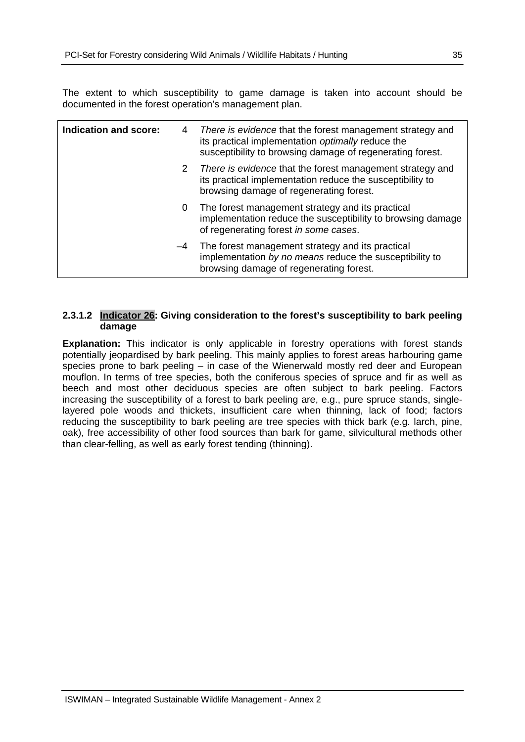The extent to which susceptibility to game damage is taken into account should be documented in the forest operation's management plan.

| Indication and score: | | |
|---|---|---|
| | 4 | *There is evidence* that the forest management strategy and its practical implementation *optimally* reduce the susceptibility to browsing damage of regenerating forest. |
| | 2 | *There is evidence* that the forest management strategy and its practical implementation reduce the susceptibility to browsing damage of regenerating forest. |
| | 0 | The forest management strategy and its practical implementation reduce the susceptibility to browsing damage of regenerating forest *in some cases*. |
| | –4 | The forest management strategy and its practical implementation *by no means* reduce the susceptibility to browsing damage of regenerating forest. |

#### 2.3.1.2 Indicator 26: Giving consideration to the forest's susceptibility to bark peeling damage

**Explanation:** This indicator is only applicable in forestry operations with forest stands potentially jeopardised by bark peeling. This mainly applies to forest areas harbouring game species prone to bark peeling – in case of the Wienerwald mostly red deer and European mouflon. In terms of tree species, both the coniferous species of spruce and fir as well as beech and most other deciduous species are often subject to bark peeling. Factors increasing the susceptibility of a forest to bark peeling are, e.g., pure spruce stands, single-layered pole woods and thickets, insufficient care when thinning, lack of food; factors reducing the susceptibility to bark peeling are tree species with thick bark (e.g. larch, pine, oak), free accessibility of other food sources than bark for game, silvicultural methods other than clear-felling, as well as early forest tending (thinning).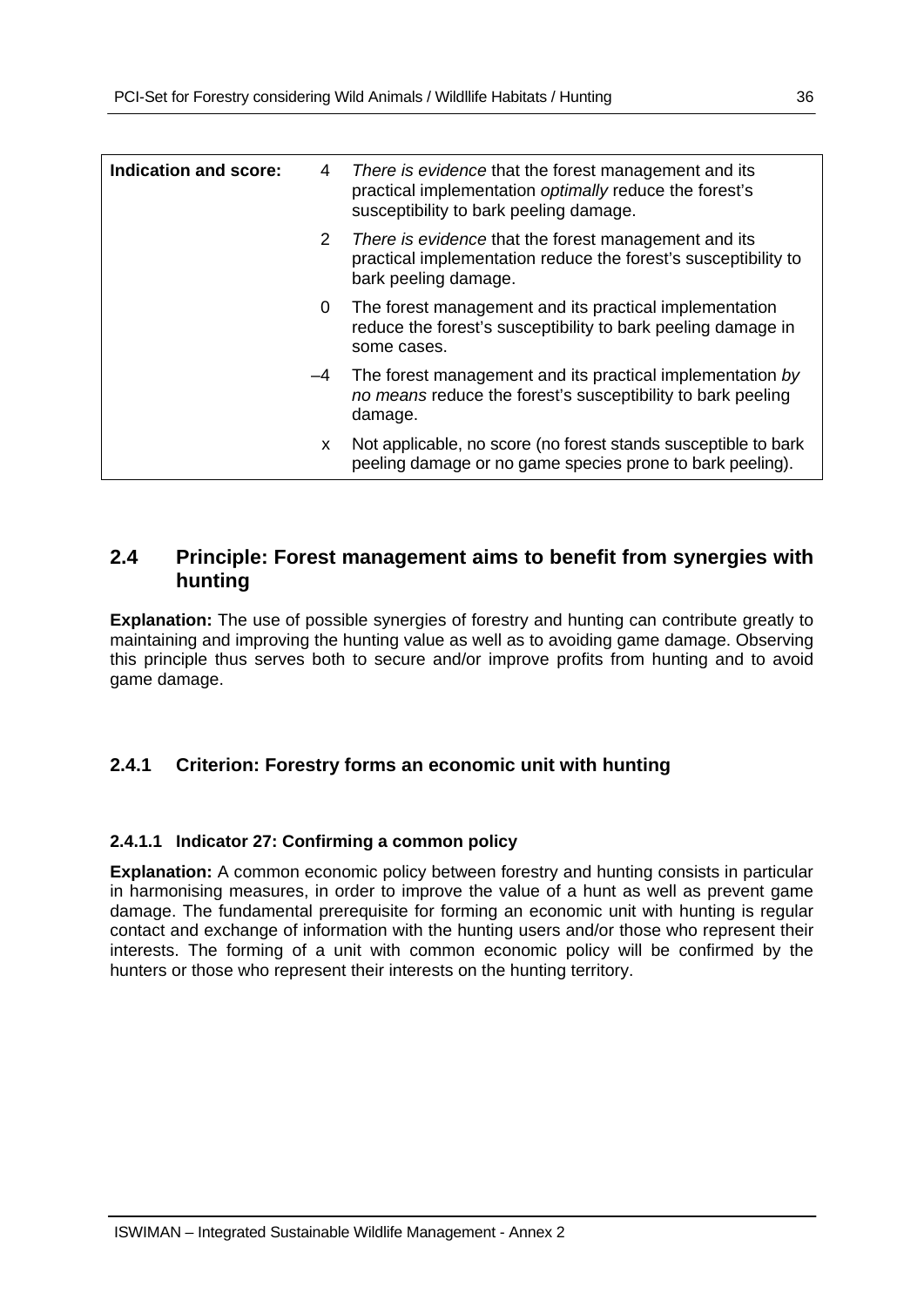| Indication and score: | | |
|---|---|---|
| | 4 | *There is evidence* that the forest management and its practical implementation *optimally* reduce the forest's susceptibility to bark peeling damage. |
| | 2 | *There is evidence* that the forest management and its practical implementation reduce the forest's susceptibility to bark peeling damage. |
| | 0 | The forest management and its practical implementation reduce the forest's susceptibility to bark peeling damage in some cases. |
| | –4 | The forest management and its practical implementation *by no means* reduce the forest's susceptibility to bark peeling damage. |
| | x | Not applicable, no score (no forest stands susceptible to bark peeling damage or no game species prone to bark peeling). |

## 2.4 Principle: Forest management aims to benefit from synergies with hunting

**Explanation:** The use of possible synergies of forestry and hunting can contribute greatly to maintaining and improving the hunting value as well as to avoiding game damage. Observing this principle thus serves both to secure and/or improve profits from hunting and to avoid game damage.

### 2.4.1 Criterion: Forestry forms an economic unit with hunting

#### 2.4.1.1 Indicator 27: Confirming a common policy

**Explanation:** A common economic policy between forestry and hunting consists in particular in harmonising measures, in order to improve the value of a hunt as well as prevent game damage. The fundamental prerequisite for forming an economic unit with hunting is regular contact and exchange of information with the hunting users and/or those who represent their interests. The forming of a unit with common economic policy will be confirmed by the hunters or those who represent their interests on the hunting territory.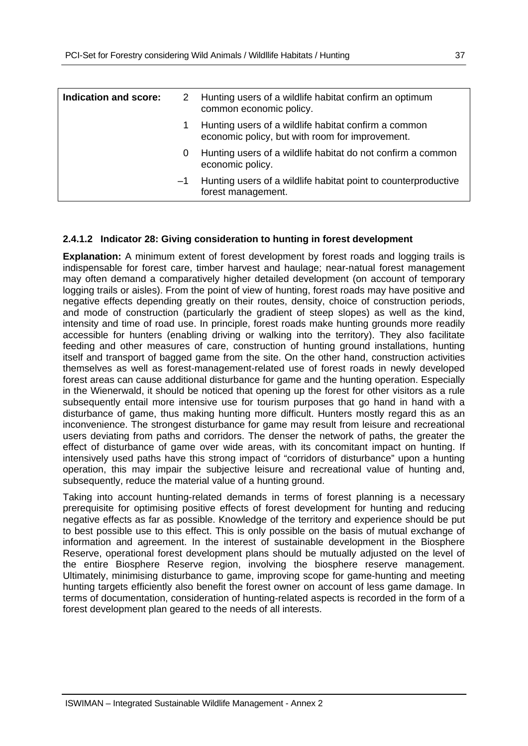| Indication and score: | | |
|---|---|---|
| | 2 | Hunting users of a wildlife habitat confirm an optimum common economic policy. |
| | 1 | Hunting users of a wildlife habitat confirm a common economic policy, but with room for improvement. |
| | 0 | Hunting users of a wildlife habitat do not confirm a common economic policy. |
| | –1 | Hunting users of a wildlife habitat point to counterproductive forest management. |

#### 2.4.1.2 Indicator 28: Giving consideration to hunting in forest development

**Explanation:** A minimum extent of forest development by forest roads and logging trails is indispensable for forest care, timber harvest and haulage; near-natual forest management may often demand a comparatively higher detailed development (on account of temporary logging trails or aisles). From the point of view of hunting, forest roads may have positive and negative effects depending greatly on their routes, density, choice of construction periods, and mode of construction (particularly the gradient of steep slopes) as well as the kind, intensity and time of road use. In principle, forest roads make hunting grounds more readily accessible for hunters (enabling driving or walking into the territory). They also facilitate feeding and other measures of care, construction of hunting ground installations, hunting itself and transport of bagged game from the site. On the other hand, construction activities themselves as well as forest-management-related use of forest roads in newly developed forest areas can cause additional disturbance for game and the hunting operation. Especially in the Wienerwald, it should be noticed that opening up the forest for other visitors as a rule subsequently entail more intensive use for tourism purposes that go hand in hand with a disturbance of game, thus making hunting more difficult. Hunters mostly regard this as an inconvenience. The strongest disturbance for game may result from leisure and recreational users deviating from paths and corridors. The denser the network of paths, the greater the effect of disturbance of game over wide areas, with its concomitant impact on hunting. If intensively used paths have this strong impact of "corridors of disturbance" upon a hunting operation, this may impair the subjective leisure and recreational value of hunting and, subsequently, reduce the material value of a hunting ground.

Taking into account hunting-related demands in terms of forest planning is a necessary prerequisite for optimising positive effects of forest development for hunting and reducing negative effects as far as possible. Knowledge of the territory and experience should be put to best possible use to this effect. This is only possible on the basis of mutual exchange of information and agreement. In the interest of sustainable development in the Biosphere Reserve, operational forest development plans should be mutually adjusted on the level of the entire Biosphere Reserve region, involving the biosphere reserve management. Ultimately, minimising disturbance to game, improving scope for game-hunting and meeting hunting targets efficiently also benefit the forest owner on account of less game damage. In terms of documentation, consideration of hunting-related aspects is recorded in the form of a forest development plan geared to the needs of all interests.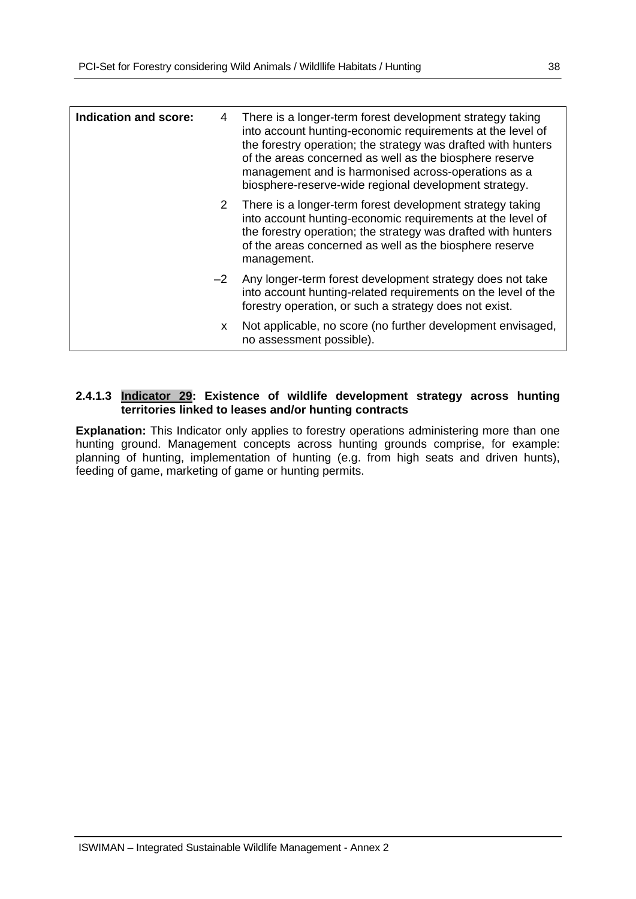| Indication and score: | | |
|---|---|---|
| | 4 | There is a longer-term forest development strategy taking into account hunting-economic requirements at the level of the forestry operation; the strategy was drafted with hunters of the areas concerned as well as the biosphere reserve management and is harmonised across-operations as a biosphere-reserve-wide regional development strategy. |
| | 2 | There is a longer-term forest development strategy taking into account hunting-economic requirements at the level of the forestry operation; the strategy was drafted with hunters of the areas concerned as well as the biosphere reserve management. |
| | –2 | Any longer-term forest development strategy does not take into account hunting-related requirements on the level of the forestry operation, or such a strategy does not exist. |
| | x | Not applicable, no score (no further development envisaged, no assessment possible). |

#### 2.4.1.3 Indicator 29: Existence of wildlife development strategy across hunting territories linked to leases and/or hunting contracts

**Explanation:** This Indicator only applies to forestry operations administering more than one hunting ground. Management concepts across hunting grounds comprise, for example: planning of hunting, implementation of hunting (e.g. from high seats and driven hunts), feeding of game, marketing of game or hunting permits.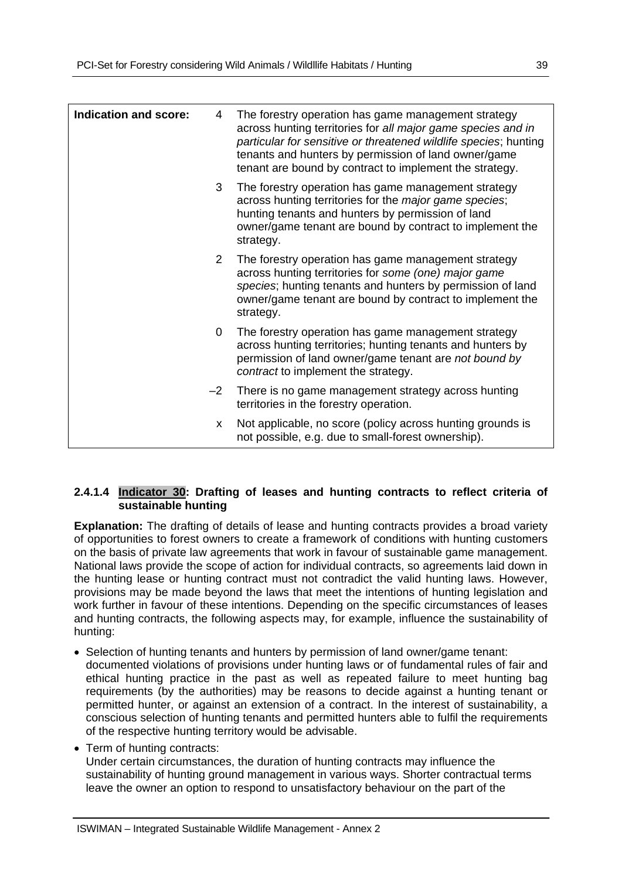| Indication and score: | | |
|---|---|---|
| | 4 | The forestry operation has game management strategy across hunting territories for *all major game species and in particular for sensitive or threatened wildlife species*; hunting tenants and hunters by permission of land owner/game tenant are bound by contract to implement the strategy. |
| | 3 | The forestry operation has game management strategy across hunting territories for the *major game species*; hunting tenants and hunters by permission of land owner/game tenant are bound by contract to implement the strategy. |
| | 2 | The forestry operation has game management strategy across hunting territories for *some (one) major game species*; hunting tenants and hunters by permission of land owner/game tenant are bound by contract to implement the strategy. |
| | 0 | The forestry operation has game management strategy across hunting territories; hunting tenants and hunters by permission of land owner/game tenant are *not bound by contract* to implement the strategy. |
| | –2 | There is no game management strategy across hunting territories in the forestry operation. |
| | x | Not applicable, no score (policy across hunting grounds is not possible, e.g. due to small-forest ownership). |

#### 2.4.1.4 Indicator 30: Drafting of leases and hunting contracts to reflect criteria of sustainable hunting

**Explanation:** The drafting of details of lease and hunting contracts provides a broad variety of opportunities to forest owners to create a framework of conditions with hunting customers on the basis of private law agreements that work in favour of sustainable game management. National laws provide the scope of action for individual contracts, so agreements laid down in the hunting lease or hunting contract must not contradict the valid hunting laws. However, provisions may be made beyond the laws that meet the intentions of hunting legislation and work further in favour of these intentions. Depending on the specific circumstances of leases and hunting contracts, the following aspects may, for example, influence the sustainability of hunting:

- Selection of hunting tenants and hunters by permission of land owner/game tenant: documented violations of provisions under hunting laws or of fundamental rules of fair and ethical hunting practice in the past as well as repeated failure to meet hunting bag requirements (by the authorities) may be reasons to decide against a hunting tenant or permitted hunter, or against an extension of a contract. In the interest of sustainability, a conscious selection of hunting tenants and permitted hunters able to fulfil the requirements of the respective hunting territory would be advisable.
- Term of hunting contracts:
  Under certain circumstances, the duration of hunting contracts may influence the sustainability of hunting ground management in various ways. Shorter contractual terms leave the owner an option to respond to unsatisfactory behaviour on the part of the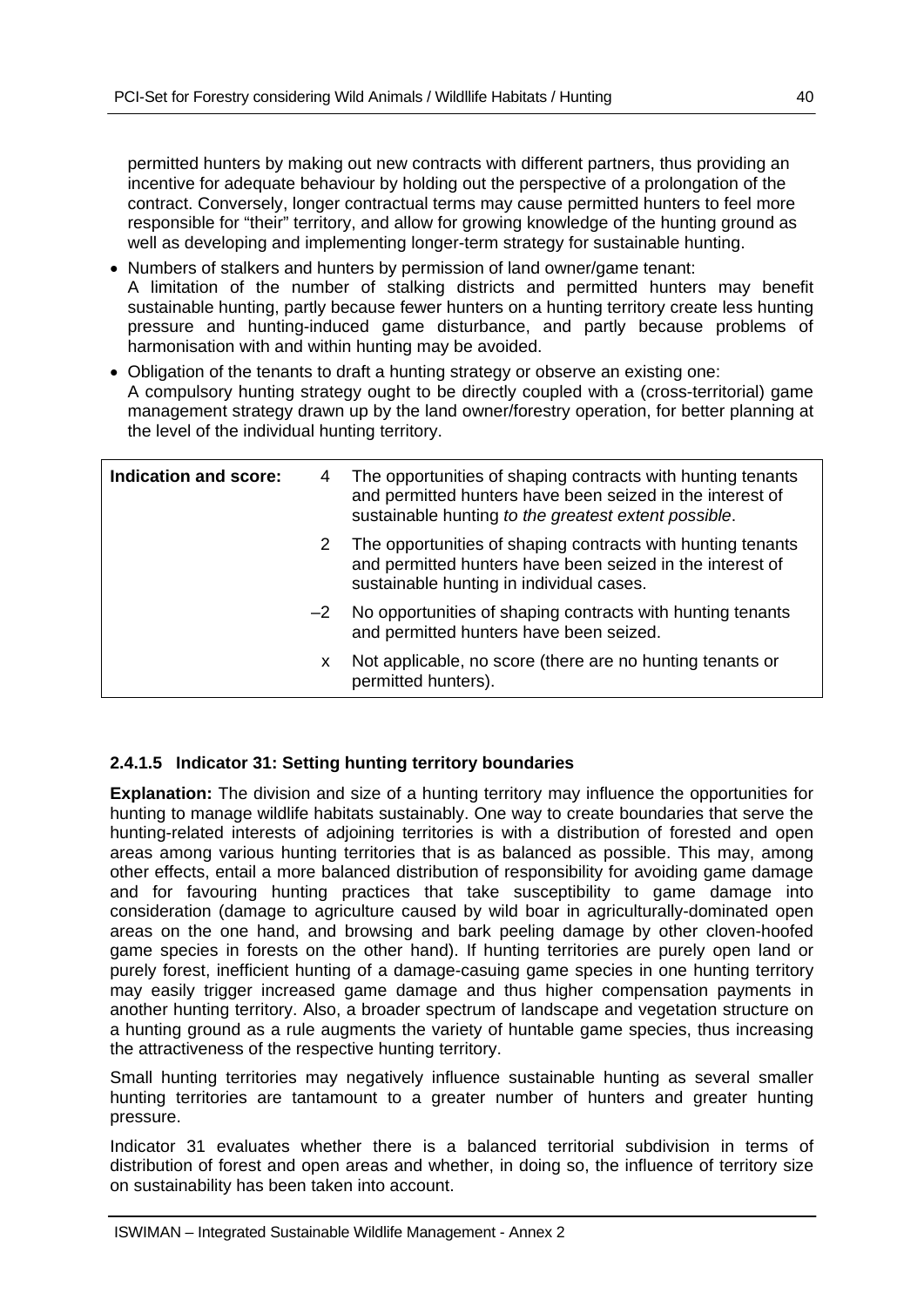permitted hunters by making out new contracts with different partners, thus providing an incentive for adequate behaviour by holding out the perspective of a prolongation of the contract. Conversely, longer contractual terms may cause permitted hunters to feel more responsible for "their" territory, and allow for growing knowledge of the hunting ground as well as developing and implementing longer-term strategy for sustainable hunting.

- Numbers of stalkers and hunters by permission of land owner/game tenant:
  A limitation of the number of stalking districts and permitted hunters may benefit sustainable hunting, partly because fewer hunters on a hunting territory create less hunting pressure and hunting-induced game disturbance, and partly because problems of harmonisation with and within hunting may be avoided.
- Obligation of the tenants to draft a hunting strategy or observe an existing one:
  A compulsory hunting strategy ought to be directly coupled with a (cross-territorial) game management strategy drawn up by the land owner/forestry operation, for better planning at the level of the individual hunting territory.

| **Indication and score:** | | |
|---|---|---|
| | 4 | The opportunities of shaping contracts with hunting tenants and permitted hunters have been seized in the interest of sustainable hunting *to the greatest extent possible*. |
| | 2 | The opportunities of shaping contracts with hunting tenants and permitted hunters have been seized in the interest of sustainable hunting in individual cases. |
| | –2 | No opportunities of shaping contracts with hunting tenants and permitted hunters have been seized. |
| | x | Not applicable, no score (there are no hunting tenants or permitted hunters). |

#### 2.4.1.5 Indicator 31: Setting hunting territory boundaries

**Explanation:** The division and size of a hunting territory may influence the opportunities for hunting to manage wildlife habitats sustainably. One way to create boundaries that serve the hunting-related interests of adjoining territories is with a distribution of forested and open areas among various hunting territories that is as balanced as possible. This may, among other effects, entail a more balanced distribution of responsibility for avoiding game damage and for favouring hunting practices that take susceptibility to game damage into consideration (damage to agriculture caused by wild boar in agriculturally-dominated open areas on the one hand, and browsing and bark peeling damage by other cloven-hoofed game species in forests on the other hand). If hunting territories are purely open land or purely forest, inefficient hunting of a damage-casuing game species in one hunting territory may easily trigger increased game damage and thus higher compensation payments in another hunting territory. Also, a broader spectrum of landscape and vegetation structure on a hunting ground as a rule augments the variety of huntable game species, thus increasing the attractiveness of the respective hunting territory.

Small hunting territories may negatively influence sustainable hunting as several smaller hunting territories are tantamount to a greater number of hunters and greater hunting pressure.

Indicator 31 evaluates whether there is a balanced territorial subdivision in terms of distribution of forest and open areas and whether, in doing so, the influence of territory size on sustainability has been taken into account.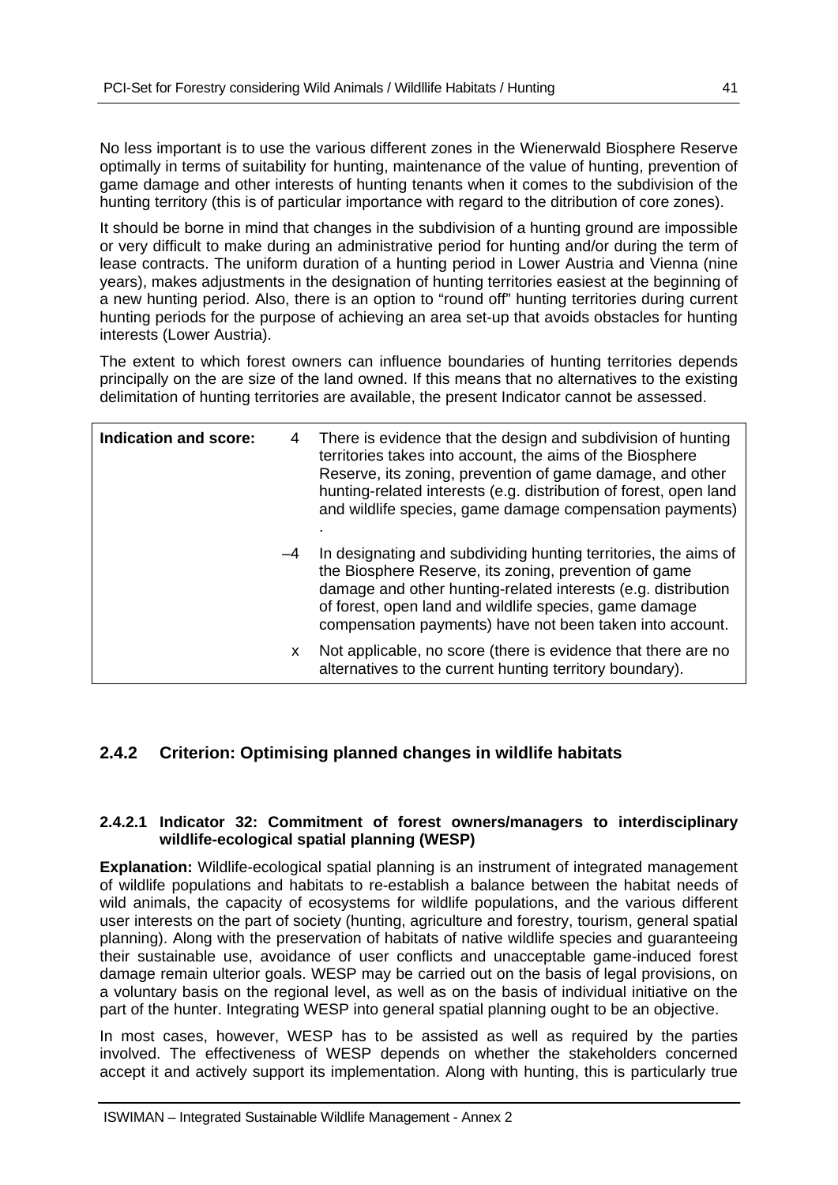No less important is to use the various different zones in the Wienerwald Biosphere Reserve optimally in terms of suitability for hunting, maintenance of the value of hunting, prevention of game damage and other interests of hunting tenants when it comes to the subdivision of the hunting territory (this is of particular importance with regard to the ditribution of core zones).

It should be borne in mind that changes in the subdivision of a hunting ground are impossible or very difficult to make during an administrative period for hunting and/or during the term of lease contracts. The uniform duration of a hunting period in Lower Austria and Vienna (nine years), makes adjustments in the designation of hunting territories easiest at the beginning of a new hunting period. Also, there is an option to "round off" hunting territories during current hunting periods for the purpose of achieving an area set-up that avoids obstacles for hunting interests (Lower Austria).

The extent to which forest owners can influence boundaries of hunting territories depends principally on the are size of the land owned. If this means that no alternatives to the existing delimitation of hunting territories are available, the present Indicator cannot be assessed.

| Indication and score: | | |
|---|---|---|
| | 4 | There is evidence that the design and subdivision of hunting territories takes into account, the aims of the Biosphere Reserve, its zoning, prevention of game damage, and other hunting-related interests (e.g. distribution of forest, open land and wildlife species, game damage compensation payments) . |
| | –4 | In designating and subdividing hunting territories, the aims of the Biosphere Reserve, its zoning, prevention of game damage and other hunting-related interests (e.g. distribution of forest, open land and wildlife species, game damage compensation payments) have not been taken into account. |
| | x | Not applicable, no score (there is evidence that there are no alternatives to the current hunting territory boundary). |

## 2.4.2 Criterion: Optimising planned changes in wildlife habitats

#### 2.4.2.1 Indicator 32: Commitment of forest owners/managers to interdisciplinary wildlife-ecological spatial planning (WESP)

**Explanation:** Wildlife-ecological spatial planning is an instrument of integrated management of wildlife populations and habitats to re-establish a balance between the habitat needs of wild animals, the capacity of ecosystems for wildlife populations, and the various different user interests on the part of society (hunting, agriculture and forestry, tourism, general spatial planning). Along with the preservation of habitats of native wildlife species and guaranteeing their sustainable use, avoidance of user conflicts and unacceptable game-induced forest damage remain ulterior goals. WESP may be carried out on the basis of legal provisions, on a voluntary basis on the regional level, as well as on the basis of individual initiative on the part of the hunter. Integrating WESP into general spatial planning ought to be an objective.

In most cases, however, WESP has to be assisted as well as required by the parties involved. The effectiveness of WESP depends on whether the stakeholders concerned accept it and actively support its implementation. Along with hunting, this is particularly true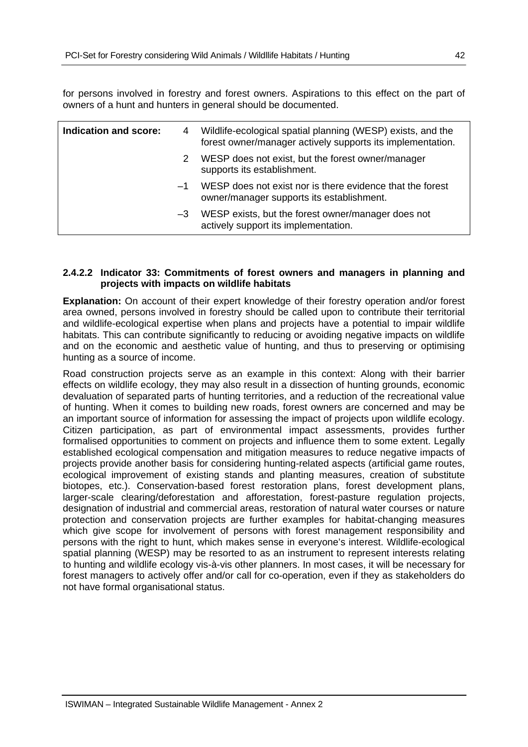for persons involved in forestry and forest owners. Aspirations to this effect on the part of owners of a hunt and hunters in general should be documented.

| **Indication and score:** | | |
|---|---|---|
| | 4 | Wildlife-ecological spatial planning (WESP) exists, and the forest owner/manager actively supports its implementation. |
| | 2 | WESP does not exist, but the forest owner/manager supports its establishment. |
| | –1 | WESP does not exist nor is there evidence that the forest owner/manager supports its establishment. |
| | –3 | WESP exists, but the forest owner/manager does not actively support its implementation. |

#### 2.4.2.2 Indicator 33: Commitments of forest owners and managers in planning and projects with impacts on wildlife habitats

**Explanation:** On account of their expert knowledge of their forestry operation and/or forest area owned, persons involved in forestry should be called upon to contribute their territorial and wildlife-ecological expertise when plans and projects have a potential to impair wildlife habitats. This can contribute significantly to reducing or avoiding negative impacts on wildlife and on the economic and aesthetic value of hunting, and thus to preserving or optimising hunting as a source of income.

Road construction projects serve as an example in this context: Along with their barrier effects on wildlife ecology, they may also result in a dissection of hunting grounds, economic devaluation of separated parts of hunting territories, and a reduction of the recreational value of hunting. When it comes to building new roads, forest owners are concerned and may be an important source of information for assessing the impact of projects upon wildlife ecology. Citizen participation, as part of environmental impact assessments, provides further formalised opportunities to comment on projects and influence them to some extent. Legally established ecological compensation and mitigation measures to reduce negative impacts of projects provide another basis for considering hunting-related aspects (artificial game routes, ecological improvement of existing stands and planting measures, creation of substitute biotopes, etc.). Conservation-based forest restoration plans, forest development plans, larger-scale clearing/deforestation and afforestation, forest-pasture regulation projects, designation of industrial and commercial areas, restoration of natural water courses or nature protection and conservation projects are further examples for habitat-changing measures which give scope for involvement of persons with forest management responsibility and persons with the right to hunt, which makes sense in everyone's interest. Wildlife-ecological spatial planning (WESP) may be resorted to as an instrument to represent interests relating to hunting and wildlife ecology vis-à-vis other planners. In most cases, it will be necessary for forest managers to actively offer and/or call for co-operation, even if they as stakeholders do not have formal organisational status.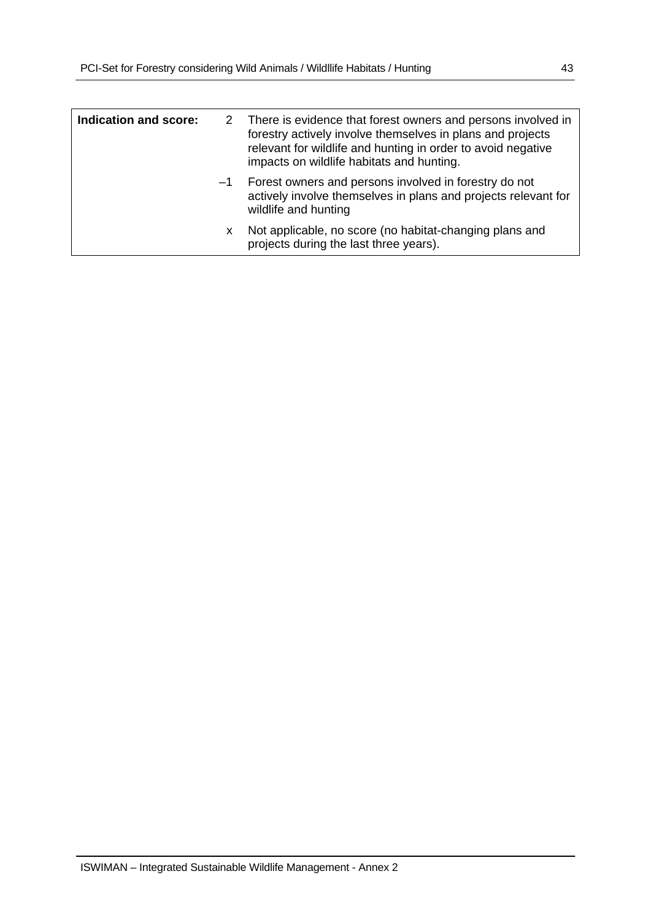| Indication and score: | | |
|---|---|---|
| | 2 | There is evidence that forest owners and persons involved in forestry actively involve themselves in plans and projects relevant for wildlife and hunting in order to avoid negative impacts on wildlife habitats and hunting. |
| | –1 | Forest owners and persons involved in forestry do not actively involve themselves in plans and projects relevant for wildlife and hunting |
| | x | Not applicable, no score (no habitat-changing plans and projects during the last three years). |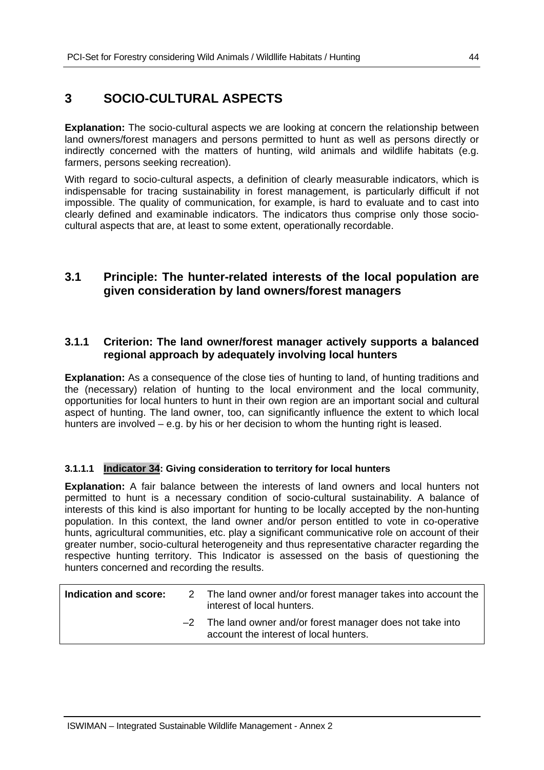# 3 SOCIO-CULTURAL ASPECTS

**Explanation:** The socio-cultural aspects we are looking at concern the relationship between land owners/forest managers and persons permitted to hunt as well as persons directly or indirectly concerned with the matters of hunting, wild animals and wildlife habitats (e.g. farmers, persons seeking recreation).

With regard to socio-cultural aspects, a definition of clearly measurable indicators, which is indispensable for tracing sustainability in forest management, is particularly difficult if not impossible. The quality of communication, for example, is hard to evaluate and to cast into clearly defined and examinable indicators. The indicators thus comprise only those socio-cultural aspects that are, at least to some extent, operationally recordable.

## 3.1 Principle: The hunter-related interests of the local population are given consideration by land owners/forest managers

### 3.1.1 Criterion: The land owner/forest manager actively supports a balanced regional approach by adequately involving local hunters

**Explanation:** As a consequence of the close ties of hunting to land, of hunting traditions and the (necessary) relation of hunting to the local environment and the local community, opportunities for local hunters to hunt in their own region are an important social and cultural aspect of hunting. The land owner, too, can significantly influence the extent to which local hunters are involved – e.g. by his or her decision to whom the hunting right is leased.

#### 3.1.1.1 Indicator 34: Giving consideration to territory for local hunters

**Explanation:** A fair balance between the interests of land owners and local hunters not permitted to hunt is a necessary condition of socio-cultural sustainability. A balance of interests of this kind is also important for hunting to be locally accepted by the non-hunting population. In this context, the land owner and/or person entitled to vote in co-operative hunts, agricultural communities, etc. play a significant communicative role on account of their greater number, socio-cultural heterogeneity and thus representative character regarding the respective hunting territory. This Indicator is assessed on the basis of questioning the hunters concerned and recording the results.

| Indication and score: | | |
|---|---|---|
| | 2 | The land owner and/or forest manager takes into account the interest of local hunters. |
| | –2 | The land owner and/or forest manager does not take into account the interest of local hunters. |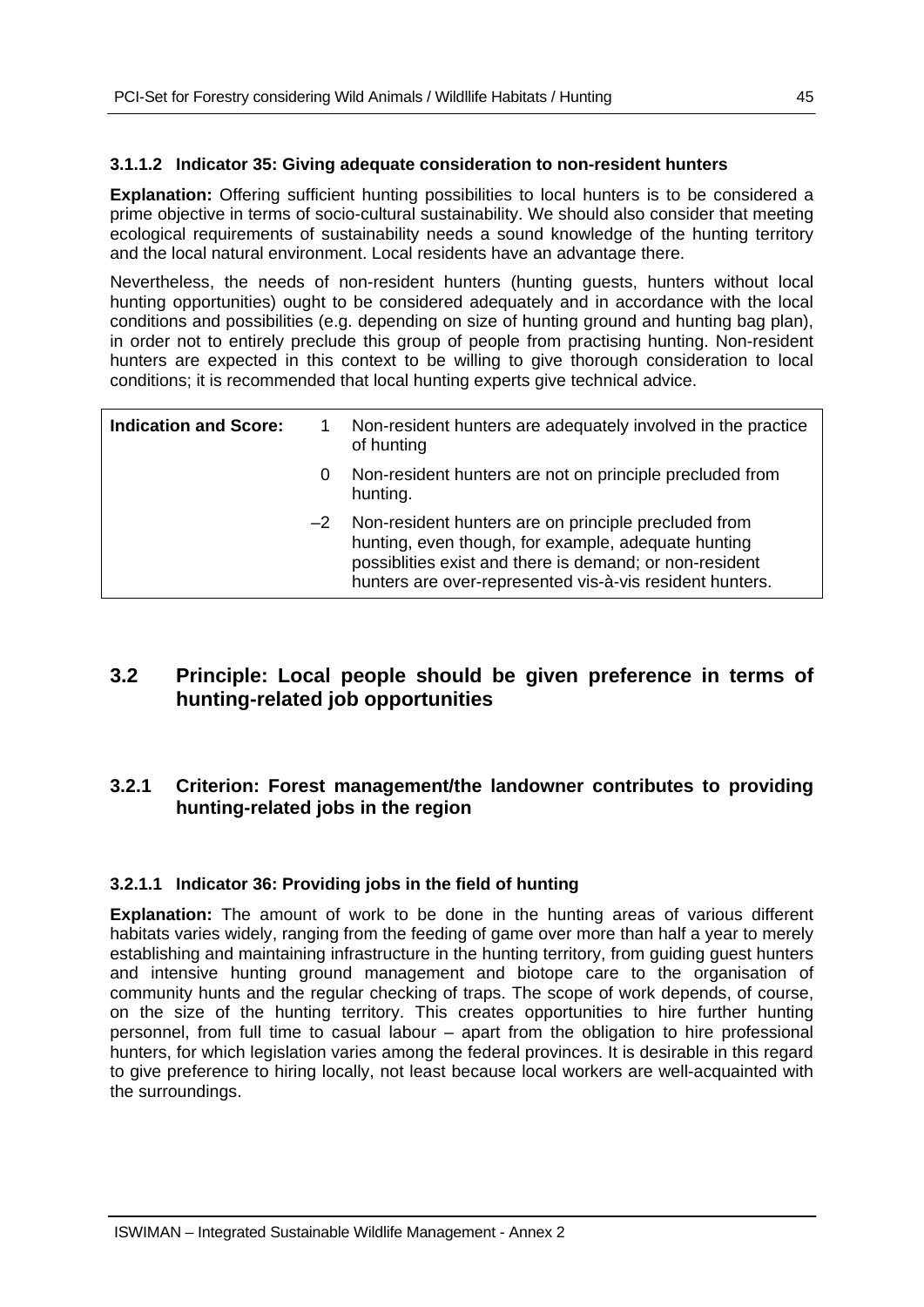#### 3.1.1.2 Indicator 35: Giving adequate consideration to non-resident hunters

**Explanation:** Offering sufficient hunting possibilities to local hunters is to be considered a prime objective in terms of socio-cultural sustainability. We should also consider that meeting ecological requirements of sustainability needs a sound knowledge of the hunting territory and the local natural environment. Local residents have an advantage there.

Nevertheless, the needs of non-resident hunters (hunting guests, hunters without local hunting opportunities) ought to be considered adequately and in accordance with the local conditions and possibilities (e.g. depending on size of hunting ground and hunting bag plan), in order not to entirely preclude this group of people from practising hunting. Non-resident hunters are expected in this context to be willing to give thorough consideration to local conditions; it is recommended that local hunting experts give technical advice.

| **Indication and Score:** | | |
|---|---|---|
| | 1 | Non-resident hunters are adequately involved in the practice of hunting |
| | 0 | Non-resident hunters are not on principle precluded from hunting. |
| | –2 | Non-resident hunters are on principle precluded from hunting, even though, for example, adequate hunting possiblities exist and there is demand; or non-resident hunters are over-represented vis-à-vis resident hunters. |

## 3.2 Principle: Local people should be given preference in terms of hunting-related job opportunities

### 3.2.1 Criterion: Forest management/the landowner contributes to providing hunting-related jobs in the region

#### 3.2.1.1 Indicator 36: Providing jobs in the field of hunting

**Explanation:** The amount of work to be done in the hunting areas of various different habitats varies widely, ranging from the feeding of game over more than half a year to merely establishing and maintaining infrastructure in the hunting territory, from guiding guest hunters and intensive hunting ground management and biotope care to the organisation of community hunts and the regular checking of traps. The scope of work depends, of course, on the size of the hunting territory. This creates opportunities to hire further hunting personnel, from full time to casual labour – apart from the obligation to hire professional hunters, for which legislation varies among the federal provinces. It is desirable in this regard to give preference to hiring locally, not least because local workers are well-acquainted with the surroundings.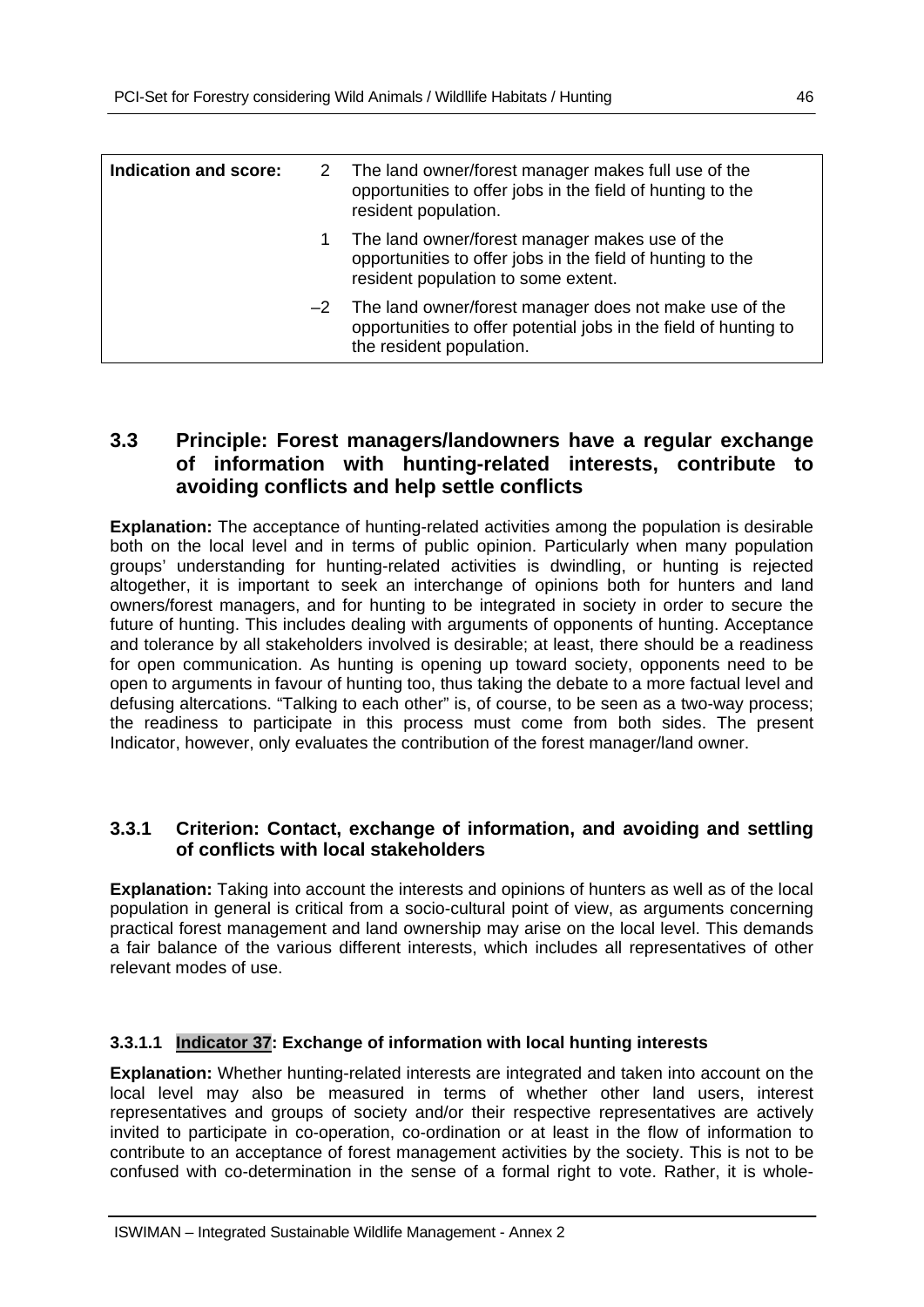| Indication and score: | | |
|---|---|---|
| | 2 | The land owner/forest manager makes full use of the opportunities to offer jobs in the field of hunting to the resident population. |
| | 1 | The land owner/forest manager makes use of the opportunities to offer jobs in the field of hunting to the resident population to some extent. |
| | –2 | The land owner/forest manager does not make use of the opportunities to offer potential jobs in the field of hunting to the resident population. |

## 3.3 Principle: Forest managers/landowners have a regular exchange of information with hunting-related interests, contribute to avoiding conflicts and help settle conflicts

**Explanation:** The acceptance of hunting-related activities among the population is desirable both on the local level and in terms of public opinion. Particularly when many population groups' understanding for hunting-related activities is dwindling, or hunting is rejected altogether, it is important to seek an interchange of opinions both for hunters and land owners/forest managers, and for hunting to be integrated in society in order to secure the future of hunting. This includes dealing with arguments of opponents of hunting. Acceptance and tolerance by all stakeholders involved is desirable; at least, there should be a readiness for open communication. As hunting is opening up toward society, opponents need to be open to arguments in favour of hunting too, thus taking the debate to a more factual level and defusing altercations. "Talking to each other" is, of course, to be seen as a two-way process; the readiness to participate in this process must come from both sides. The present Indicator, however, only evaluates the contribution of the forest manager/land owner.

### 3.3.1 Criterion: Contact, exchange of information, and avoiding and settling of conflicts with local stakeholders

**Explanation:** Taking into account the interests and opinions of hunters as well as of the local population in general is critical from a socio-cultural point of view, as arguments concerning practical forest management and land ownership may arise on the local level. This demands a fair balance of the various different interests, which includes all representatives of other relevant modes of use.

#### 3.3.1.1 Indicator 37: Exchange of information with local hunting interests

**Explanation:** Whether hunting-related interests are integrated and taken into account on the local level may also be measured in terms of whether other land users, interest representatives and groups of society and/or their respective representatives are actively invited to participate in co-operation, co-ordination or at least in the flow of information to contribute to an acceptance of forest management activities by the society. This is not to be confused with co-determination in the sense of a formal right to vote. Rather, it is whole-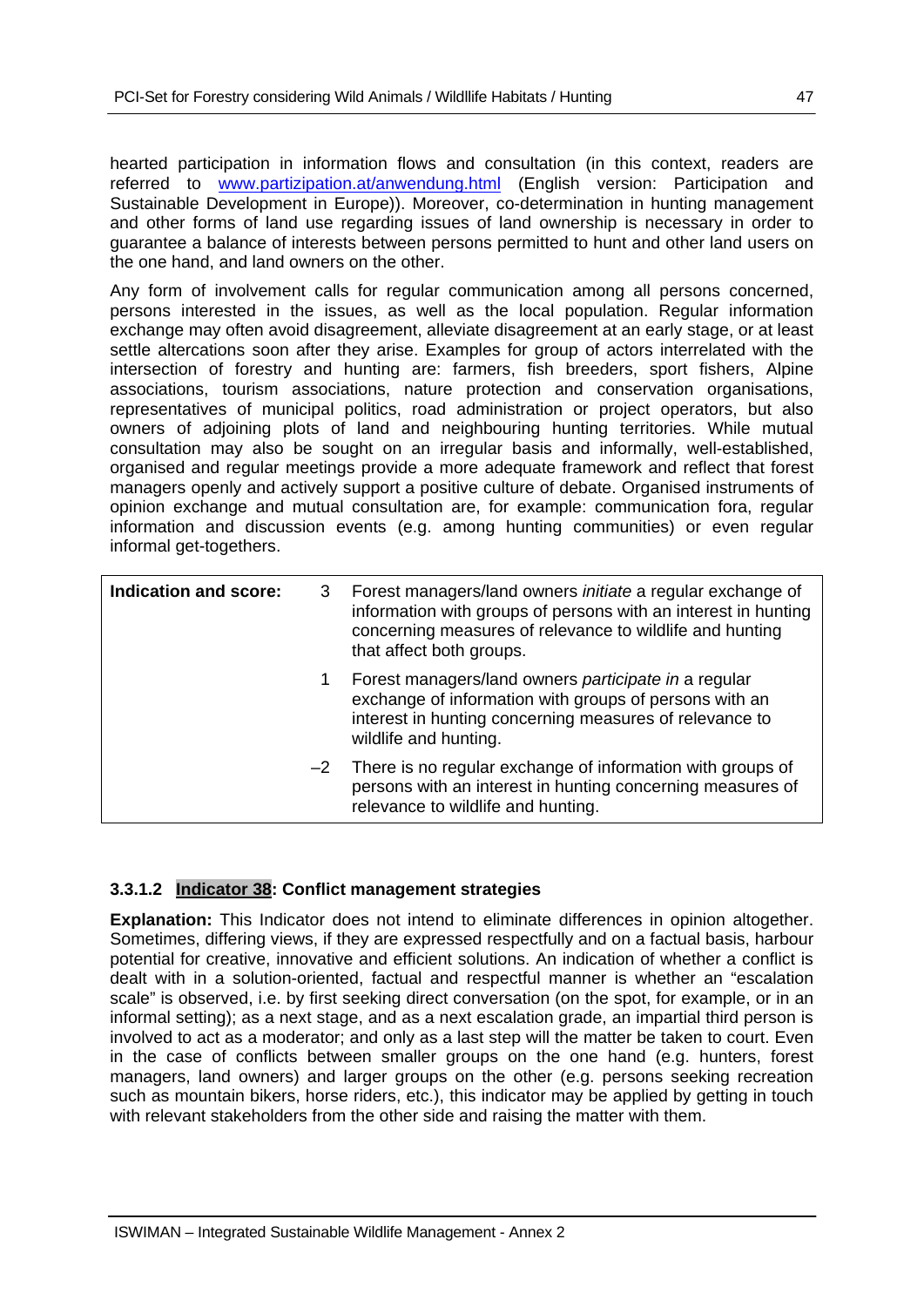hearted participation in information flows and consultation (in this context, readers are referred to www.partizipation.at/anwendung.html (English version: Participation and Sustainable Development in Europe)). Moreover, co-determination in hunting management and other forms of land use regarding issues of land ownership is necessary in order to guarantee a balance of interests between persons permitted to hunt and other land users on the one hand, and land owners on the other.

Any form of involvement calls for regular communication among all persons concerned, persons interested in the issues, as well as the local population. Regular information exchange may often avoid disagreement, alleviate disagreement at an early stage, or at least settle altercations soon after they arise. Examples for group of actors interrelated with the intersection of forestry and hunting are: farmers, fish breeders, sport fishers, Alpine associations, tourism associations, nature protection and conservation organisations, representatives of municipal politics, road administration or project operators, but also owners of adjoining plots of land and neighbouring hunting territories. While mutual consultation may also be sought on an irregular basis and informally, well-established, organised and regular meetings provide a more adequate framework and reflect that forest managers openly and actively support a positive culture of debate. Organised instruments of opinion exchange and mutual consultation are, for example: communication fora, regular information and discussion events (e.g. among hunting communities) or even regular informal get-togethers.

| **Indication and score:** | | |
|---|---|---|
| | 3 | Forest managers/land owners *initiate* a regular exchange of information with groups of persons with an interest in hunting concerning measures of relevance to wildlife and hunting that affect both groups. |
| | 1 | Forest managers/land owners *participate in* a regular exchange of information with groups of persons with an interest in hunting concerning measures of relevance to wildlife and hunting. |
| | –2 | There is no regular exchange of information with groups of persons with an interest in hunting concerning measures of relevance to wildlife and hunting. |

### 3.3.1.2 Indicator 38: Conflict management strategies

**Explanation:** This Indicator does not intend to eliminate differences in opinion altogether. Sometimes, differing views, if they are expressed respectfully and on a factual basis, harbour potential for creative, innovative and efficient solutions. An indication of whether a conflict is dealt with in a solution-oriented, factual and respectful manner is whether an "escalation scale" is observed, i.e. by first seeking direct conversation (on the spot, for example, or in an informal setting); as a next stage, and as a next escalation grade, an impartial third person is involved to act as a moderator; and only as a last step will the matter be taken to court. Even in the case of conflicts between smaller groups on the one hand (e.g. hunters, forest managers, land owners) and larger groups on the other (e.g. persons seeking recreation such as mountain bikers, horse riders, etc.), this indicator may be applied by getting in touch with relevant stakeholders from the other side and raising the matter with them.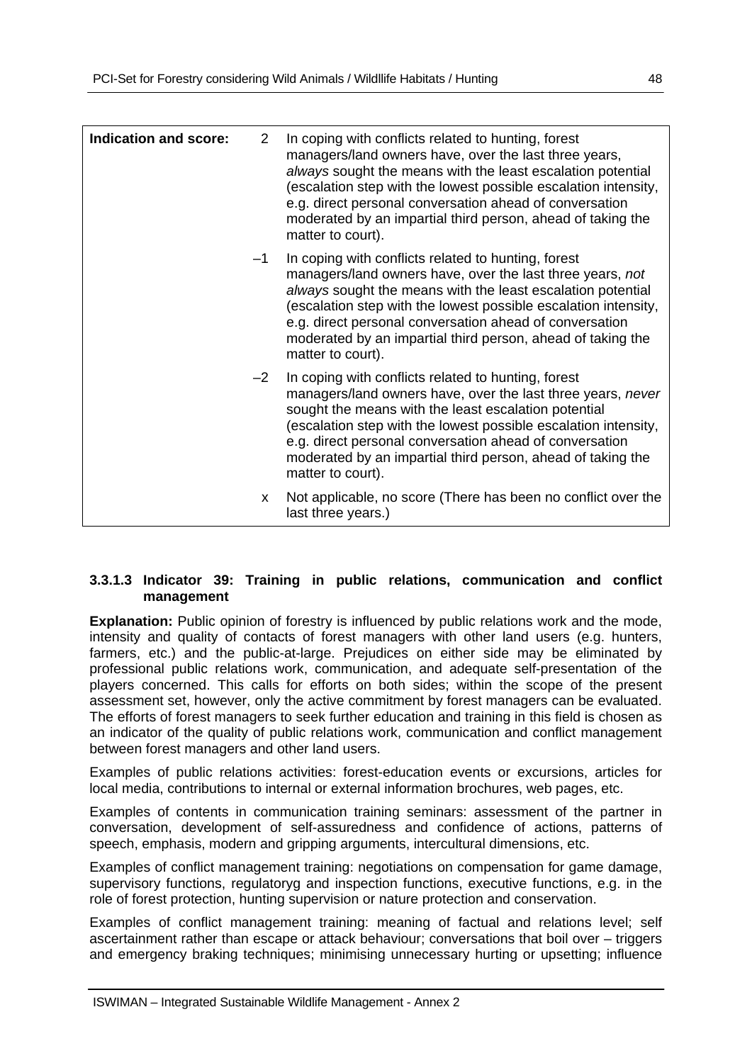| Indication and score: | | |
|---|---|---|
| | 2 | In coping with conflicts related to hunting, forest managers/land owners have, over the last three years, *always* sought the means with the least escalation potential (escalation step with the lowest possible escalation intensity, e.g. direct personal conversation ahead of conversation moderated by an impartial third person, ahead of taking the matter to court). |
| | –1 | In coping with conflicts related to hunting, forest managers/land owners have, over the last three years, *not always* sought the means with the least escalation potential (escalation step with the lowest possible escalation intensity, e.g. direct personal conversation ahead of conversation moderated by an impartial third person, ahead of taking the matter to court). |
| | –2 | In coping with conflicts related to hunting, forest managers/land owners have, over the last three years, *never* sought the means with the least escalation potential (escalation step with the lowest possible escalation intensity, e.g. direct personal conversation ahead of conversation moderated by an impartial third person, ahead of taking the matter to court). |
| | x | Not applicable, no score (There has been no conflict over the last three years.) |

#### 3.3.1.3 Indicator 39: Training in public relations, communication and conflict management

**Explanation:** Public opinion of forestry is influenced by public relations work and the mode, intensity and quality of contacts of forest managers with other land users (e.g. hunters, farmers, etc.) and the public-at-large. Prejudices on either side may be eliminated by professional public relations work, communication, and adequate self-presentation of the players concerned. This calls for efforts on both sides; within the scope of the present assessment set, however, only the active commitment by forest managers can be evaluated. The efforts of forest managers to seek further education and training in this field is chosen as an indicator of the quality of public relations work, communication and conflict management between forest managers and other land users.

Examples of public relations activities: forest-education events or excursions, articles for local media, contributions to internal or external information brochures, web pages, etc.

Examples of contents in communication training seminars: assessment of the partner in conversation, development of self-assuredness and confidence of actions, patterns of speech, emphasis, modern and gripping arguments, intercultural dimensions, etc.

Examples of conflict management training: negotiations on compensation for game damage, supervisory functions, regulatoryg and inspection functions, executive functions, e.g. in the role of forest protection, hunting supervision or nature protection and conservation.

Examples of conflict management training: meaning of factual and relations level; self ascertainment rather than escape or attack behaviour; conversations that boil over – triggers and emergency braking techniques; minimising unnecessary hurting or upsetting; influence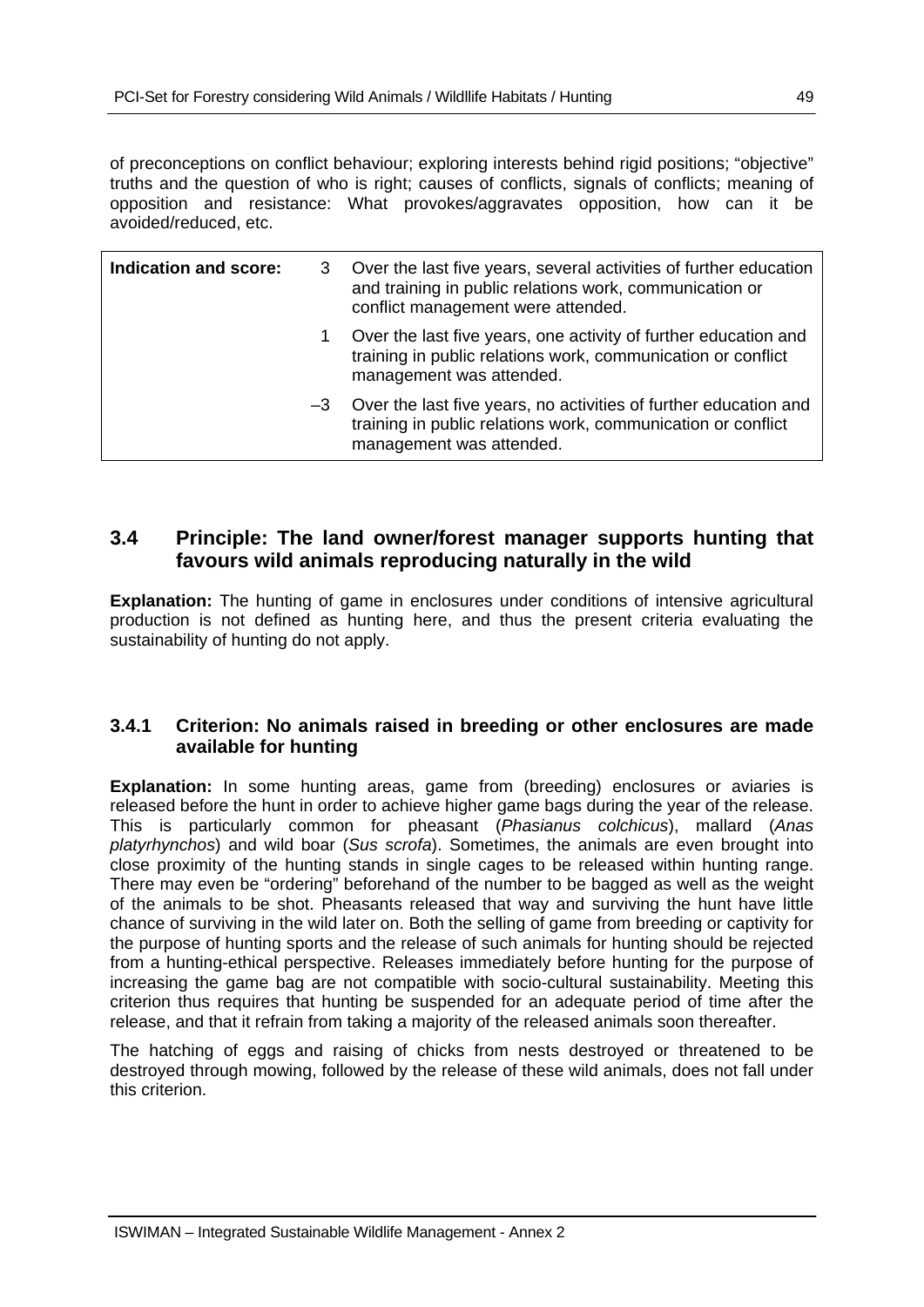of preconceptions on conflict behaviour; exploring interests behind rigid positions; "objective" truths and the question of who is right; causes of conflicts, signals of conflicts; meaning of opposition and resistance: What provokes/aggravates opposition, how can it be avoided/reduced, etc.

| **Indication and score:** | 3 | Over the last five years, several activities of further education and training in public relations work, communication or conflict management were attended. |
|---|---|---|
| | 1 | Over the last five years, one activity of further education and training in public relations work, communication or conflict management was attended. |
| | –3 | Over the last five years, no activities of further education and training in public relations work, communication or conflict management was attended. |

## 3.4 Principle: The land owner/forest manager supports hunting that favours wild animals reproducing naturally in the wild

**Explanation:** The hunting of game in enclosures under conditions of intensive agricultural production is not defined as hunting here, and thus the present criteria evaluating the sustainability of hunting do not apply.

### 3.4.1 Criterion: No animals raised in breeding or other enclosures are made available for hunting

**Explanation:** In some hunting areas, game from (breeding) enclosures or aviaries is released before the hunt in order to achieve higher game bags during the year of the release. This is particularly common for pheasant (*Phasianus colchicus*), mallard (*Anas platyrhynchos*) and wild boar (*Sus scrofa*). Sometimes, the animals are even brought into close proximity of the hunting stands in single cages to be released within hunting range. There may even be "ordering" beforehand of the number to be bagged as well as the weight of the animals to be shot. Pheasants released that way and surviving the hunt have little chance of surviving in the wild later on. Both the selling of game from breeding or captivity for the purpose of hunting sports and the release of such animals for hunting should be rejected from a hunting-ethical perspective. Releases immediately before hunting for the purpose of increasing the game bag are not compatible with socio-cultural sustainability. Meeting this criterion thus requires that hunting be suspended for an adequate period of time after the release, and that it refrain from taking a majority of the released animals soon thereafter.

The hatching of eggs and raising of chicks from nests destroyed or threatened to be destroyed through mowing, followed by the release of these wild animals, does not fall under this criterion.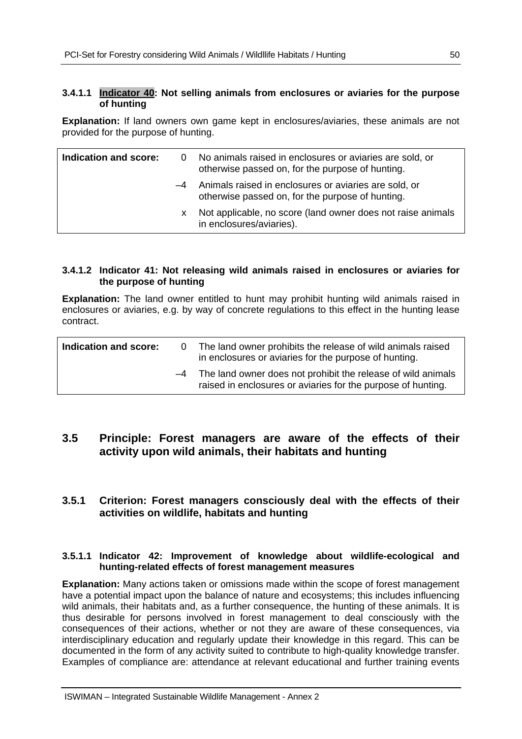#### 3.4.1.1 Indicator 40: Not selling animals from enclosures or aviaries for the purpose of hunting

**Explanation:** If land owners own game kept in enclosures/aviaries, these animals are not provided for the purpose of hunting.

| Indication and score: | | |
|---|---|---|
| | 0 | No animals raised in enclosures or aviaries are sold, or otherwise passed on, for the purpose of hunting. |
| | –4 | Animals raised in enclosures or aviaries are sold, or otherwise passed on, for the purpose of hunting. |
| | x | Not applicable, no score (land owner does not raise animals in enclosures/aviaries). |

#### 3.4.1.2 Indicator 41: Not releasing wild animals raised in enclosures or aviaries for the purpose of hunting

**Explanation:** The land owner entitled to hunt may prohibit hunting wild animals raised in enclosures or aviaries, e.g. by way of concrete regulations to this effect in the hunting lease contract.

| Indication and score: | | |
|---|---|---|
| | 0 | The land owner prohibits the release of wild animals raised in enclosures or aviaries for the purpose of hunting. |
| | –4 | The land owner does not prohibit the release of wild animals raised in enclosures or aviaries for the purpose of hunting. |

## 3.5 Principle: Forest managers are aware of the effects of their activity upon wild animals, their habitats and hunting

### 3.5.1 Criterion: Forest managers consciously deal with the effects of their activities on wildlife, habitats and hunting

#### 3.5.1.1 Indicator 42: Improvement of knowledge about wildlife-ecological and hunting-related effects of forest management measures

**Explanation:** Many actions taken or omissions made within the scope of forest management have a potential impact upon the balance of nature and ecosystems; this includes influencing wild animals, their habitats and, as a further consequence, the hunting of these animals. It is thus desirable for persons involved in forest management to deal consciously with the consequences of their actions, whether or not they are aware of these consequences, via interdisciplinary education and regularly update their knowledge in this regard. This can be documented in the form of any activity suited to contribute to high-quality knowledge transfer. Examples of compliance are: attendance at relevant educational and further training events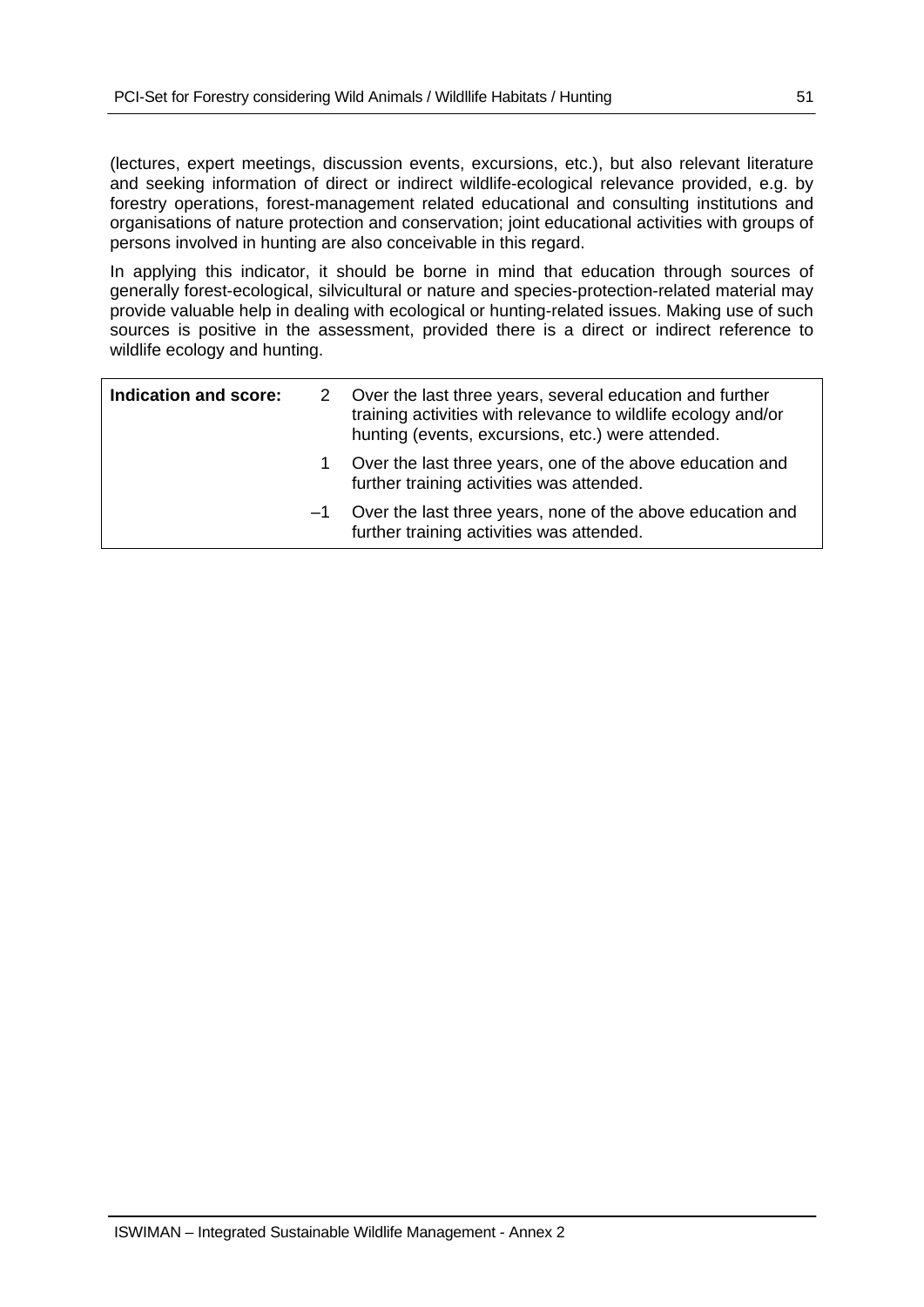(lectures, expert meetings, discussion events, excursions, etc.), but also relevant literature and seeking information of direct or indirect wildlife-ecological relevance provided, e.g. by forestry operations, forest-management related educational and consulting institutions and organisations of nature protection and conservation; joint educational activities with groups of persons involved in hunting are also conceivable in this regard.

In applying this indicator, it should be borne in mind that education through sources of generally forest-ecological, silvicultural or nature and species-protection-related material may provide valuable help in dealing with ecological or hunting-related issues. Making use of such sources is positive in the assessment, provided there is a direct or indirect reference to wildlife ecology and hunting.

| | | |
|---|---|---|
| **Indication and score:** | 2 | Over the last three years, several education and further training activities with relevance to wildlife ecology and/or hunting (events, excursions, etc.) were attended. |
| | 1 | Over the last three years, one of the above education and further training activities was attended. |
| | –1 | Over the last three years, none of the above education and further training activities was attended. |